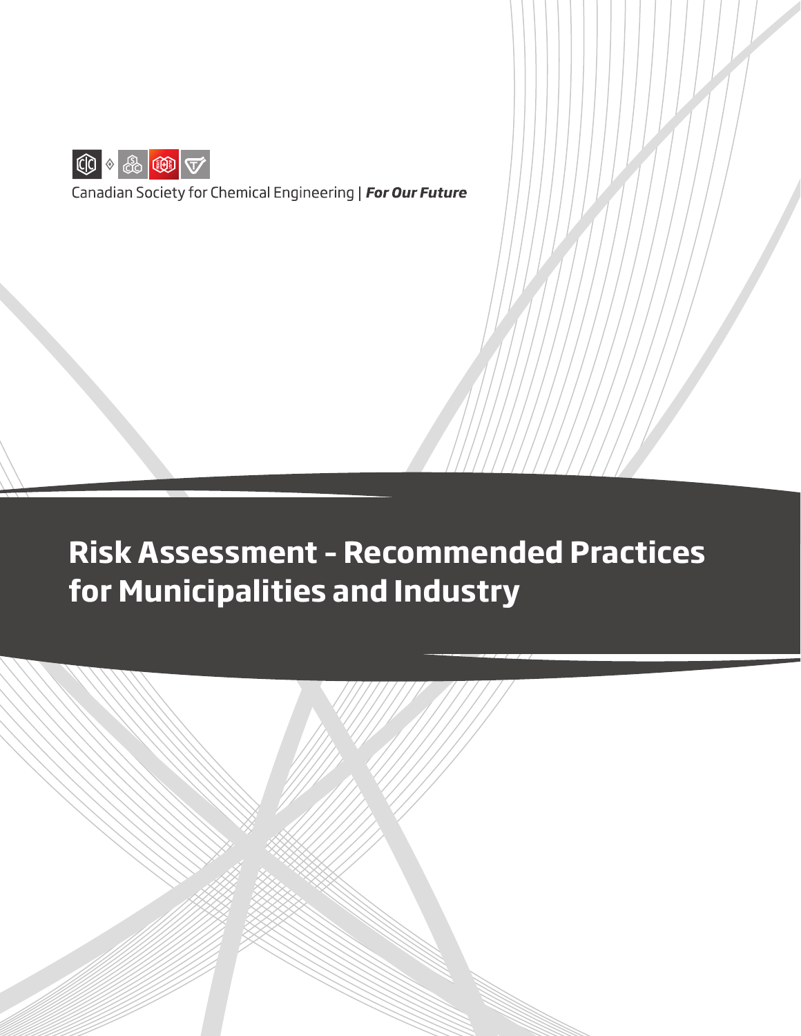Canadian Society for Chemical Engineering | ***For Our Future***

# Risk Assessment - Recommended Practices for Municipalities and Industry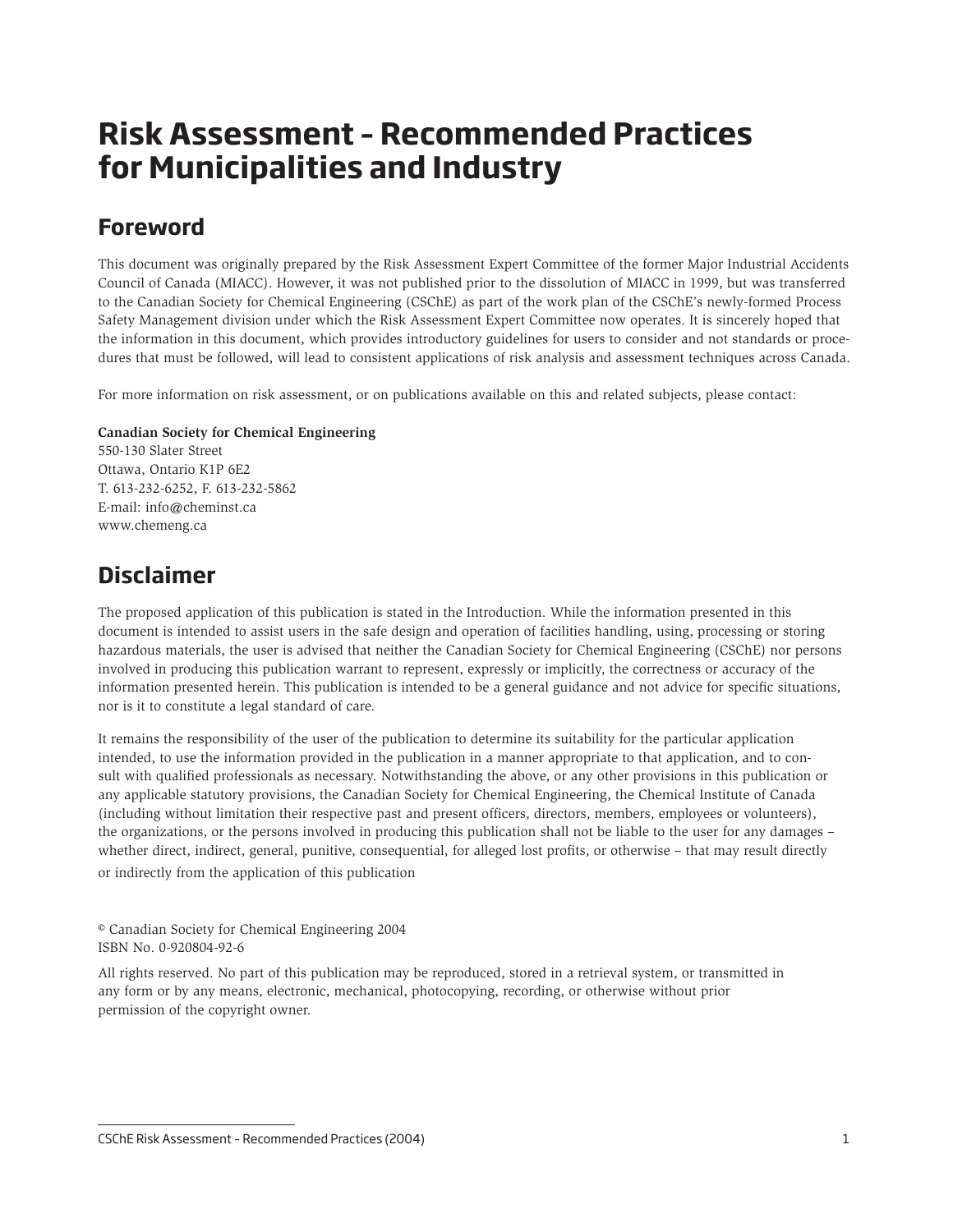# Risk Assessment – Recommended Practices for Municipalities and Industry

## Foreword

This document was originally prepared by the Risk Assessment Expert Committee of the former Major Industrial Accidents Council of Canada (MIACC). However, it was not published prior to the dissolution of MIACC in 1999, but was transferred to the Canadian Society for Chemical Engineering (CSChE) as part of the work plan of the CSChE's newly-formed Process Safety Management division under which the Risk Assessment Expert Committee now operates. It is sincerely hoped that the information in this document, which provides introductory guidelines for users to consider and not standards or procedures that must be followed, will lead to consistent applications of risk analysis and assessment techniques across Canada.

For more information on risk assessment, or on publications available on this and related subjects, please contact:

**Canadian Society for Chemical Engineering**
550-130 Slater Street
Ottawa, Ontario K1P 6E2
T. 613-232-6252, F. 613-232-5862
E-mail: info@cheminst.ca
www.chemeng.ca

## Disclaimer

The proposed application of this publication is stated in the Introduction. While the information presented in this document is intended to assist users in the safe design and operation of facilities handling, using, processing or storing hazardous materials, the user is advised that neither the Canadian Society for Chemical Engineering (CSChE) nor persons involved in producing this publication warrant to represent, expressly or implicitly, the correctness or accuracy of the information presented herein. This publication is intended to be a general guidance and not advice for specific situations, nor is it to constitute a legal standard of care.

It remains the responsibility of the user of the publication to determine its suitability for the particular application intended, to use the information provided in the publication in a manner appropriate to that application, and to consult with qualified professionals as necessary. Notwithstanding the above, or any other provisions in this publication or any applicable statutory provisions, the Canadian Society for Chemical Engineering, the Chemical Institute of Canada (including without limitation their respective past and present officers, directors, members, employees or volunteers), the organizations, or the persons involved in producing this publication shall not be liable to the user for any damages – whether direct, indirect, general, punitive, consequential, for alleged lost profits, or otherwise – that may result directly or indirectly from the application of this publication

© Canadian Society for Chemical Engineering 2004
ISBN No. 0-920804-92-6

All rights reserved. No part of this publication may be reproduced, stored in a retrieval system, or transmitted in any form or by any means, electronic, mechanical, photocopying, recording, or otherwise without prior permission of the copyright owner.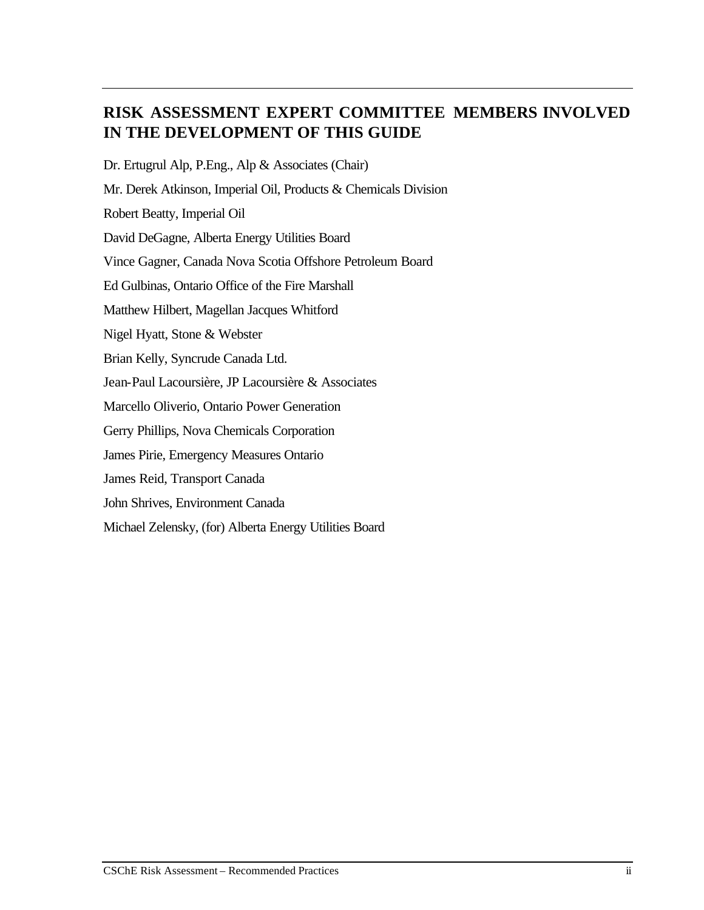## RISK ASSESSMENT EXPERT COMMITTEE MEMBERS INVOLVED IN THE DEVELOPMENT OF THIS GUIDE

Dr. Ertugrul Alp, P.Eng., Alp & Associates (Chair)

Mr. Derek Atkinson, Imperial Oil, Products & Chemicals Division

Robert Beatty, Imperial Oil

David DeGagne, Alberta Energy Utilities Board

Vince Gagner, Canada Nova Scotia Offshore Petroleum Board

Ed Gulbinas, Ontario Office of the Fire Marshall

Matthew Hilbert, Magellan Jacques Whitford

Nigel Hyatt, Stone & Webster

Brian Kelly, Syncrude Canada Ltd.

Jean-Paul Lacoursière, JP Lacoursière & Associates

Marcello Oliverio, Ontario Power Generation

Gerry Phillips, Nova Chemicals Corporation

James Pirie, Emergency Measures Ontario

James Reid, Transport Canada

John Shrives, Environment Canada

Michael Zelensky, (for) Alberta Energy Utilities Board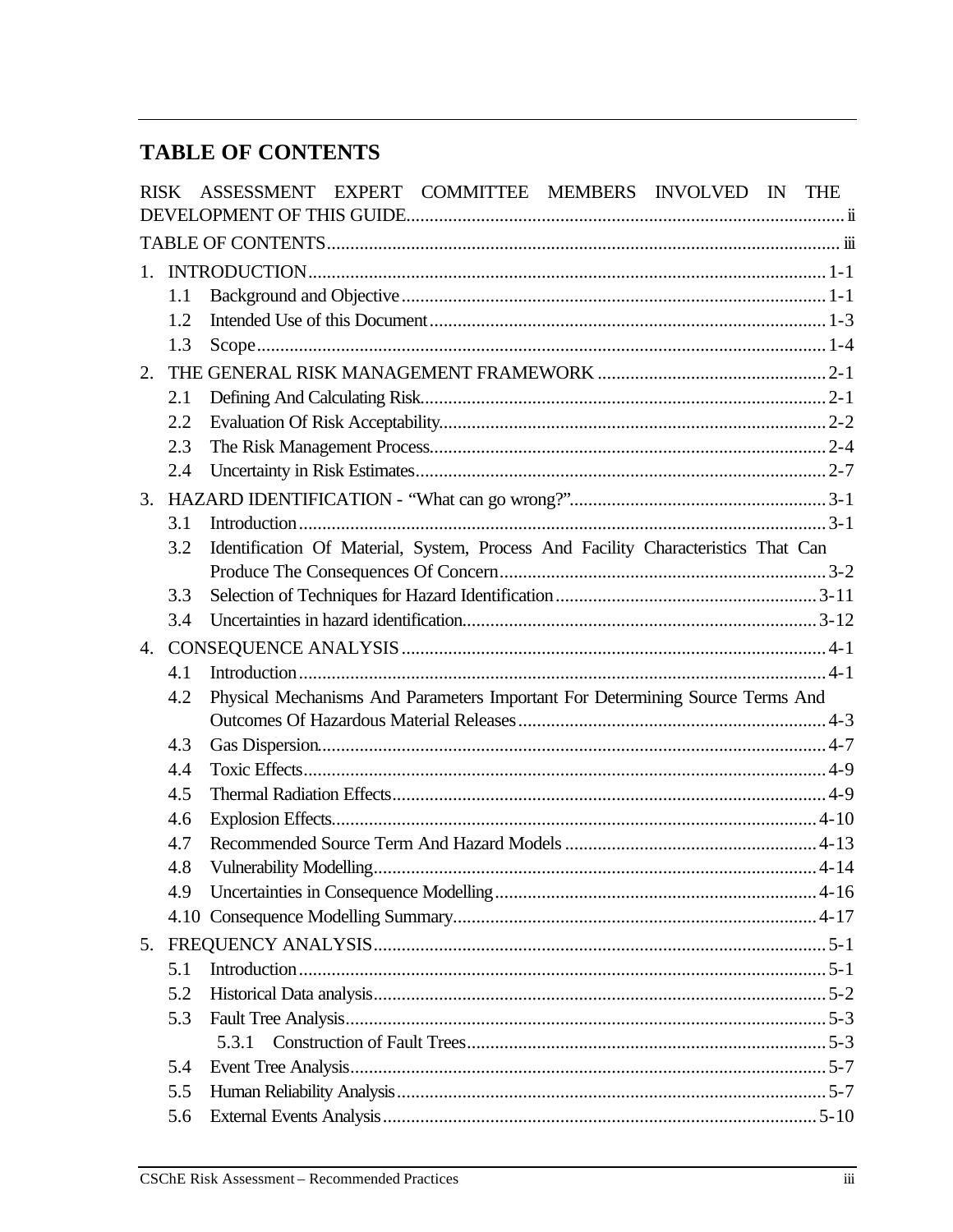# TABLE OF CONTENTS

RISK ASSESSMENT EXPERT COMMITTEE MEMBERS INVOLVED IN THE DEVELOPMENT OF THIS GUIDE ..... ii

TABLE OF CONTENTS ..... iii

1. INTRODUCTION ..... 1-1
   - 1.1 Background and Objective ..... 1-1
   - 1.2 Intended Use of this Document ..... 1-3
   - 1.3 Scope ..... 1-4
2. THE GENERAL RISK MANAGEMENT FRAMEWORK ..... 2-1
   - 2.1 Defining And Calculating Risk ..... 2-1
   - 2.2 Evaluation Of Risk Acceptability ..... 2-2
   - 2.3 The Risk Management Process ..... 2-4
   - 2.4 Uncertainty in Risk Estimates ..... 2-7
3. HAZARD IDENTIFICATION - "What can go wrong?" ..... 3-1
   - 3.1 Introduction ..... 3-1
   - 3.2 Identification Of Material, System, Process And Facility Characteristics That Can Produce The Consequences Of Concern ..... 3-2
   - 3.3 Selection of Techniques for Hazard Identification ..... 3-11
   - 3.4 Uncertainties in hazard identification ..... 3-12
4. CONSEQUENCE ANALYSIS ..... 4-1
   - 4.1 Introduction ..... 4-1
   - 4.2 Physical Mechanisms And Parameters Important For Determining Source Terms And Outcomes Of Hazardous Material Releases ..... 4-3
   - 4.3 Gas Dispersion ..... 4-7
   - 4.4 Toxic Effects ..... 4-9
   - 4.5 Thermal Radiation Effects ..... 4-9
   - 4.6 Explosion Effects ..... 4-10
   - 4.7 Recommended Source Term And Hazard Models ..... 4-13
   - 4.8 Vulnerability Modelling ..... 4-14
   - 4.9 Uncertainties in Consequence Modelling ..... 4-16
   - 4.10 Consequence Modelling Summary ..... 4-17
5. FREQUENCY ANALYSIS ..... 5-1
   - 5.1 Introduction ..... 5-1
   - 5.2 Historical Data analysis ..... 5-2
   - 5.3 Fault Tree Analysis ..... 5-3
     - 5.3.1 Construction of Fault Trees ..... 5-3
   - 5.4 Event Tree Analysis ..... 5-7
   - 5.5 Human Reliability Analysis ..... 5-7
   - 5.6 External Events Analysis ..... 5-10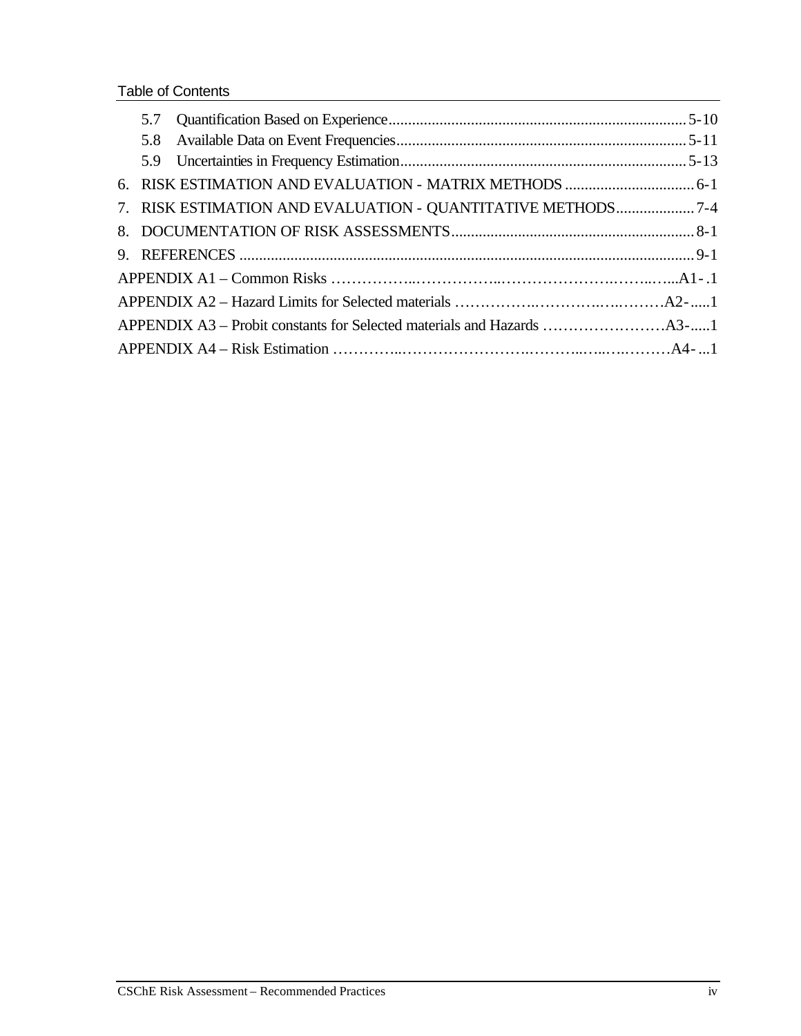Table of Contents

5.7 Quantification Based on Experience ........................................................................... 5-10
5.8 Available Data on Event Frequencies .......................................................................... 5-11
5.9 Uncertainties in Frequency Estimation ........................................................................ 5-13

6. RISK ESTIMATION AND EVALUATION - MATRIX METHODS ................................. 6-1

7. RISK ESTIMATION AND EVALUATION - QUANTITATIVE METHODS .................... 7-4

8. DOCUMENTATION OF RISK ASSESSMENTS ............................................................. 8-1

9. REFERENCES ................................................................................................................... 9-1

APPENDIX A1 – Common Risks ……………..……………..…………………….……..…...A1- .1

APPENDIX A2 – Hazard Limits for Selected materials ……………..………….….………A2-.....1

APPENDIX A3 – Probit constants for Selected materials and Hazards ……………………A3-.....1

APPENDIX A4 – Risk Estimation …………...…………………….………..…..….………A4- ...1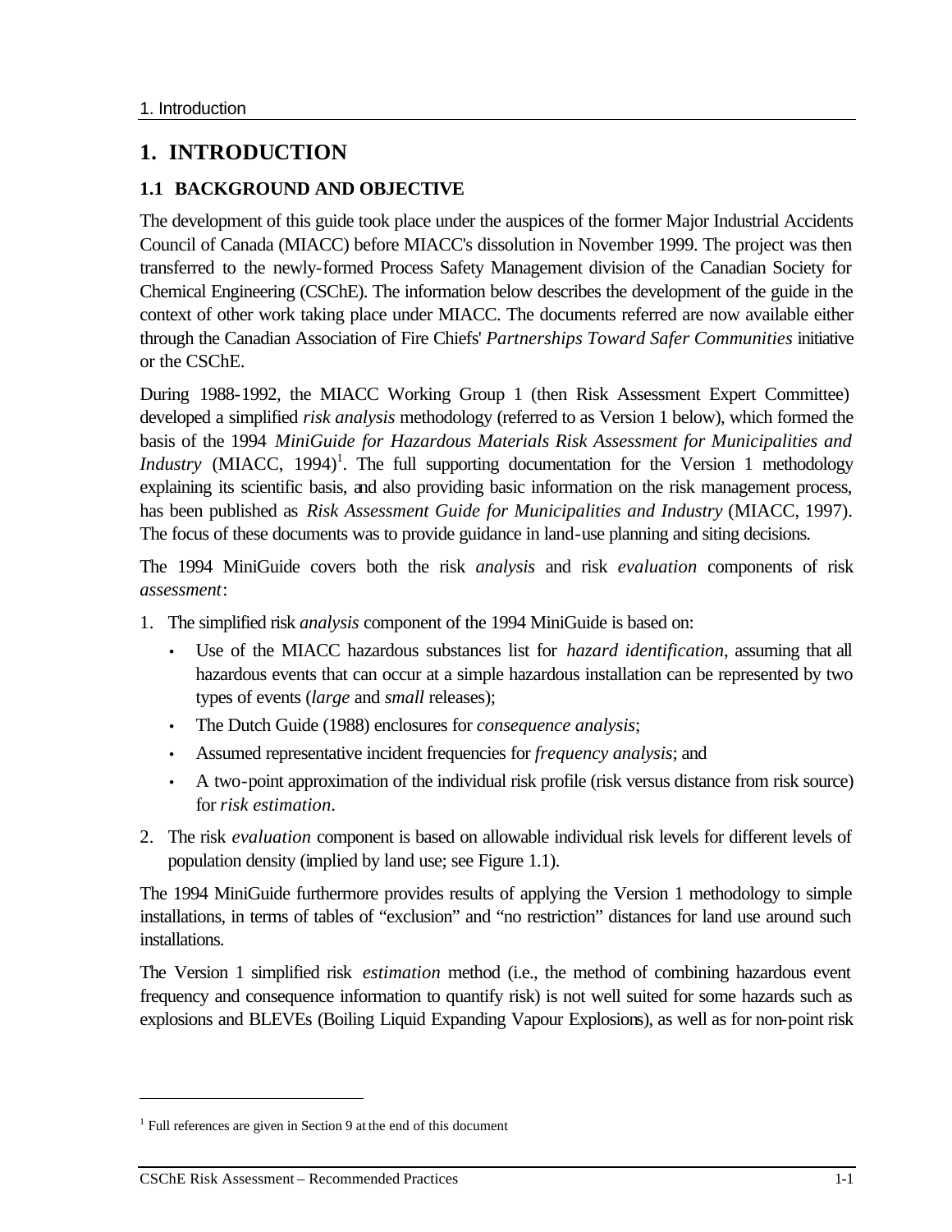# 1. INTRODUCTION

## 1.1 BACKGROUND AND OBJECTIVE

The development of this guide took place under the auspices of the former Major Industrial Accidents Council of Canada (MIACC) before MIACC's dissolution in November 1999. The project was then transferred to the newly-formed Process Safety Management division of the Canadian Society for Chemical Engineering (CSChE). The information below describes the development of the guide in the context of other work taking place under MIACC. The documents referred are now available either through the Canadian Association of Fire Chiefs' *Partnerships Toward Safer Communities* initiative or the CSChE.

During 1988-1992, the MIACC Working Group 1 (then Risk Assessment Expert Committee) developed a simplified *risk analysis* methodology (referred to as Version 1 below), which formed the basis of the 1994 *MiniGuide for Hazardous Materials Risk Assessment for Municipalities and Industry* (MIACC, 1994)[1]. The full supporting documentation for the Version 1 methodology explaining its scientific basis, and also providing basic information on the risk management process, has been published as *Risk Assessment Guide for Municipalities and Industry* (MIACC, 1997). The focus of these documents was to provide guidance in land-use planning and siting decisions.

The 1994 MiniGuide covers both the risk *analysis* and risk *evaluation* components of risk *assessment*:

1. The simplified risk *analysis* component of the 1994 MiniGuide is based on:
   - Use of the MIACC hazardous substances list for *hazard identification*, assuming that all hazardous events that can occur at a simple hazardous installation can be represented by two types of events (*large* and *small* releases);
   - The Dutch Guide (1988) enclosures for *consequence analysis*;
   - Assumed representative incident frequencies for *frequency analysis*; and
   - A two-point approximation of the individual risk profile (risk versus distance from risk source) for *risk estimation*.
2. The risk *evaluation* component is based on allowable individual risk levels for different levels of population density (implied by land use; see Figure 1.1).

The 1994 MiniGuide furthermore provides results of applying the Version 1 methodology to simple installations, in terms of tables of "exclusion" and "no restriction" distances for land use around such installations.

The Version 1 simplified risk *estimation* method (i.e., the method of combining hazardous event frequency and consequence information to quantify risk) is not well suited for some hazards such as explosions and BLEVEs (Boiling Liquid Expanding Vapour Explosions), as well as for non-point risk

[1] Full references are given in Section 9 at the end of this document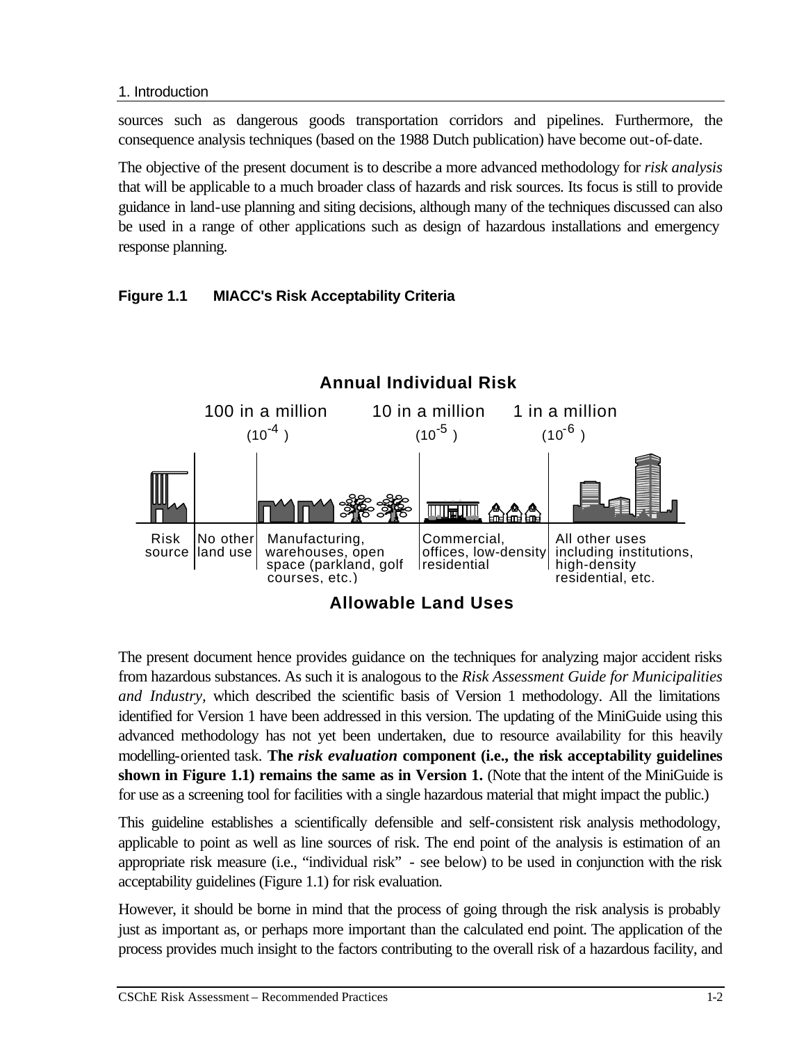sources such as dangerous goods transportation corridors and pipelines. Furthermore, the consequence analysis techniques (based on the 1988 Dutch publication) have become out-of-date.

The objective of the present document is to describe a more advanced methodology for *risk analysis* that will be applicable to a much broader class of hazards and risk sources. Its focus is still to provide guidance in land-use planning and siting decisions, although many of the techniques discussed can also be used in a range of other applications such as design of hazardous installations and emergency response planning.

**Figure 1.1 MIACC's Risk Acceptability Criteria**

**Annual Individual Risk**

100 in a million ($10^{-4}$) — 10 in a million ($10^{-5}$) — 1 in a million ($10^{-6}$)

| Risk source | No other land use | Manufacturing, warehouses, open space (parkland, golf courses, etc.) | Commercial, offices, low-density residential | All other uses including institutions, high-density residential, etc. |
|---|---|---|---|---|

**Allowable Land Uses**

The present document hence provides guidance on the techniques for analyzing major accident risks from hazardous substances. As such it is analogous to the *Risk Assessment Guide for Municipalities and Industry*, which described the scientific basis of Version 1 methodology. All the limitations identified for Version 1 have been addressed in this version. The updating of the MiniGuide using this advanced methodology has not yet been undertaken, due to resource availability for this heavily modelling-oriented task. **The *risk evaluation* component (i.e., the risk acceptability guidelines shown in Figure 1.1) remains the same as in Version 1.** (Note that the intent of the MiniGuide is for use as a screening tool for facilities with a single hazardous material that might impact the public.)

This guideline establishes a scientifically defensible and self-consistent risk analysis methodology, applicable to point as well as line sources of risk. The end point of the analysis is estimation of an appropriate risk measure (i.e., "individual risk" - see below) to be used in conjunction with the risk acceptability guidelines (Figure 1.1) for risk evaluation.

However, it should be borne in mind that the process of going through the risk analysis is probably just as important as, or perhaps more important than the calculated end point. The application of the process provides much insight to the factors contributing to the overall risk of a hazardous facility, and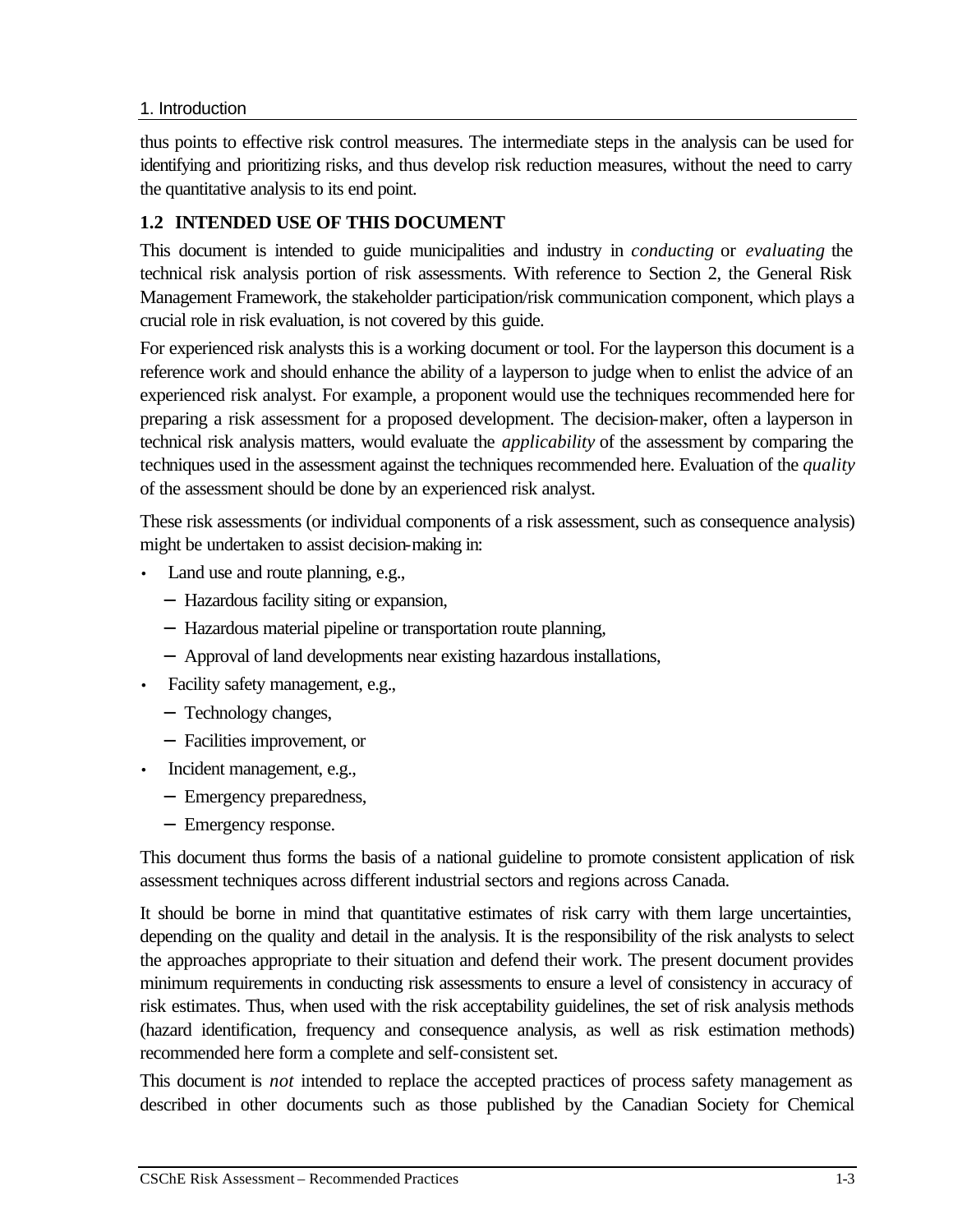thus points to effective risk control measures. The intermediate steps in the analysis can be used for identifying and prioritizing risks, and thus develop risk reduction measures, without the need to carry the quantitative analysis to its end point.

## 1.2 INTENDED USE OF THIS DOCUMENT

This document is intended to guide municipalities and industry in *conducting* or *evaluating* the technical risk analysis portion of risk assessments. With reference to Section 2, the General Risk Management Framework, the stakeholder participation/risk communication component, which plays a crucial role in risk evaluation, is not covered by this guide.

For experienced risk analysts this is a working document or tool. For the layperson this document is a reference work and should enhance the ability of a layperson to judge when to enlist the advice of an experienced risk analyst. For example, a proponent would use the techniques recommended here for preparing a risk assessment for a proposed development. The decision-maker, often a layperson in technical risk analysis matters, would evaluate the *applicability* of the assessment by comparing the techniques used in the assessment against the techniques recommended here. Evaluation of the *quality* of the assessment should be done by an experienced risk analyst.

These risk assessments (or individual components of a risk assessment, such as consequence analysis) might be undertaken to assist decision-making in:

- Land use and route planning, e.g.,
  - Hazardous facility siting or expansion,
  - Hazardous material pipeline or transportation route planning,
  - Approval of land developments near existing hazardous installations,
- Facility safety management, e.g.,
  - Technology changes,
  - Facilities improvement, or
- Incident management, e.g.,
  - Emergency preparedness,
  - Emergency response.

This document thus forms the basis of a national guideline to promote consistent application of risk assessment techniques across different industrial sectors and regions across Canada.

It should be borne in mind that quantitative estimates of risk carry with them large uncertainties, depending on the quality and detail in the analysis. It is the responsibility of the risk analysts to select the approaches appropriate to their situation and defend their work. The present document provides minimum requirements in conducting risk assessments to ensure a level of consistency in accuracy of risk estimates. Thus, when used with the risk acceptability guidelines, the set of risk analysis methods (hazard identification, frequency and consequence analysis, as well as risk estimation methods) recommended here form a complete and self-consistent set.

This document is *not* intended to replace the accepted practices of process safety management as described in other documents such as those published by the Canadian Society for Chemical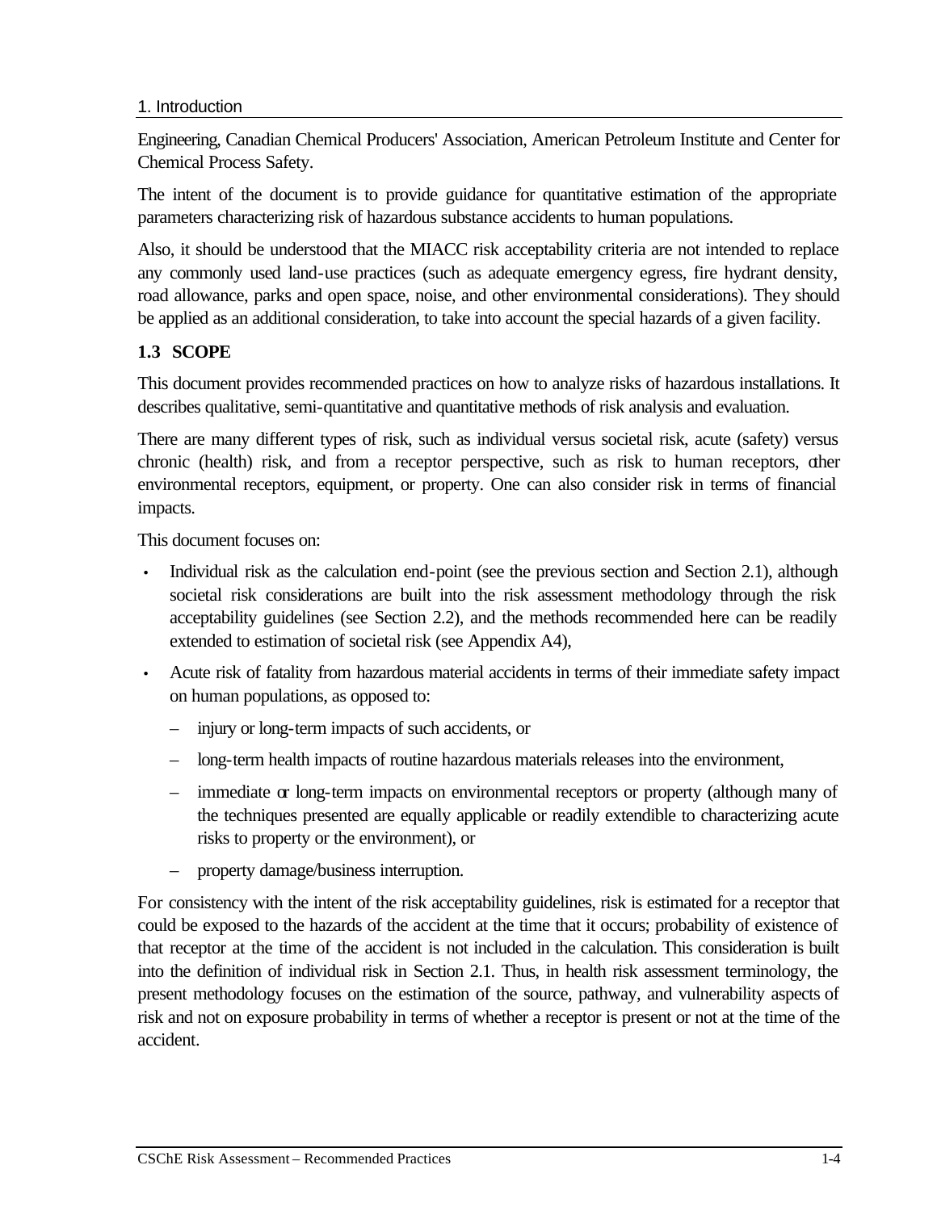Engineering, Canadian Chemical Producers' Association, American Petroleum Institute and Center for Chemical Process Safety.

The intent of the document is to provide guidance for quantitative estimation of the appropriate parameters characterizing risk of hazardous substance accidents to human populations.

Also, it should be understood that the MIACC risk acceptability criteria are not intended to replace any commonly used land-use practices (such as adequate emergency egress, fire hydrant density, road allowance, parks and open space, noise, and other environmental considerations). They should be applied as an additional consideration, to take into account the special hazards of a given facility.

### 1.3 SCOPE

This document provides recommended practices on how to analyze risks of hazardous installations. It describes qualitative, semi-quantitative and quantitative methods of risk analysis and evaluation.

There are many different types of risk, such as individual versus societal risk, acute (safety) versus chronic (health) risk, and from a receptor perspective, such as risk to human receptors, other environmental receptors, equipment, or property. One can also consider risk in terms of financial impacts.

This document focuses on:

- Individual risk as the calculation end-point (see the previous section and Section 2.1), although societal risk considerations are built into the risk assessment methodology through the risk acceptability guidelines (see Section 2.2), and the methods recommended here can be readily extended to estimation of societal risk (see Appendix A4),
- Acute risk of fatality from hazardous material accidents in terms of their immediate safety impact on human populations, as opposed to:
  - injury or long-term impacts of such accidents, or
  - long-term health impacts of routine hazardous materials releases into the environment,
  - immediate or long-term impacts on environmental receptors or property (although many of the techniques presented are equally applicable or readily extendible to characterizing acute risks to property or the environment), or
  - property damage/business interruption.

For consistency with the intent of the risk acceptability guidelines, risk is estimated for a receptor that could be exposed to the hazards of the accident at the time that it occurs; probability of existence of that receptor at the time of the accident is not included in the calculation. This consideration is built into the definition of individual risk in Section 2.1. Thus, in health risk assessment terminology, the present methodology focuses on the estimation of the source, pathway, and vulnerability aspects of risk and not on exposure probability in terms of whether a receptor is present or not at the time of the accident.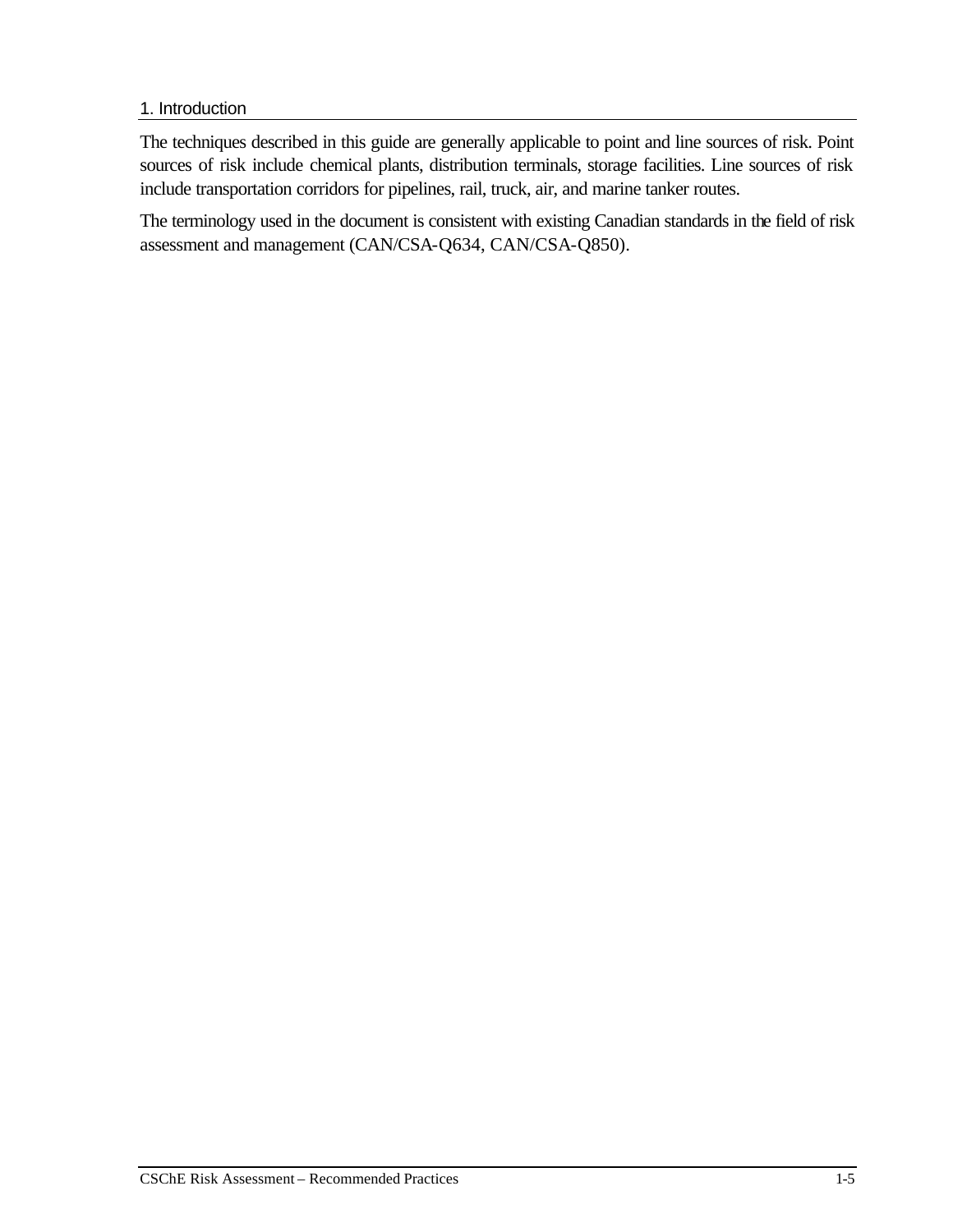# 1. Introduction

The techniques described in this guide are generally applicable to point and line sources of risk. Point sources of risk include chemical plants, distribution terminals, storage facilities. Line sources of risk include transportation corridors for pipelines, rail, truck, air, and marine tanker routes.

The terminology used in the document is consistent with existing Canadian standards in the field of risk assessment and management (CAN/CSA-Q634, CAN/CSA-Q850).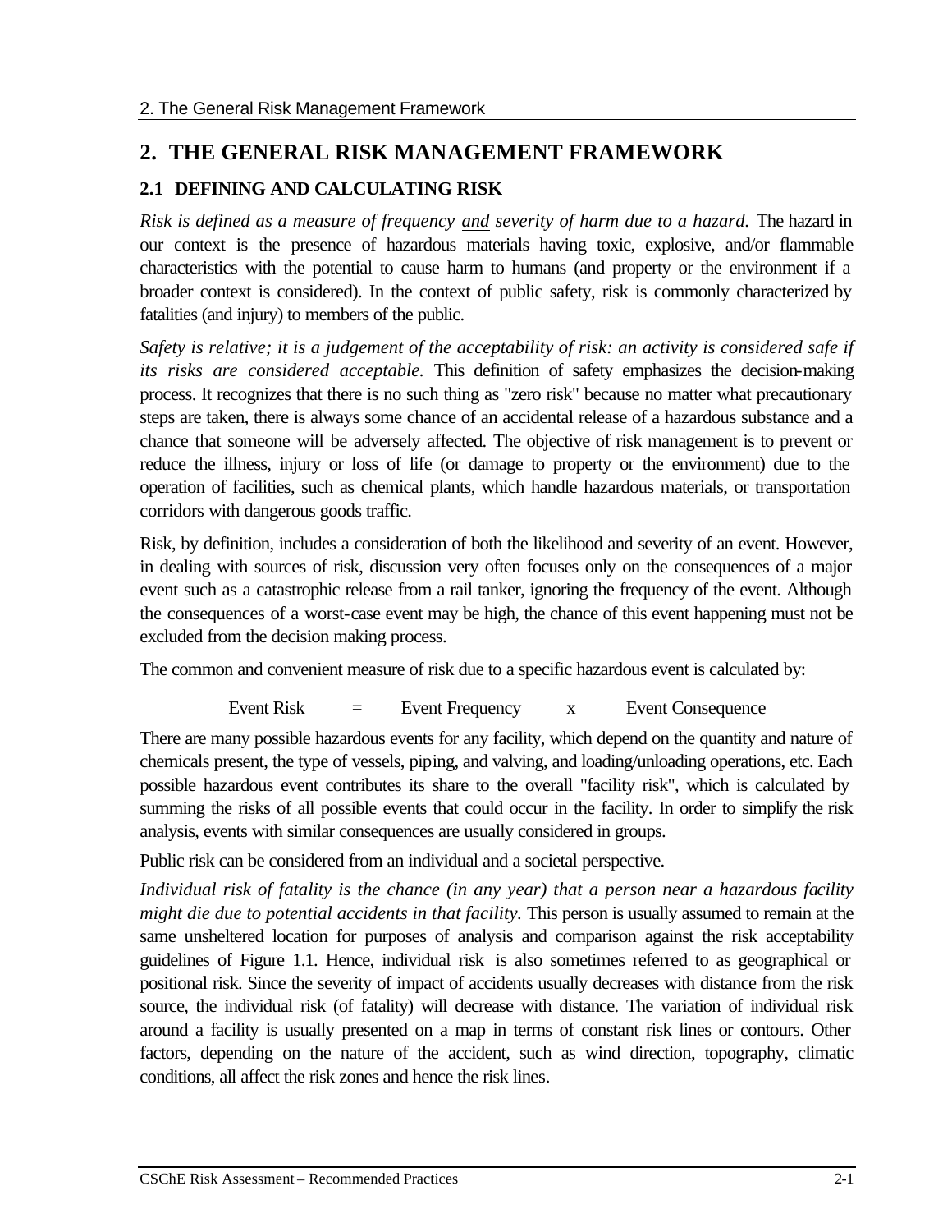# 2. THE GENERAL RISK MANAGEMENT FRAMEWORK

## 2.1 DEFINING AND CALCULATING RISK

*Risk is defined as a measure of frequency* *<u>and</u>* *severity of harm due to a hazard.* The hazard in our context is the presence of hazardous materials having toxic, explosive, and/or flammable characteristics with the potential to cause harm to humans (and property or the environment if a broader context is considered). In the context of public safety, risk is commonly characterized by fatalities (and injury) to members of the public.

*Safety is relative; it is a judgement of the acceptability of risk: an activity is considered safe if its risks are considered acceptable.* This definition of safety emphasizes the decision-making process. It recognizes that there is no such thing as "zero risk" because no matter what precautionary steps are taken, there is always some chance of an accidental release of a hazardous substance and a chance that someone will be adversely affected. The objective of risk management is to prevent or reduce the illness, injury or loss of life (or damage to property or the environment) due to the operation of facilities, such as chemical plants, which handle hazardous materials, or transportation corridors with dangerous goods traffic.

Risk, by definition, includes a consideration of both the likelihood and severity of an event. However, in dealing with sources of risk, discussion very often focuses only on the consequences of a major event such as a catastrophic release from a rail tanker, ignoring the frequency of the event. Although the consequences of a worst-case event may be high, the chance of this event happening must not be excluded from the decision making process.

The common and convenient measure of risk due to a specific hazardous event is calculated by:

$$\text{Event Risk} = \text{Event Frequency} \times \text{Event Consequence}$$

There are many possible hazardous events for any facility, which depend on the quantity and nature of chemicals present, the type of vessels, piping, and valving, and loading/unloading operations, etc. Each possible hazardous event contributes its share to the overall "facility risk", which is calculated by summing the risks of all possible events that could occur in the facility. In order to simplify the risk analysis, events with similar consequences are usually considered in groups.

Public risk can be considered from an individual and a societal perspective.

*Individual risk of fatality is the chance (in any year) that a person near a hazardous facility might die due to potential accidents in that facility.* This person is usually assumed to remain at the same unsheltered location for purposes of analysis and comparison against the risk acceptability guidelines of Figure 1.1. Hence, individual risk is also sometimes referred to as geographical or positional risk. Since the severity of impact of accidents usually decreases with distance from the risk source, the individual risk (of fatality) will decrease with distance. The variation of individual risk around a facility is usually presented on a map in terms of constant risk lines or contours. Other factors, depending on the nature of the accident, such as wind direction, topography, climatic conditions, all affect the risk zones and hence the risk lines.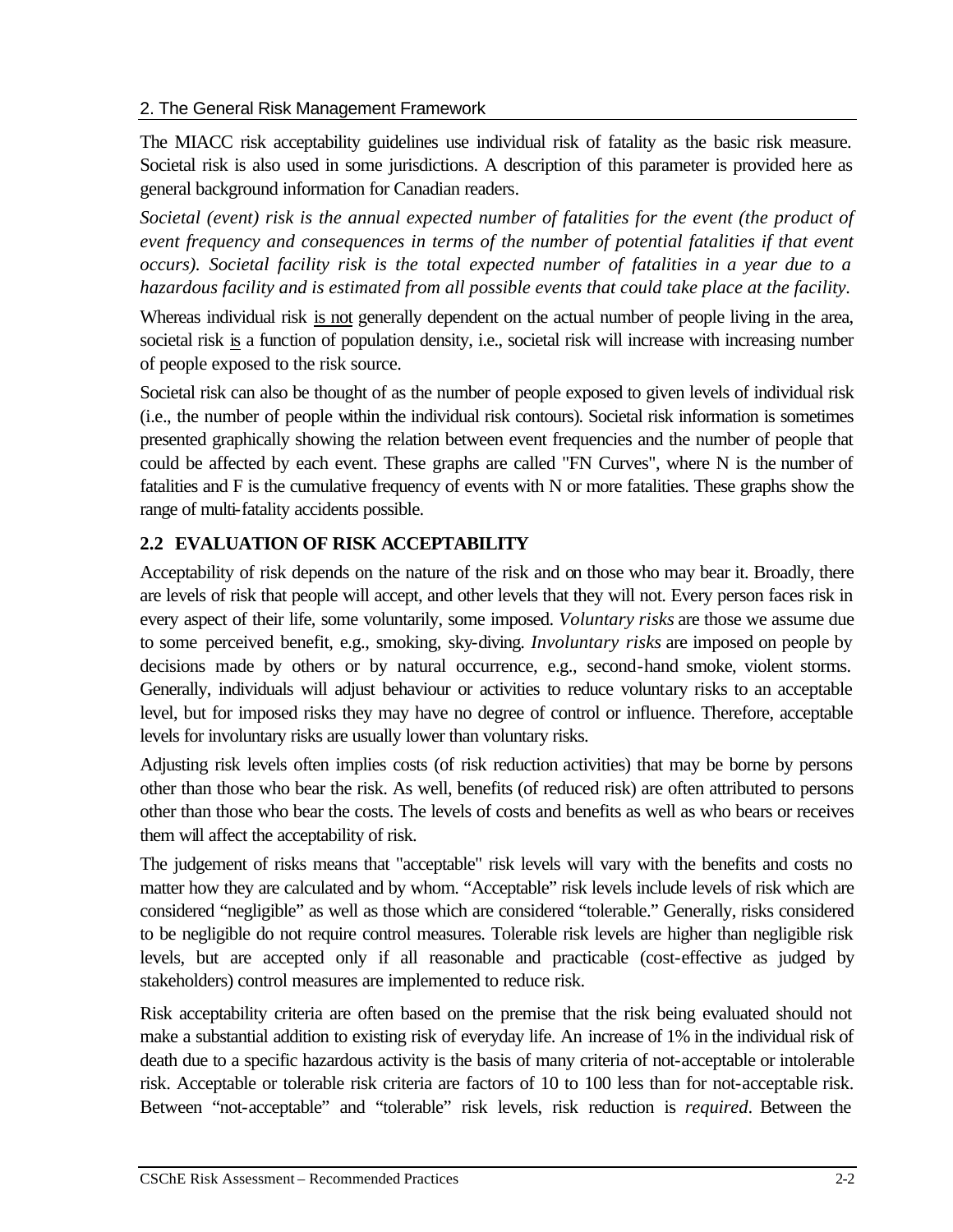The MIACC risk acceptability guidelines use individual risk of fatality as the basic risk measure. Societal risk is also used in some jurisdictions. A description of this parameter is provided here as general background information for Canadian readers.

*Societal (event) risk is the annual expected number of fatalities for the event (the product of event frequency and consequences in terms of the number of potential fatalities if that event occurs). Societal facility risk is the total expected number of fatalities in a year due to a hazardous facility and is estimated from all possible events that could take place at the facility.*

Whereas individual risk <u>is not</u> generally dependent on the actual number of people living in the area, societal risk <u>is</u> a function of population density, i.e., societal risk will increase with increasing number of people exposed to the risk source.

Societal risk can also be thought of as the number of people exposed to given levels of individual risk (i.e., the number of people within the individual risk contours). Societal risk information is sometimes presented graphically showing the relation between event frequencies and the number of people that could be affected by each event. These graphs are called "FN Curves", where N is the number of fatalities and F is the cumulative frequency of events with N or more fatalities. These graphs show the range of multi-fatality accidents possible.

## 2.2 EVALUATION OF RISK ACCEPTABILITY

Acceptability of risk depends on the nature of the risk and on those who may bear it. Broadly, there are levels of risk that people will accept, and other levels that they will not. Every person faces risk in every aspect of their life, some voluntarily, some imposed. *Voluntary risks* are those we assume due to some perceived benefit, e.g., smoking, sky-diving. *Involuntary risks* are imposed on people by decisions made by others or by natural occurrence, e.g., second-hand smoke, violent storms. Generally, individuals will adjust behaviour or activities to reduce voluntary risks to an acceptable level, but for imposed risks they may have no degree of control or influence. Therefore, acceptable levels for involuntary risks are usually lower than voluntary risks.

Adjusting risk levels often implies costs (of risk reduction activities) that may be borne by persons other than those who bear the risk. As well, benefits (of reduced risk) are often attributed to persons other than those who bear the costs. The levels of costs and benefits as well as who bears or receives them will affect the acceptability of risk.

The judgement of risks means that "acceptable" risk levels will vary with the benefits and costs no matter how they are calculated and by whom. "Acceptable" risk levels include levels of risk which are considered "negligible" as well as those which are considered "tolerable." Generally, risks considered to be negligible do not require control measures. Tolerable risk levels are higher than negligible risk levels, but are accepted only if all reasonable and practicable (cost-effective as judged by stakeholders) control measures are implemented to reduce risk.

Risk acceptability criteria are often based on the premise that the risk being evaluated should not make a substantial addition to existing risk of everyday life. An increase of 1% in the individual risk of death due to a specific hazardous activity is the basis of many criteria of not-acceptable or intolerable risk. Acceptable or tolerable risk criteria are factors of 10 to 100 less than for not-acceptable risk. Between "not-acceptable" and "tolerable" risk levels, risk reduction is *required*. Between the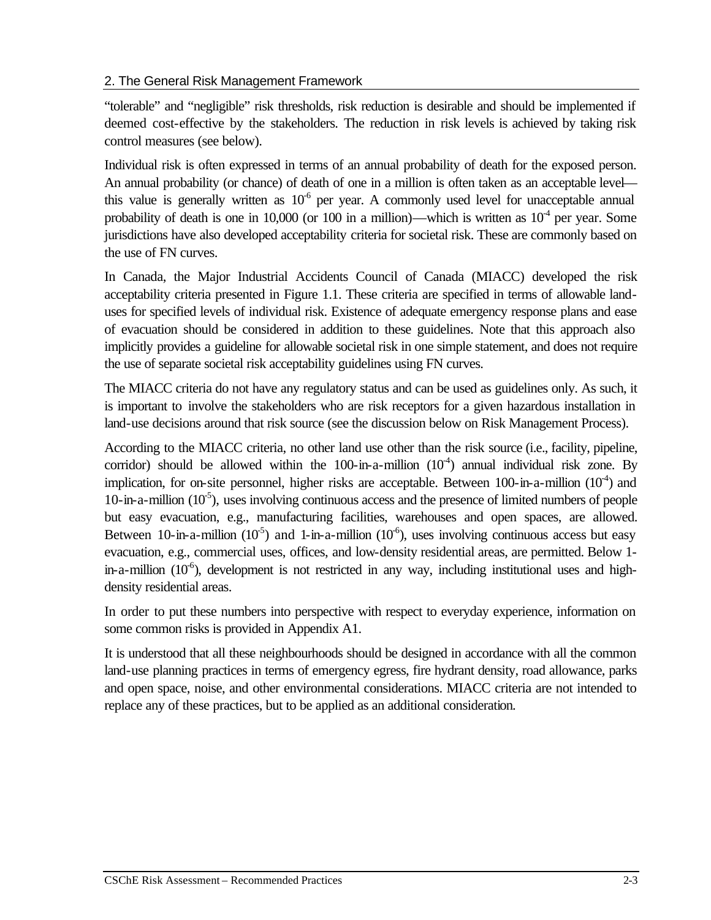"tolerable" and "negligible" risk thresholds, risk reduction is desirable and should be implemented if deemed cost-effective by the stakeholders. The reduction in risk levels is achieved by taking risk control measures (see below).

Individual risk is often expressed in terms of an annual probability of death for the exposed person. An annual probability (or chance) of death of one in a million is often taken as an acceptable level—this value is generally written as $10^{-6}$ per year. A commonly used level for unacceptable annual probability of death is one in 10,000 (or 100 in a million)—which is written as $10^{-4}$ per year. Some jurisdictions have also developed acceptability criteria for societal risk. These are commonly based on the use of FN curves.

In Canada, the Major Industrial Accidents Council of Canada (MIACC) developed the risk acceptability criteria presented in Figure 1.1. These criteria are specified in terms of allowable land-uses for specified levels of individual risk. Existence of adequate emergency response plans and ease of evacuation should be considered in addition to these guidelines. Note that this approach also implicitly provides a guideline for allowable societal risk in one simple statement, and does not require the use of separate societal risk acceptability guidelines using FN curves.

The MIACC criteria do not have any regulatory status and can be used as guidelines only. As such, it is important to involve the stakeholders who are risk receptors for a given hazardous installation in land-use decisions around that risk source (see the discussion below on Risk Management Process).

According to the MIACC criteria, no other land use other than the risk source (i.e., facility, pipeline, corridor) should be allowed within the 100-in-a-million ($10^{-4}$) annual individual risk zone. By implication, for on-site personnel, higher risks are acceptable. Between 100-in-a-million ($10^{-4}$) and 10-in-a-million ($10^{-5}$), uses involving continuous access and the presence of limited numbers of people but easy evacuation, e.g., manufacturing facilities, warehouses and open spaces, are allowed. Between 10-in-a-million ($10^{-5}$) and 1-in-a-million ($10^{-6}$), uses involving continuous access but easy evacuation, e.g., commercial uses, offices, and low-density residential areas, are permitted. Below 1-in-a-million ($10^{-6}$), development is not restricted in any way, including institutional uses and high-density residential areas.

In order to put these numbers into perspective with respect to everyday experience, information on some common risks is provided in Appendix A1.

It is understood that all these neighbourhoods should be designed in accordance with all the common land-use planning practices in terms of emergency egress, fire hydrant density, road allowance, parks and open space, noise, and other environmental considerations. MIACC criteria are not intended to replace any of these practices, but to be applied as an additional consideration.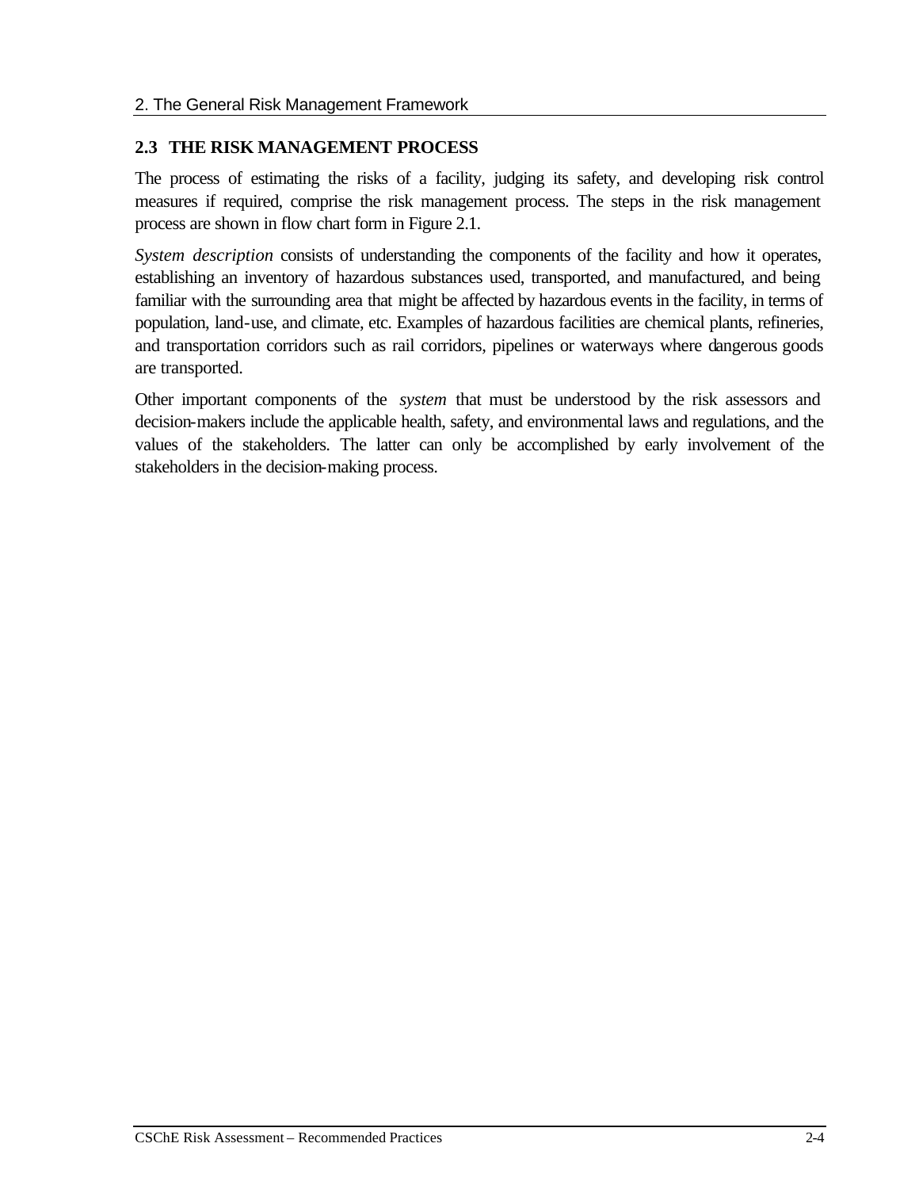## 2.3 THE RISK MANAGEMENT PROCESS

The process of estimating the risks of a facility, judging its safety, and developing risk control measures if required, comprise the risk management process. The steps in the risk management process are shown in flow chart form in Figure 2.1.

*System description* consists of understanding the components of the facility and how it operates, establishing an inventory of hazardous substances used, transported, and manufactured, and being familiar with the surrounding area that might be affected by hazardous events in the facility, in terms of population, land-use, and climate, etc. Examples of hazardous facilities are chemical plants, refineries, and transportation corridors such as rail corridors, pipelines or waterways where dangerous goods are transported.

Other important components of the *system* that must be understood by the risk assessors and decision-makers include the applicable health, safety, and environmental laws and regulations, and the values of the stakeholders. The latter can only be accomplished by early involvement of the stakeholders in the decision-making process.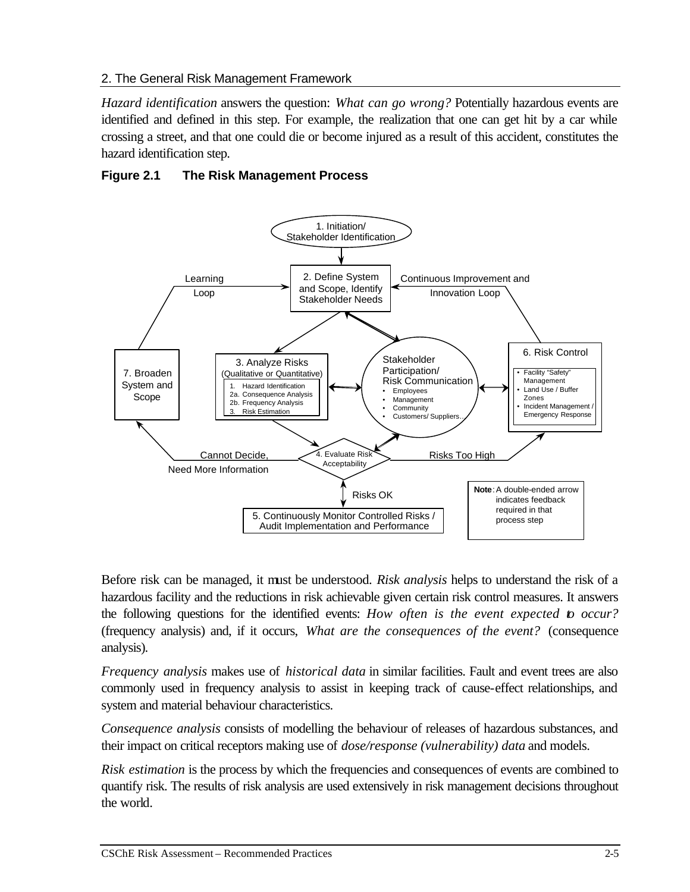*Hazard identification* answers the question: *What can go wrong?* Potentially hazardous events are identified and defined in this step. For example, the realization that one can get hit by a car while crossing a street, and that one could die or become injured as a result of this accident, constitutes the hazard identification step.

**Figure 2.1 The Risk Management Process**

Before risk can be managed, it must be understood. *Risk analysis* helps to understand the risk of a hazardous facility and the reductions in risk achievable given certain risk control measures. It answers the following questions for the identified events: *How often is the event expected to occur?* (frequency analysis) and, if it occurs, *What are the consequences of the event?* (consequence analysis).

*Frequency analysis* makes use of *historical data* in similar facilities. Fault and event trees are also commonly used in frequency analysis to assist in keeping track of cause-effect relationships, and system and material behaviour characteristics.

*Consequence analysis* consists of modelling the behaviour of releases of hazardous substances, and their impact on critical receptors making use of *dose/response (vulnerability) data* and models.

*Risk estimation* is the process by which the frequencies and consequences of events are combined to quantify risk. The results of risk analysis are used extensively in risk management decisions throughout the world.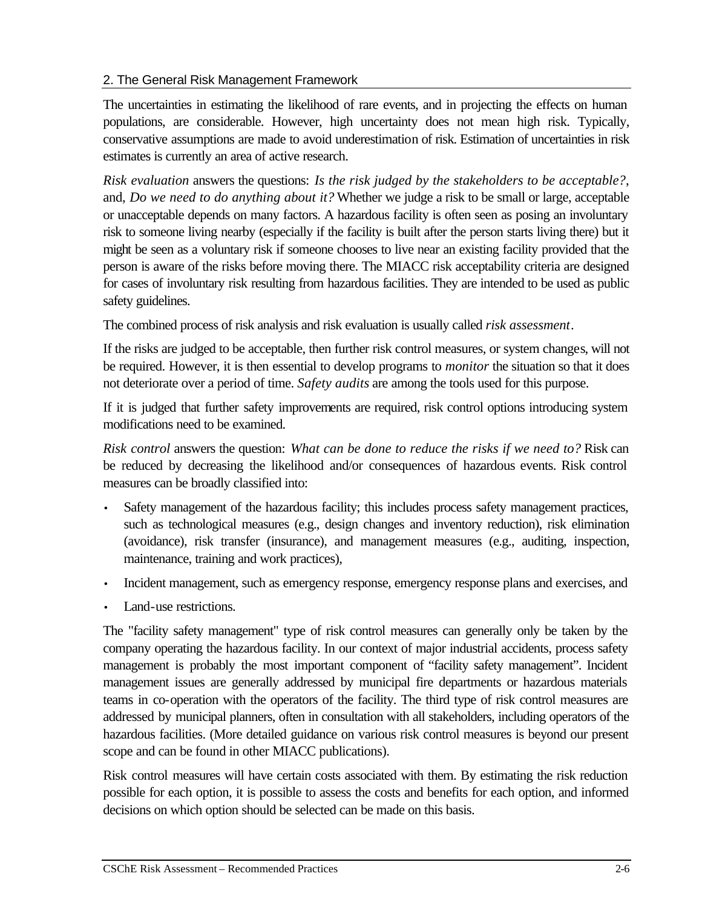The uncertainties in estimating the likelihood of rare events, and in projecting the effects on human populations, are considerable. However, high uncertainty does not mean high risk. Typically, conservative assumptions are made to avoid underestimation of risk. Estimation of uncertainties in risk estimates is currently an area of active research.

*Risk evaluation* answers the questions: *Is the risk judged by the stakeholders to be acceptable?*, and, *Do we need to do anything about it?* Whether we judge a risk to be small or large, acceptable or unacceptable depends on many factors. A hazardous facility is often seen as posing an involuntary risk to someone living nearby (especially if the facility is built after the person starts living there) but it might be seen as a voluntary risk if someone chooses to live near an existing facility provided that the person is aware of the risks before moving there. The MIACC risk acceptability criteria are designed for cases of involuntary risk resulting from hazardous facilities. They are intended to be used as public safety guidelines.

The combined process of risk analysis and risk evaluation is usually called *risk assessment*.

If the risks are judged to be acceptable, then further risk control measures, or system changes, will not be required. However, it is then essential to develop programs to *monitor* the situation so that it does not deteriorate over a period of time. *Safety audits* are among the tools used for this purpose.

If it is judged that further safety improvements are required, risk control options introducing system modifications need to be examined.

*Risk control* answers the question: *What can be done to reduce the risks if we need to?* Risk can be reduced by decreasing the likelihood and/or consequences of hazardous events. Risk control measures can be broadly classified into:

- Safety management of the hazardous facility; this includes process safety management practices, such as technological measures (e.g., design changes and inventory reduction), risk elimination (avoidance), risk transfer (insurance), and management measures (e.g., auditing, inspection, maintenance, training and work practices),
- Incident management, such as emergency response, emergency response plans and exercises, and
- Land-use restrictions.

The "facility safety management" type of risk control measures can generally only be taken by the company operating the hazardous facility. In our context of major industrial accidents, process safety management is probably the most important component of "facility safety management". Incident management issues are generally addressed by municipal fire departments or hazardous materials teams in co-operation with the operators of the facility. The third type of risk control measures are addressed by municipal planners, often in consultation with all stakeholders, including operators of the hazardous facilities. (More detailed guidance on various risk control measures is beyond our present scope and can be found in other MIACC publications).

Risk control measures will have certain costs associated with them. By estimating the risk reduction possible for each option, it is possible to assess the costs and benefits for each option, and informed decisions on which option should be selected can be made on this basis.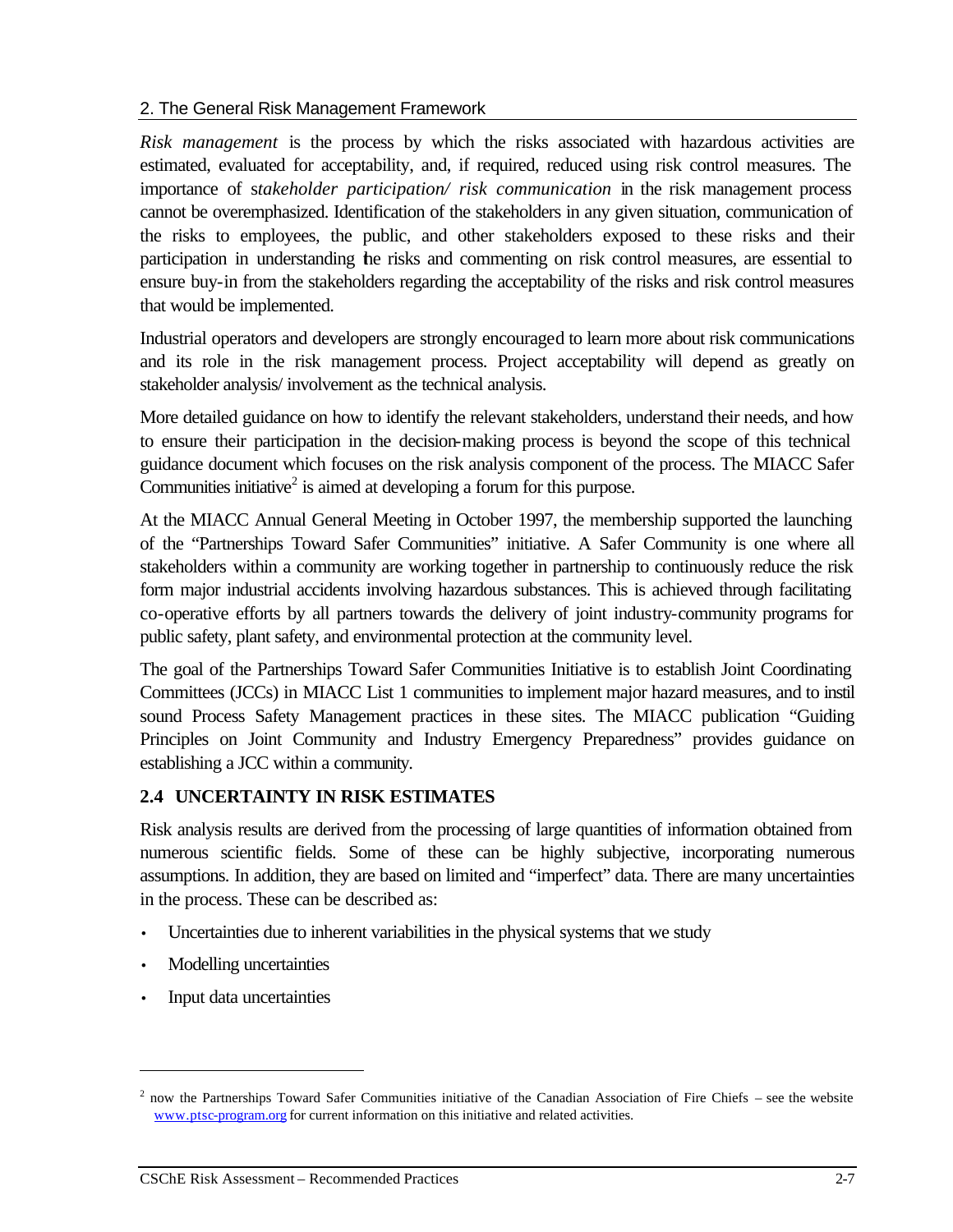*Risk management* is the process by which the risks associated with hazardous activities are estimated, evaluated for acceptability, and, if required, reduced using risk control measures. The importance of s*takeholder participation/ risk communication* in the risk management process cannot be overemphasized. Identification of the stakeholders in any given situation, communication of the risks to employees, the public, and other stakeholders exposed to these risks and their participation in understanding the risks and commenting on risk control measures, are essential to ensure buy-in from the stakeholders regarding the acceptability of the risks and risk control measures that would be implemented.

Industrial operators and developers are strongly encouraged to learn more about risk communications and its role in the risk management process. Project acceptability will depend as greatly on stakeholder analysis/ involvement as the technical analysis.

More detailed guidance on how to identify the relevant stakeholders, understand their needs, and how to ensure their participation in the decision-making process is beyond the scope of this technical guidance document which focuses on the risk analysis component of the process. The MIACC Safer Communities initiative[2] is aimed at developing a forum for this purpose.

At the MIACC Annual General Meeting in October 1997, the membership supported the launching of the "Partnerships Toward Safer Communities" initiative. A Safer Community is one where all stakeholders within a community are working together in partnership to continuously reduce the risk form major industrial accidents involving hazardous substances. This is achieved through facilitating co-operative efforts by all partners towards the delivery of joint industry-community programs for public safety, plant safety, and environmental protection at the community level.

The goal of the Partnerships Toward Safer Communities Initiative is to establish Joint Coordinating Committees (JCCs) in MIACC List 1 communities to implement major hazard measures, and to instil sound Process Safety Management practices in these sites. The MIACC publication "Guiding Principles on Joint Community and Industry Emergency Preparedness" provides guidance on establishing a JCC within a community.

## 2.4 UNCERTAINTY IN RISK ESTIMATES

Risk analysis results are derived from the processing of large quantities of information obtained from numerous scientific fields. Some of these can be highly subjective, incorporating numerous assumptions. In addition, they are based on limited and "imperfect" data. There are many uncertainties in the process. These can be described as:

- Uncertainties due to inherent variabilities in the physical systems that we study
- Modelling uncertainties
- Input data uncertainties

---

[2] now the Partnerships Toward Safer Communities initiative of the Canadian Association of Fire Chiefs – see the website www.ptsc-program.org for current information on this initiative and related activities.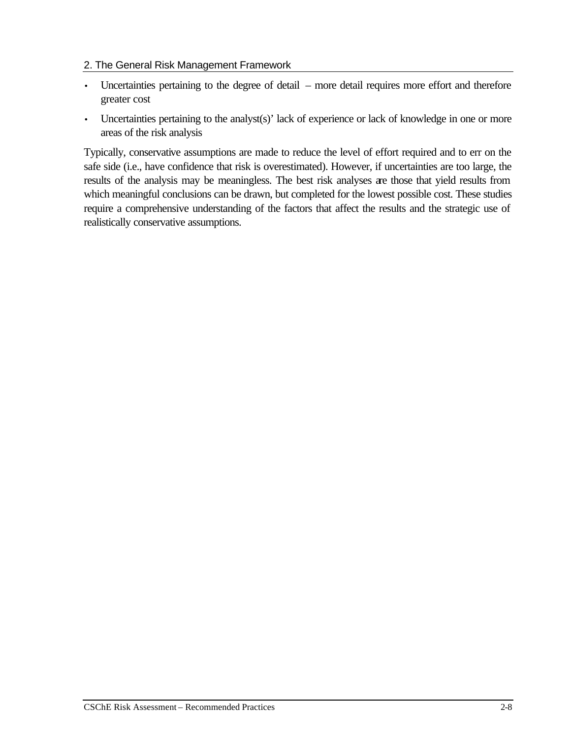- Uncertainties pertaining to the degree of detail – more detail requires more effort and therefore greater cost
- Uncertainties pertaining to the analyst(s)' lack of experience or lack of knowledge in one or more areas of the risk analysis

Typically, conservative assumptions are made to reduce the level of effort required and to err on the safe side (i.e., have confidence that risk is overestimated). However, if uncertainties are too large, the results of the analysis may be meaningless. The best risk analyses are those that yield results from which meaningful conclusions can be drawn, but completed for the lowest possible cost. These studies require a comprehensive understanding of the factors that affect the results and the strategic use of realistically conservative assumptions.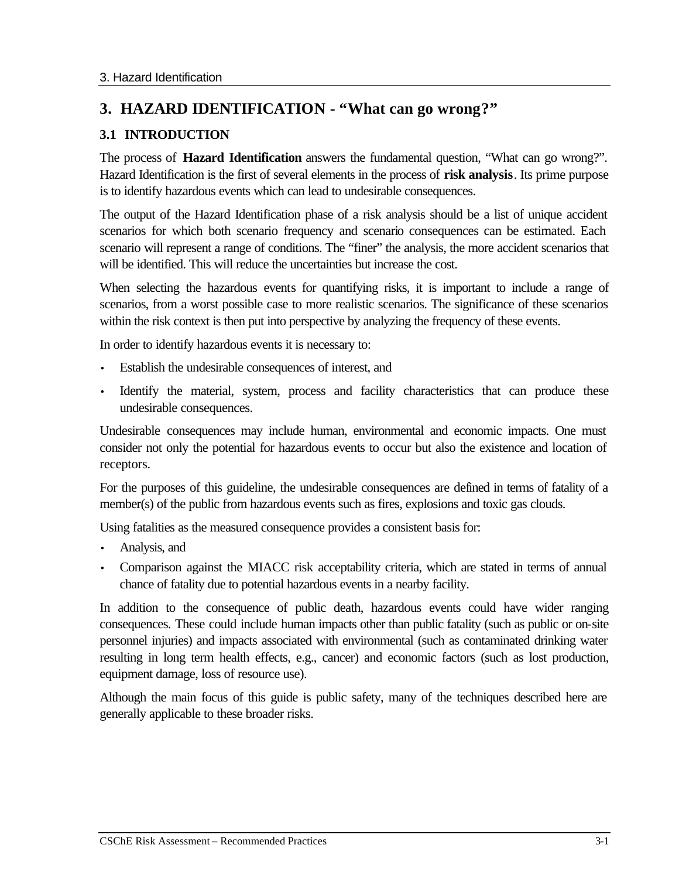# 3. HAZARD IDENTIFICATION - "What can go wrong?"

## 3.1 INTRODUCTION

The process of **Hazard Identification** answers the fundamental question, "What can go wrong?". Hazard Identification is the first of several elements in the process of **risk analysis**. Its prime purpose is to identify hazardous events which can lead to undesirable consequences.

The output of the Hazard Identification phase of a risk analysis should be a list of unique accident scenarios for which both scenario frequency and scenario consequences can be estimated. Each scenario will represent a range of conditions. The "finer" the analysis, the more accident scenarios that will be identified. This will reduce the uncertainties but increase the cost.

When selecting the hazardous events for quantifying risks, it is important to include a range of scenarios, from a worst possible case to more realistic scenarios. The significance of these scenarios within the risk context is then put into perspective by analyzing the frequency of these events.

In order to identify hazardous events it is necessary to:

- Establish the undesirable consequences of interest, and
- Identify the material, system, process and facility characteristics that can produce these undesirable consequences.

Undesirable consequences may include human, environmental and economic impacts. One must consider not only the potential for hazardous events to occur but also the existence and location of receptors.

For the purposes of this guideline, the undesirable consequences are defined in terms of fatality of a member(s) of the public from hazardous events such as fires, explosions and toxic gas clouds.

Using fatalities as the measured consequence provides a consistent basis for:

- Analysis, and
- Comparison against the MIACC risk acceptability criteria, which are stated in terms of annual chance of fatality due to potential hazardous events in a nearby facility.

In addition to the consequence of public death, hazardous events could have wider ranging consequences. These could include human impacts other than public fatality (such as public or on-site personnel injuries) and impacts associated with environmental (such as contaminated drinking water resulting in long term health effects, e.g., cancer) and economic factors (such as lost production, equipment damage, loss of resource use).

Although the main focus of this guide is public safety, many of the techniques described here are generally applicable to these broader risks.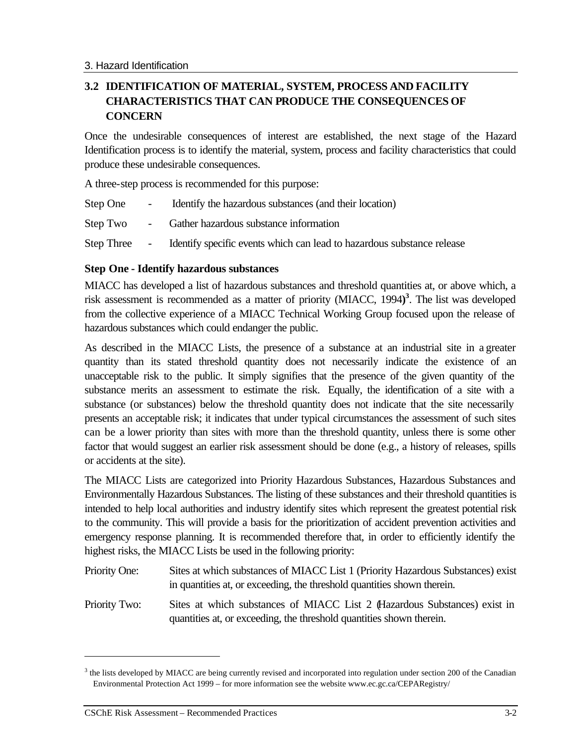## 3.2 IDENTIFICATION OF MATERIAL, SYSTEM, PROCESS AND FACILITY CHARACTERISTICS THAT CAN PRODUCE THE CONSEQUENCES OF CONCERN

Once the undesirable consequences of interest are established, the next stage of the Hazard Identification process is to identify the material, system, process and facility characteristics that could produce these undesirable consequences.

A three-step process is recommended for this purpose:

Step One - Identify the hazardous substances (and their location)

Step Two - Gather hazardous substance information

Step Three - Identify specific events which can lead to hazardous substance release

**Step One - Identify hazardous substances**

MIACC has developed a list of hazardous substances and threshold quantities at, or above which, a risk assessment is recommended as a matter of priority (MIACC, 1994)[3]. The list was developed from the collective experience of a MIACC Technical Working Group focused upon the release of hazardous substances which could endanger the public.

As described in the MIACC Lists, the presence of a substance at an industrial site in a greater quantity than its stated threshold quantity does not necessarily indicate the existence of an unacceptable risk to the public. It simply signifies that the presence of the given quantity of the substance merits an assessment to estimate the risk. Equally, the identification of a site with a substance (or substances) below the threshold quantity does not indicate that the site necessarily presents an acceptable risk; it indicates that under typical circumstances the assessment of such sites can be a lower priority than sites with more than the threshold quantity, unless there is some other factor that would suggest an earlier risk assessment should be done (e.g., a history of releases, spills or accidents at the site).

The MIACC Lists are categorized into Priority Hazardous Substances, Hazardous Substances and Environmentally Hazardous Substances. The listing of these substances and their threshold quantities is intended to help local authorities and industry identify sites which represent the greatest potential risk to the community. This will provide a basis for the prioritization of accident prevention activities and emergency response planning. It is recommended therefore that, in order to efficiently identify the highest risks, the MIACC Lists be used in the following priority:

Priority One: Sites at which substances of MIACC List 1 (Priority Hazardous Substances) exist in quantities at, or exceeding, the threshold quantities shown therein.

Priority Two: Sites at which substances of MIACC List 2 (Hazardous Substances) exist in quantities at, or exceeding, the threshold quantities shown therein.

---

[3] the lists developed by MIACC are being currently revised and incorporated into regulation under section 200 of the Canadian Environmental Protection Act 1999 – for more information see the website www.ec.gc.ca/CEPARegistry/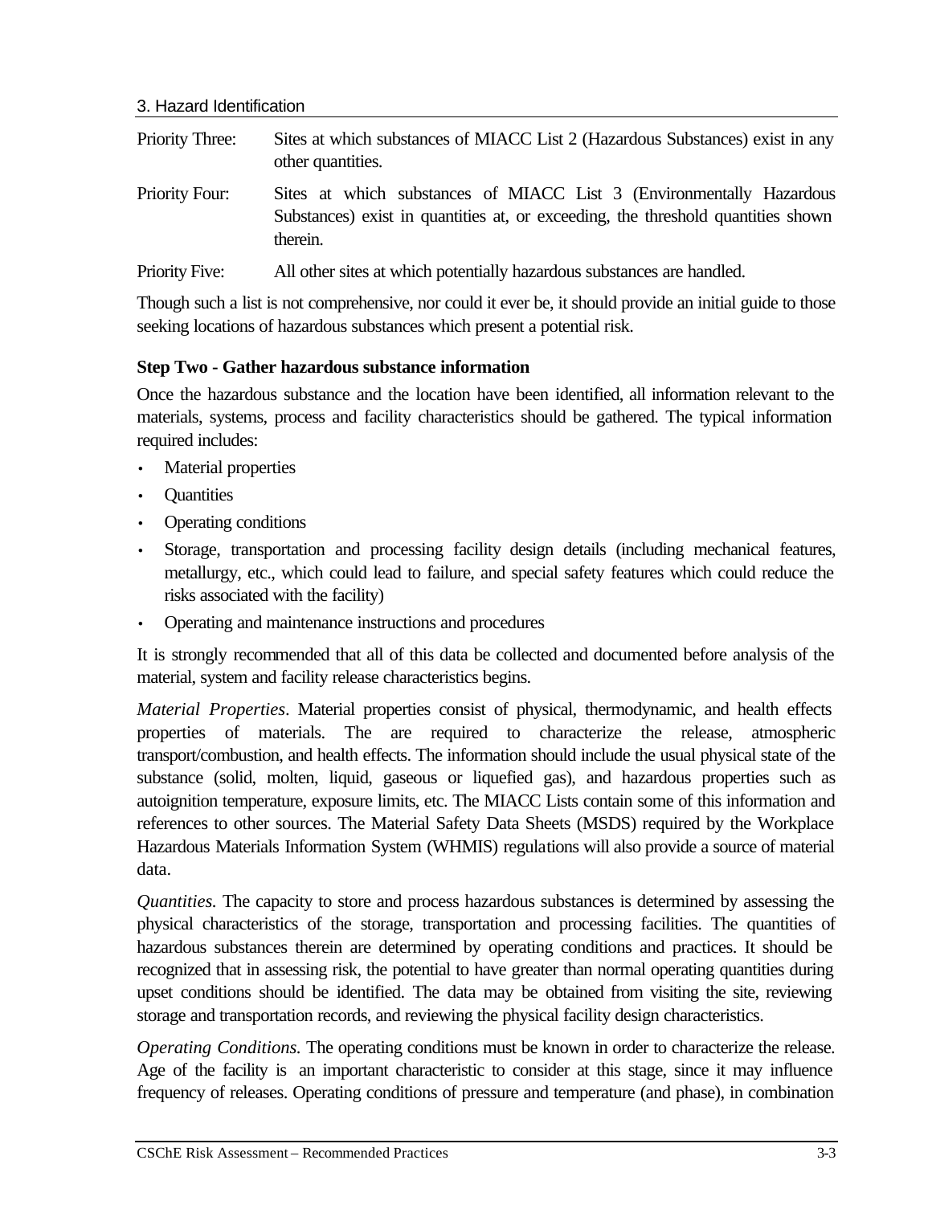Priority Three: Sites at which substances of MIACC List 2 (Hazardous Substances) exist in any other quantities.

Priority Four: Sites at which substances of MIACC List 3 (Environmentally Hazardous Substances) exist in quantities at, or exceeding, the threshold quantities shown therein.

Priority Five: All other sites at which potentially hazardous substances are handled.

Though such a list is not comprehensive, nor could it ever be, it should provide an initial guide to those seeking locations of hazardous substances which present a potential risk.

**Step Two - Gather hazardous substance information**

Once the hazardous substance and the location have been identified, all information relevant to the materials, systems, process and facility characteristics should be gathered. The typical information required includes:

- Material properties
- Quantities
- Operating conditions
- Storage, transportation and processing facility design details (including mechanical features, metallurgy, etc., which could lead to failure, and special safety features which could reduce the risks associated with the facility)
- Operating and maintenance instructions and procedures

It is strongly recommended that all of this data be collected and documented before analysis of the material, system and facility release characteristics begins.

*Material Properties*. Material properties consist of physical, thermodynamic, and health effects properties of materials. The are required to characterize the release, atmospheric transport/combustion, and health effects. The information should include the usual physical state of the substance (solid, molten, liquid, gaseous or liquefied gas), and hazardous properties such as autoignition temperature, exposure limits, etc. The MIACC Lists contain some of this information and references to other sources. The Material Safety Data Sheets (MSDS) required by the Workplace Hazardous Materials Information System (WHMIS) regulations will also provide a source of material data.

*Quantities*. The capacity to store and process hazardous substances is determined by assessing the physical characteristics of the storage, transportation and processing facilities. The quantities of hazardous substances therein are determined by operating conditions and practices. It should be recognized that in assessing risk, the potential to have greater than normal operating quantities during upset conditions should be identified. The data may be obtained from visiting the site, reviewing storage and transportation records, and reviewing the physical facility design characteristics.

*Operating Conditions*. The operating conditions must be known in order to characterize the release. Age of the facility is an important characteristic to consider at this stage, since it may influence frequency of releases. Operating conditions of pressure and temperature (and phase), in combination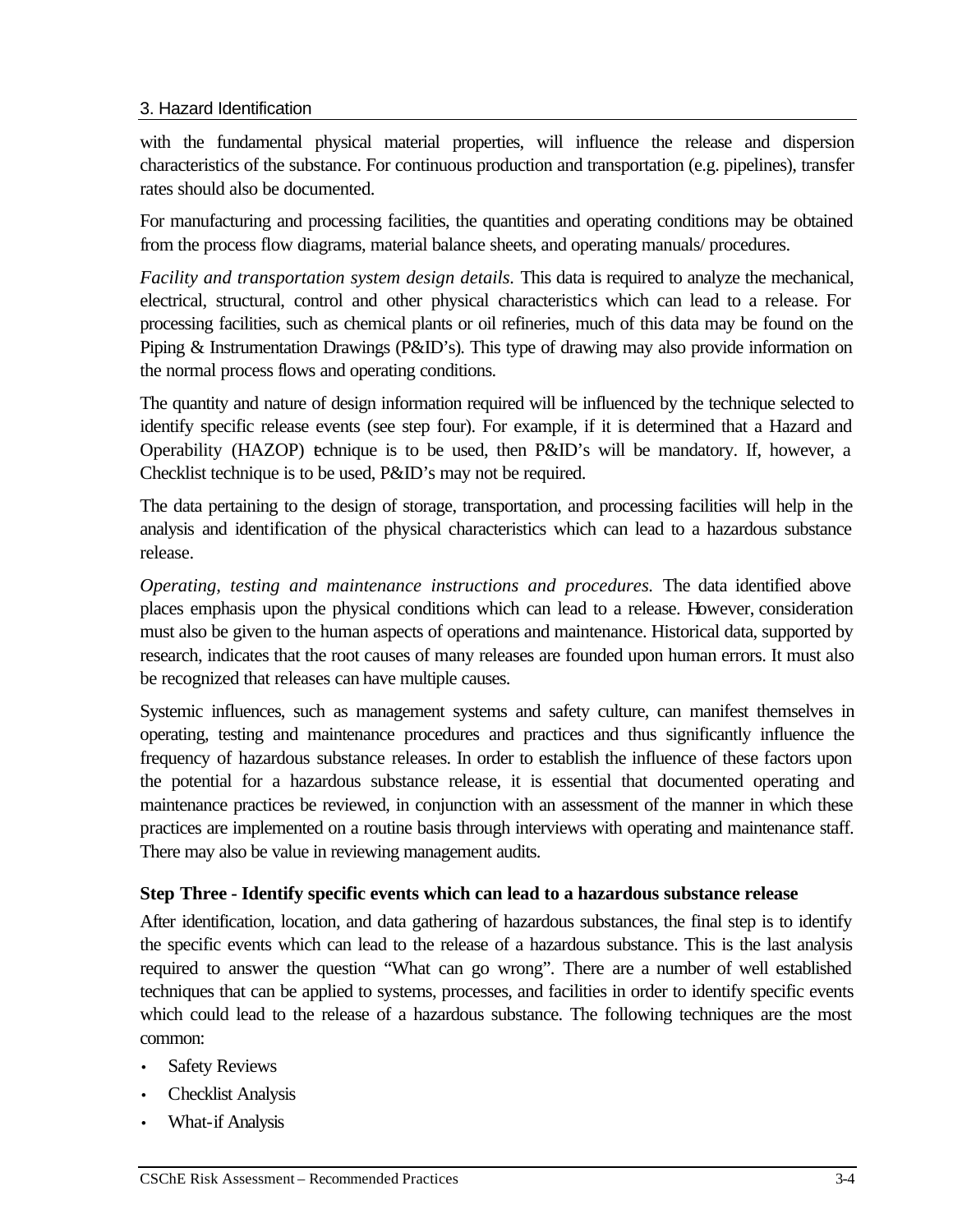with the fundamental physical material properties, will influence the release and dispersion characteristics of the substance. For continuous production and transportation (e.g. pipelines), transfer rates should also be documented.

For manufacturing and processing facilities, the quantities and operating conditions may be obtained from the process flow diagrams, material balance sheets, and operating manuals/ procedures.

*Facility and transportation system design details.* This data is required to analyze the mechanical, electrical, structural, control and other physical characteristics which can lead to a release. For processing facilities, such as chemical plants or oil refineries, much of this data may be found on the Piping & Instrumentation Drawings (P&ID's). This type of drawing may also provide information on the normal process flows and operating conditions.

The quantity and nature of design information required will be influenced by the technique selected to identify specific release events (see step four). For example, if it is determined that a Hazard and Operability (HAZOP) technique is to be used, then P&ID's will be mandatory. If, however, a Checklist technique is to be used, P&ID's may not be required.

The data pertaining to the design of storage, transportation, and processing facilities will help in the analysis and identification of the physical characteristics which can lead to a hazardous substance release.

*Operating, testing and maintenance instructions and procedures.* The data identified above places emphasis upon the physical conditions which can lead to a release. However, consideration must also be given to the human aspects of operations and maintenance. Historical data, supported by research, indicates that the root causes of many releases are founded upon human errors. It must also be recognized that releases can have multiple causes.

Systemic influences, such as management systems and safety culture, can manifest themselves in operating, testing and maintenance procedures and practices and thus significantly influence the frequency of hazardous substance releases. In order to establish the influence of these factors upon the potential for a hazardous substance release, it is essential that documented operating and maintenance practices be reviewed, in conjunction with an assessment of the manner in which these practices are implemented on a routine basis through interviews with operating and maintenance staff. There may also be value in reviewing management audits.

**Step Three - Identify specific events which can lead to a hazardous substance release**

After identification, location, and data gathering of hazardous substances, the final step is to identify the specific events which can lead to the release of a hazardous substance. This is the last analysis required to answer the question "What can go wrong". There are a number of well established techniques that can be applied to systems, processes, and facilities in order to identify specific events which could lead to the release of a hazardous substance. The following techniques are the most common:

- Safety Reviews
- Checklist Analysis
- What-if Analysis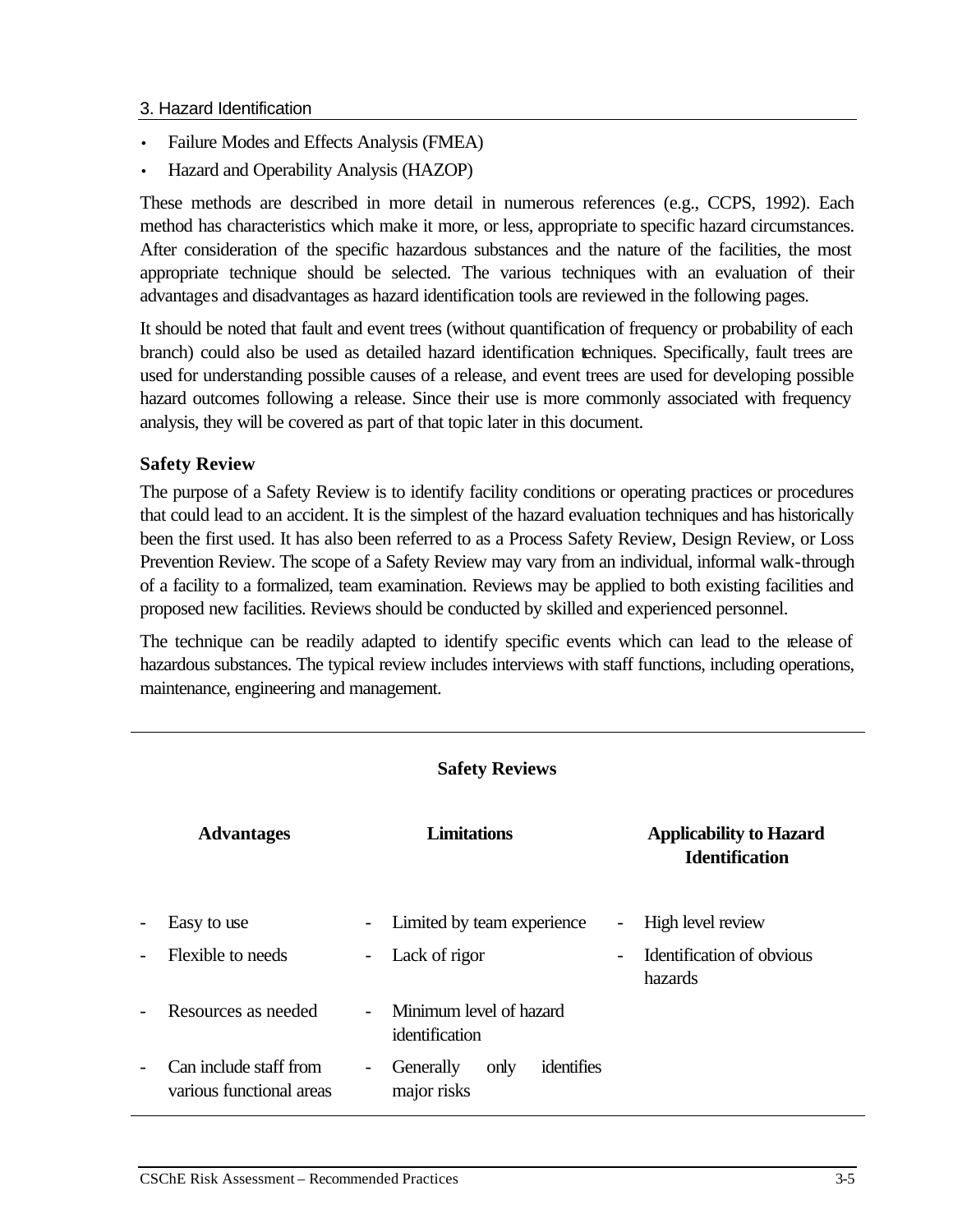- Failure Modes and Effects Analysis (FMEA)
- Hazard and Operability Analysis (HAZOP)

These methods are described in more detail in numerous references (e.g., CCPS, 1992). Each method has characteristics which make it more, or less, appropriate to specific hazard circumstances. After consideration of the specific hazardous substances and the nature of the facilities, the most appropriate technique should be selected. The various techniques with an evaluation of their advantages and disadvantages as hazard identification tools are reviewed in the following pages.

It should be noted that fault and event trees (without quantification of frequency or probability of each branch) could also be used as detailed hazard identification techniques. Specifically, fault trees are used for understanding possible causes of a release, and event trees are used for developing possible hazard outcomes following a release. Since their use is more commonly associated with frequency analysis, they will be covered as part of that topic later in this document.

### Safety Review

The purpose of a Safety Review is to identify facility conditions or operating practices or procedures that could lead to an accident. It is the simplest of the hazard evaluation techniques and has historically been the first used. It has also been referred to as a Process Safety Review, Design Review, or Loss Prevention Review. The scope of a Safety Review may vary from an individual, informal walk-through of a facility to a formalized, team examination. Reviews may be applied to both existing facilities and proposed new facilities. Reviews should be conducted by skilled and experienced personnel.

The technique can be readily adapted to identify specific events which can lead to the release of hazardous substances. The typical review includes interviews with staff functions, including operations, maintenance, engineering and management.

**Safety Reviews**

| Advantages | Limitations | Applicability to Hazard Identification |
|---|---|---|
| - Easy to use | - Limited by team experience | - High level review |
| - Flexible to needs | - Lack of rigor | - Identification of obvious hazards |
| - Resources as needed | - Minimum level of hazard identification | |
| - Can include staff from various functional areas | - Generally only identifies major risks | |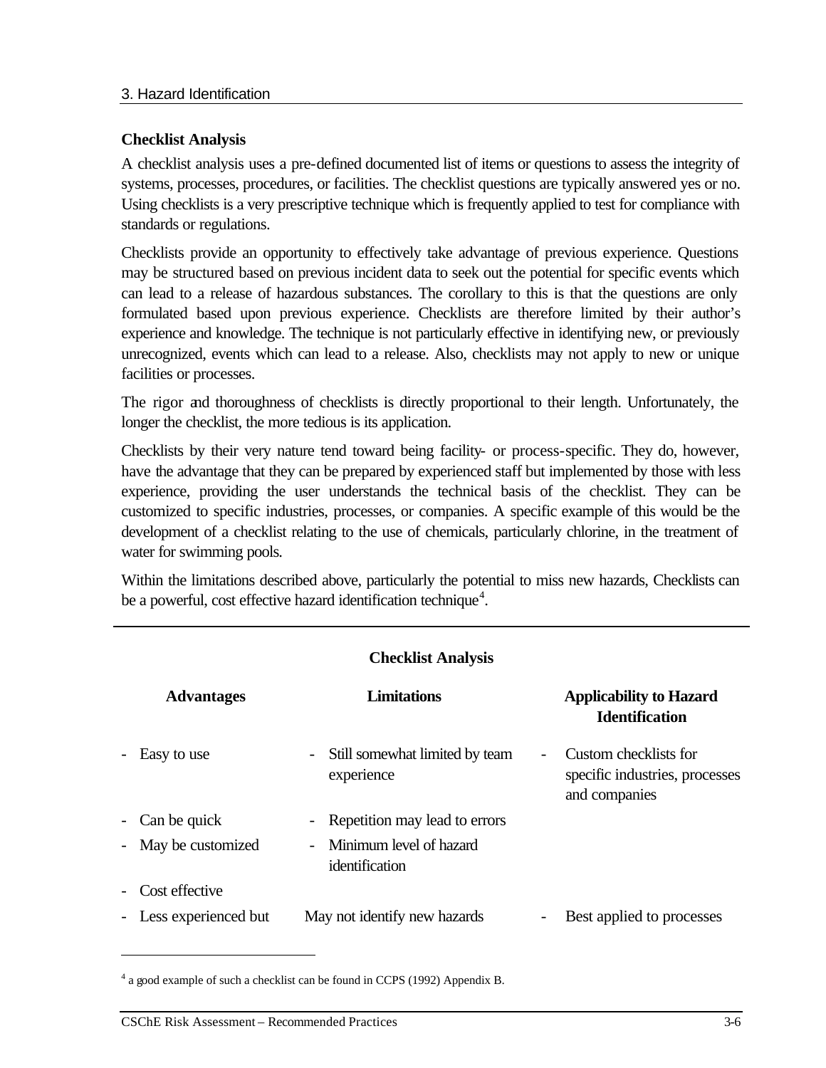### Checklist Analysis

A checklist analysis uses a pre-defined documented list of items or questions to assess the integrity of systems, processes, procedures, or facilities. The checklist questions are typically answered yes or no. Using checklists is a very prescriptive technique which is frequently applied to test for compliance with standards or regulations.

Checklists provide an opportunity to effectively take advantage of previous experience. Questions may be structured based on previous incident data to seek out the potential for specific events which can lead to a release of hazardous substances. The corollary to this is that the questions are only formulated based upon previous experience. Checklists are therefore limited by their author's experience and knowledge. The technique is not particularly effective in identifying new, or previously unrecognized, events which can lead to a release. Also, checklists may not apply to new or unique facilities or processes.

The rigor and thoroughness of checklists is directly proportional to their length. Unfortunately, the longer the checklist, the more tedious is its application.

Checklists by their very nature tend toward being facility- or process-specific. They do, however, have the advantage that they can be prepared by experienced staff but implemented by those with less experience, providing the user understands the technical basis of the checklist. They can be customized to specific industries, processes, or companies. A specific example of this would be the development of a checklist relating to the use of chemicals, particularly chlorine, in the treatment of water for swimming pools.

Within the limitations described above, particularly the potential to miss new hazards, Checklists can be a powerful, cost effective hazard identification technique[4].

**Checklist Analysis**

| Advantages | Limitations | Applicability to Hazard Identification |
|---|---|---|
| - Easy to use | - Still somewhat limited by team experience | - Custom checklists for specific industries, processes and companies |
| - Can be quick | - Repetition may lead to errors | |
| - May be customized | - Minimum level of hazard identification | |
| - Cost effective | | |
| - Less experienced but | May not identify new hazards | - Best applied to processes |

[4] a good example of such a checklist can be found in CCPS (1992) Appendix B.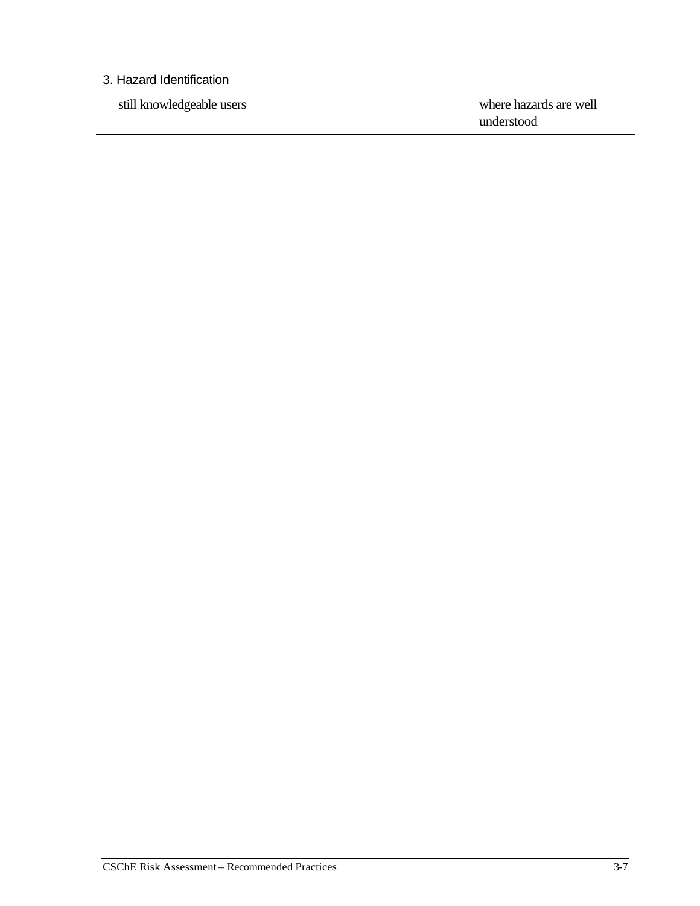| | |
|---|---|
| still knowledgeable users | where hazards are well understood |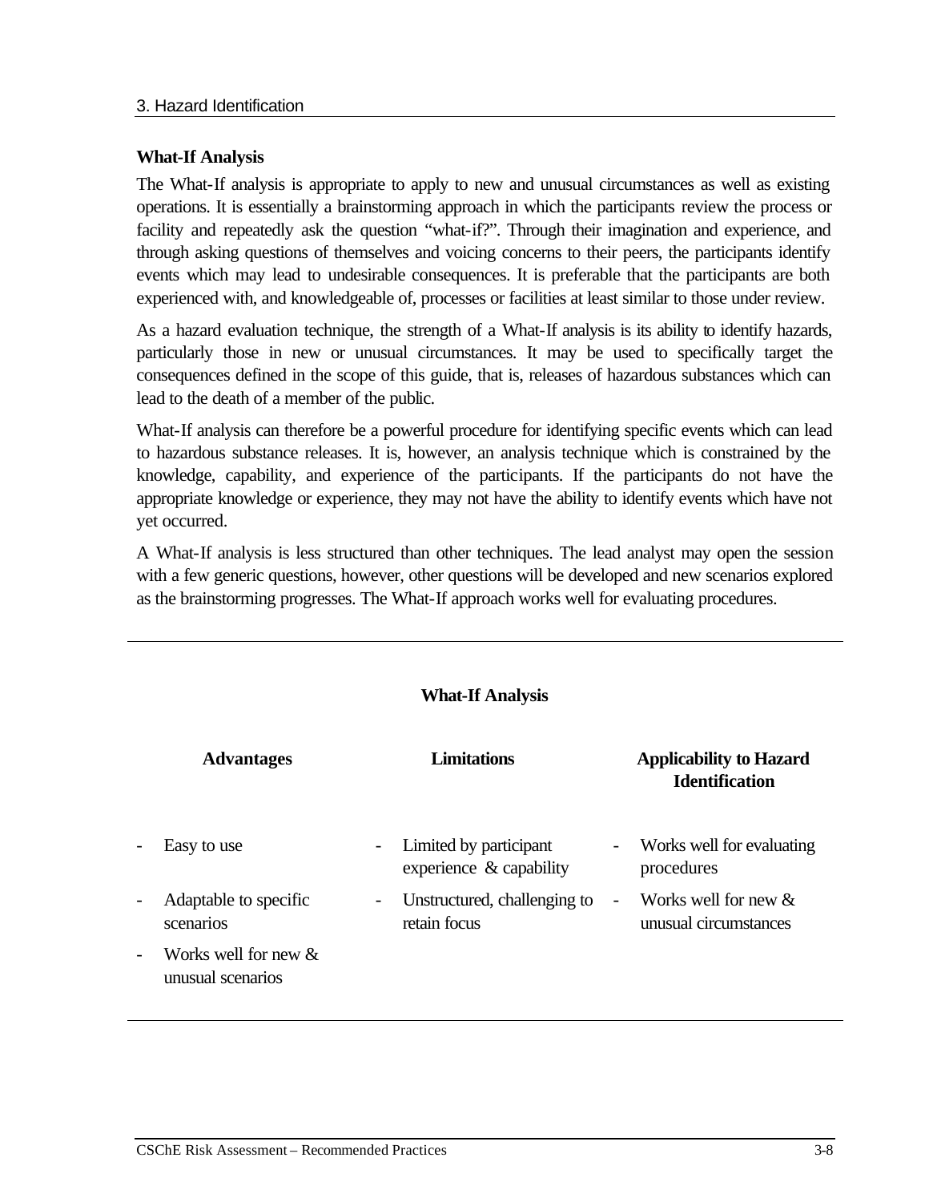### What-If Analysis

The What-If analysis is appropriate to apply to new and unusual circumstances as well as existing operations. It is essentially a brainstorming approach in which the participants review the process or facility and repeatedly ask the question "what-if?". Through their imagination and experience, and through asking questions of themselves and voicing concerns to their peers, the participants identify events which may lead to undesirable consequences. It is preferable that the participants are both experienced with, and knowledgeable of, processes or facilities at least similar to those under review.

As a hazard evaluation technique, the strength of a What-If analysis is its ability to identify hazards, particularly those in new or unusual circumstances. It may be used to specifically target the consequences defined in the scope of this guide, that is, releases of hazardous substances which can lead to the death of a member of the public.

What-If analysis can therefore be a powerful procedure for identifying specific events which can lead to hazardous substance releases. It is, however, an analysis technique which is constrained by the knowledge, capability, and experience of the participants. If the participants do not have the appropriate knowledge or experience, they may not have the ability to identify events which have not yet occurred.

A What-If analysis is less structured than other techniques. The lead analyst may open the session with a few generic questions, however, other questions will be developed and new scenarios explored as the brainstorming progresses. The What-If approach works well for evaluating procedures.

**What-If Analysis**

| Advantages | Limitations | Applicability to Hazard Identification |
|---|---|---|
| - Easy to use | - Limited by participant experience & capability | - Works well for evaluating procedures |
| - Adaptable to specific scenarios | - Unstructured, challenging to retain focus | - Works well for new & unusual circumstances |
| - Works well for new & unusual scenarios | | |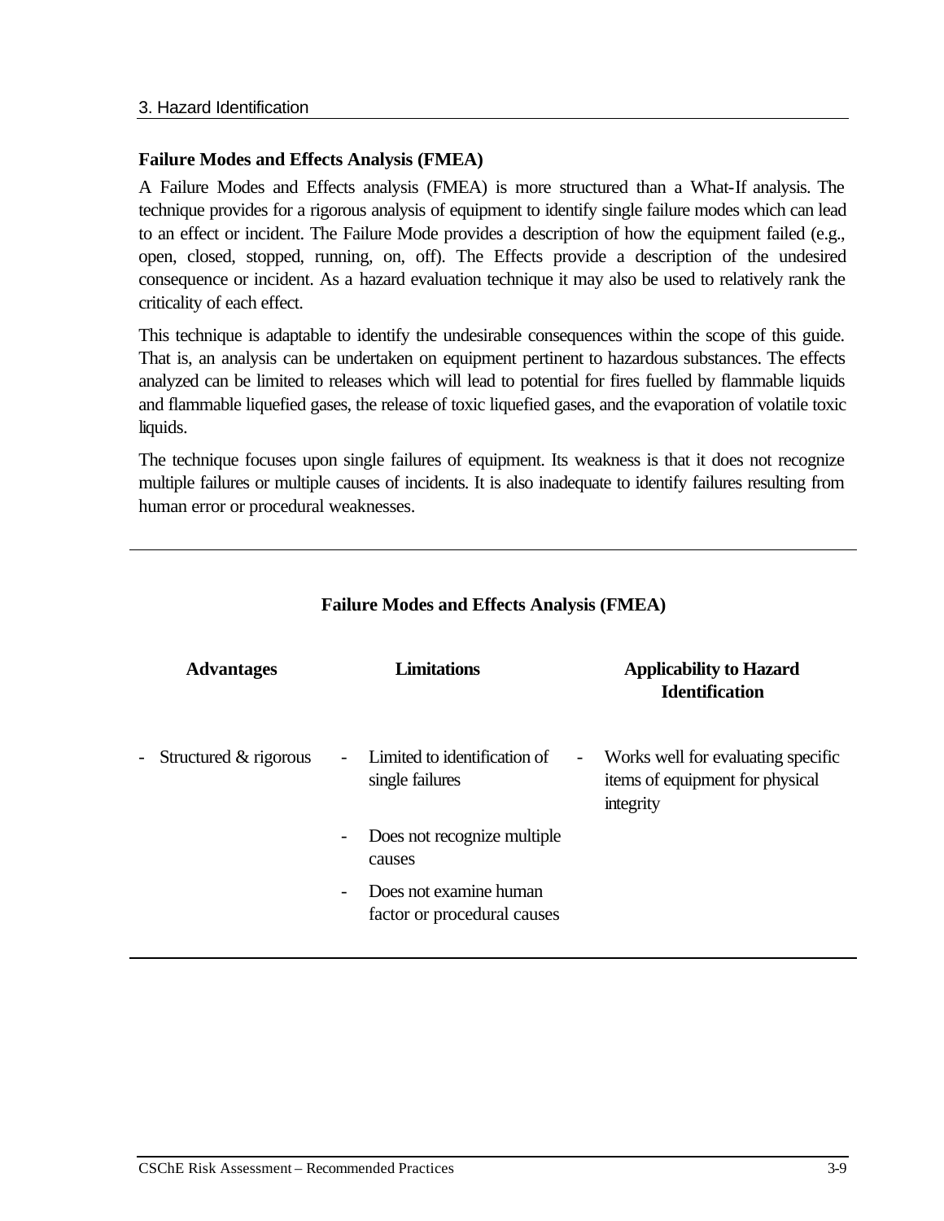### Failure Modes and Effects Analysis (FMEA)

A Failure Modes and Effects analysis (FMEA) is more structured than a What-If analysis. The technique provides for a rigorous analysis of equipment to identify single failure modes which can lead to an effect or incident. The Failure Mode provides a description of how the equipment failed (e.g., open, closed, stopped, running, on, off). The Effects provide a description of the undesired consequence or incident. As a hazard evaluation technique it may also be used to relatively rank the criticality of each effect.

This technique is adaptable to identify the undesirable consequences within the scope of this guide. That is, an analysis can be undertaken on equipment pertinent to hazardous substances. The effects analyzed can be limited to releases which will lead to potential for fires fuelled by flammable liquids and flammable liquefied gases, the release of toxic liquefied gases, and the evaporation of volatile toxic liquids.

The technique focuses upon single failures of equipment. Its weakness is that it does not recognize multiple failures or multiple causes of incidents. It is also inadequate to identify failures resulting from human error or procedural weaknesses.

**Failure Modes and Effects Analysis (FMEA)**

| Advantages | Limitations | Applicability to Hazard Identification |
|---|---|---|
| - Structured & rigorous | - Limited to identification of single failures | - Works well for evaluating specific items of equipment for physical integrity |
| | - Does not recognize multiple causes | |
| | - Does not examine human factor or procedural causes | |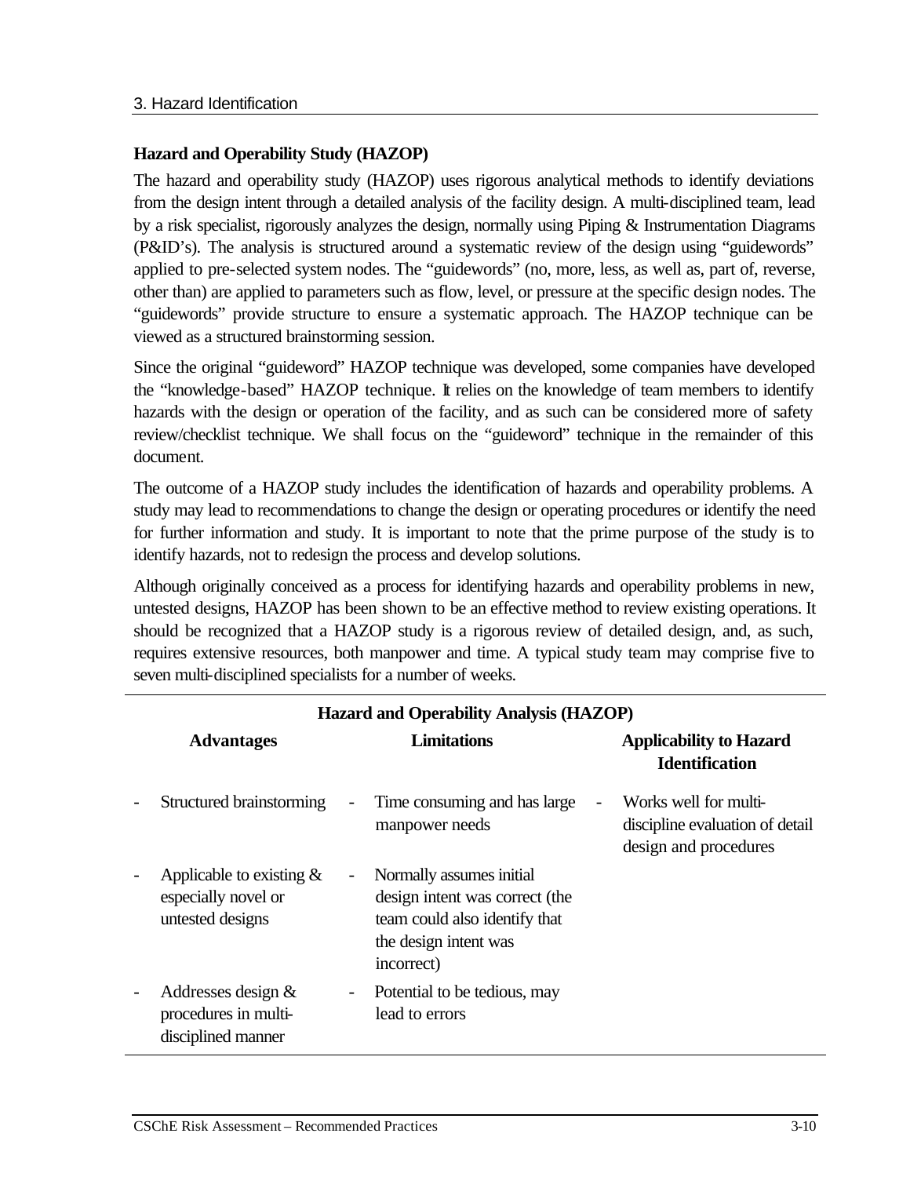## Hazard and Operability Study (HAZOP)

The hazard and operability study (HAZOP) uses rigorous analytical methods to identify deviations from the design intent through a detailed analysis of the facility design. A multi-disciplined team, lead by a risk specialist, rigorously analyzes the design, normally using Piping & Instrumentation Diagrams (P&ID's). The analysis is structured around a systematic review of the design using "guidewords" applied to pre-selected system nodes. The "guidewords" (no, more, less, as well as, part of, reverse, other than) are applied to parameters such as flow, level, or pressure at the specific design nodes. The "guidewords" provide structure to ensure a systematic approach. The HAZOP technique can be viewed as a structured brainstorming session.

Since the original "guideword" HAZOP technique was developed, some companies have developed the "knowledge-based" HAZOP technique. It relies on the knowledge of team members to identify hazards with the design or operation of the facility, and as such can be considered more of safety review/checklist technique. We shall focus on the "guideword" technique in the remainder of this document.

The outcome of a HAZOP study includes the identification of hazards and operability problems. A study may lead to recommendations to change the design or operating procedures or identify the need for further information and study. It is important to note that the prime purpose of the study is to identify hazards, not to redesign the process and develop solutions.

Although originally conceived as a process for identifying hazards and operability problems in new, untested designs, HAZOP has been shown to be an effective method to review existing operations. It should be recognized that a HAZOP study is a rigorous review of detailed design, and, as such, requires extensive resources, both manpower and time. A typical study team may comprise five to seven multi-disciplined specialists for a number of weeks.

**Hazard and Operability Analysis (HAZOP)**

| Advantages | Limitations | Applicability to Hazard Identification |
|---|---|---|
| - Structured brainstorming | - Time consuming and has large manpower needs | - Works well for multi-discipline evaluation of detail design and procedures |
| - Applicable to existing & especially novel or untested designs | - Normally assumes initial design intent was correct (the team could also identify that the design intent was incorrect) | |
| - Addresses design & procedures in multi-disciplined manner | - Potential to be tedious, may lead to errors | |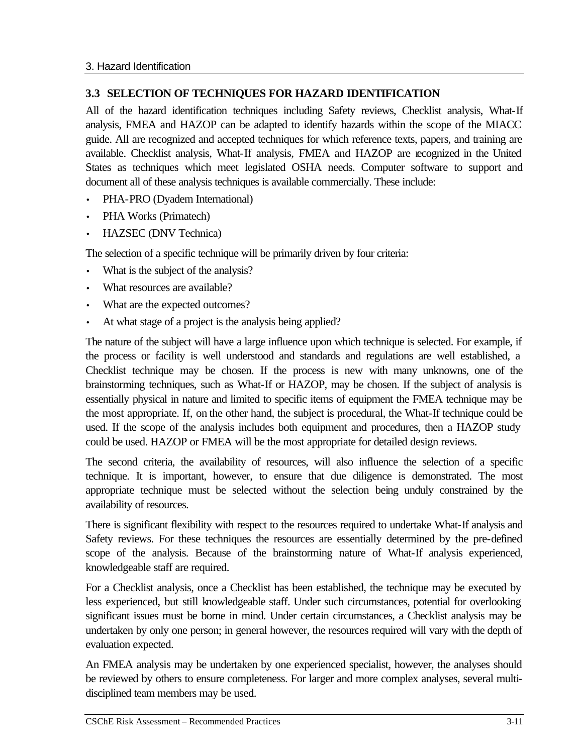## 3.3 SELECTION OF TECHNIQUES FOR HAZARD IDENTIFICATION

All of the hazard identification techniques including Safety reviews, Checklist analysis, What-If analysis, FMEA and HAZOP can be adapted to identify hazards within the scope of the MIACC guide. All are recognized and accepted techniques for which reference texts, papers, and training are available. Checklist analysis, What-If analysis, FMEA and HAZOP are recognized in the United States as techniques which meet legislated OSHA needs. Computer software to support and document all of these analysis techniques is available commercially. These include:

- PHA-PRO (Dyadem International)
- PHA Works (Primatech)
- HAZSEC (DNV Technica)

The selection of a specific technique will be primarily driven by four criteria:

- What is the subject of the analysis?
- What resources are available?
- What are the expected outcomes?
- At what stage of a project is the analysis being applied?

The nature of the subject will have a large influence upon which technique is selected. For example, if the process or facility is well understood and standards and regulations are well established, a Checklist technique may be chosen. If the process is new with many unknowns, one of the brainstorming techniques, such as What-If or HAZOP, may be chosen. If the subject of analysis is essentially physical in nature and limited to specific items of equipment the FMEA technique may be the most appropriate. If, on the other hand, the subject is procedural, the What-If technique could be used. If the scope of the analysis includes both equipment and procedures, then a HAZOP study could be used. HAZOP or FMEA will be the most appropriate for detailed design reviews.

The second criteria, the availability of resources, will also influence the selection of a specific technique. It is important, however, to ensure that due diligence is demonstrated. The most appropriate technique must be selected without the selection being unduly constrained by the availability of resources.

There is significant flexibility with respect to the resources required to undertake What-If analysis and Safety reviews. For these techniques the resources are essentially determined by the pre-defined scope of the analysis. Because of the brainstorming nature of What-If analysis experienced, knowledgeable staff are required.

For a Checklist analysis, once a Checklist has been established, the technique may be executed by less experienced, but still knowledgeable staff. Under such circumstances, potential for overlooking significant issues must be borne in mind. Under certain circumstances, a Checklist analysis may be undertaken by only one person; in general however, the resources required will vary with the depth of evaluation expected.

An FMEA analysis may be undertaken by one experienced specialist, however, the analyses should be reviewed by others to ensure completeness. For larger and more complex analyses, several multi-disciplined team members may be used.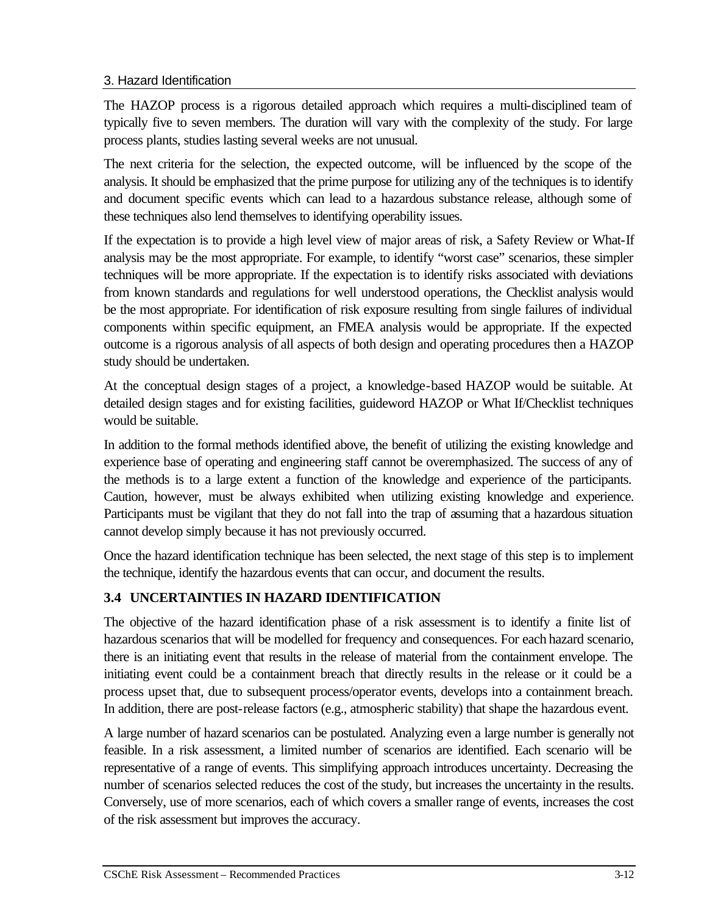The HAZOP process is a rigorous detailed approach which requires a multi-disciplined team of typically five to seven members. The duration will vary with the complexity of the study. For large process plants, studies lasting several weeks are not unusual.

The next criteria for the selection, the expected outcome, will be influenced by the scope of the analysis. It should be emphasized that the prime purpose for utilizing any of the techniques is to identify and document specific events which can lead to a hazardous substance release, although some of these techniques also lend themselves to identifying operability issues.

If the expectation is to provide a high level view of major areas of risk, a Safety Review or What-If analysis may be the most appropriate. For example, to identify "worst case" scenarios, these simpler techniques will be more appropriate. If the expectation is to identify risks associated with deviations from known standards and regulations for well understood operations, the Checklist analysis would be the most appropriate. For identification of risk exposure resulting from single failures of individual components within specific equipment, an FMEA analysis would be appropriate. If the expected outcome is a rigorous analysis of all aspects of both design and operating procedures then a HAZOP study should be undertaken.

At the conceptual design stages of a project, a knowledge-based HAZOP would be suitable. At detailed design stages and for existing facilities, guideword HAZOP or What If/Checklist techniques would be suitable.

In addition to the formal methods identified above, the benefit of utilizing the existing knowledge and experience base of operating and engineering staff cannot be overemphasized. The success of any of the methods is to a large extent a function of the knowledge and experience of the participants. Caution, however, must be always exhibited when utilizing existing knowledge and experience. Participants must be vigilant that they do not fall into the trap of assuming that a hazardous situation cannot develop simply because it has not previously occurred.

Once the hazard identification technique has been selected, the next stage of this step is to implement the technique, identify the hazardous events that can occur, and document the results.

## 3.4 UNCERTAINTIES IN HAZARD IDENTIFICATION

The objective of the hazard identification phase of a risk assessment is to identify a finite list of hazardous scenarios that will be modelled for frequency and consequences. For each hazard scenario, there is an initiating event that results in the release of material from the containment envelope. The initiating event could be a containment breach that directly results in the release or it could be a process upset that, due to subsequent process/operator events, develops into a containment breach. In addition, there are post-release factors (e.g., atmospheric stability) that shape the hazardous event.

A large number of hazard scenarios can be postulated. Analyzing even a large number is generally not feasible. In a risk assessment, a limited number of scenarios are identified. Each scenario will be representative of a range of events. This simplifying approach introduces uncertainty. Decreasing the number of scenarios selected reduces the cost of the study, but increases the uncertainty in the results. Conversely, use of more scenarios, each of which covers a smaller range of events, increases the cost of the risk assessment but improves the accuracy.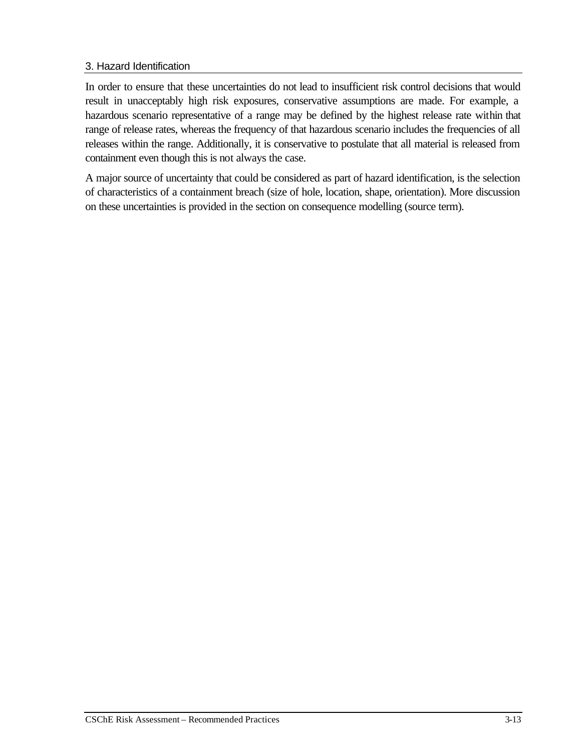In order to ensure that these uncertainties do not lead to insufficient risk control decisions that would result in unacceptably high risk exposures, conservative assumptions are made. For example, a hazardous scenario representative of a range may be defined by the highest release rate within that range of release rates, whereas the frequency of that hazardous scenario includes the frequencies of all releases within the range. Additionally, it is conservative to postulate that all material is released from containment even though this is not always the case.

A major source of uncertainty that could be considered as part of hazard identification, is the selection of characteristics of a containment breach (size of hole, location, shape, orientation). More discussion on these uncertainties is provided in the section on consequence modelling (source term).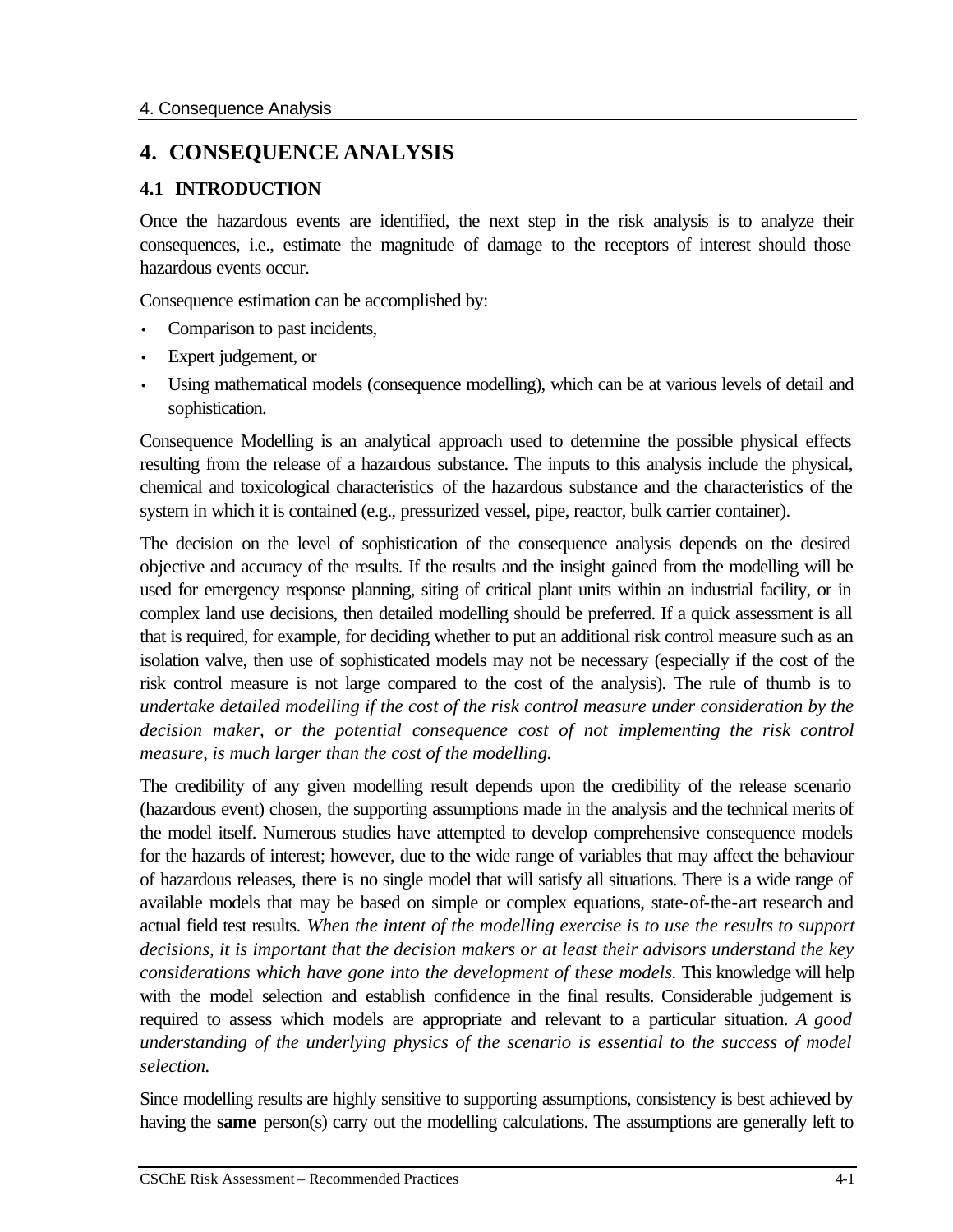# 4. CONSEQUENCE ANALYSIS

## 4.1 INTRODUCTION

Once the hazardous events are identified, the next step in the risk analysis is to analyze their consequences, i.e., estimate the magnitude of damage to the receptors of interest should those hazardous events occur.

Consequence estimation can be accomplished by:

- Comparison to past incidents,
- Expert judgement, or
- Using mathematical models (consequence modelling), which can be at various levels of detail and sophistication.

Consequence Modelling is an analytical approach used to determine the possible physical effects resulting from the release of a hazardous substance. The inputs to this analysis include the physical, chemical and toxicological characteristics of the hazardous substance and the characteristics of the system in which it is contained (e.g., pressurized vessel, pipe, reactor, bulk carrier container).

The decision on the level of sophistication of the consequence analysis depends on the desired objective and accuracy of the results. If the results and the insight gained from the modelling will be used for emergency response planning, siting of critical plant units within an industrial facility, or in complex land use decisions, then detailed modelling should be preferred. If a quick assessment is all that is required, for example, for deciding whether to put an additional risk control measure such as an isolation valve, then use of sophisticated models may not be necessary (especially if the cost of the risk control measure is not large compared to the cost of the analysis). The rule of thumb is to *undertake detailed modelling if the cost of the risk control measure under consideration by the decision maker, or the potential consequence cost of not implementing the risk control measure, is much larger than the cost of the modelling.*

The credibility of any given modelling result depends upon the credibility of the release scenario (hazardous event) chosen, the supporting assumptions made in the analysis and the technical merits of the model itself. Numerous studies have attempted to develop comprehensive consequence models for the hazards of interest; however, due to the wide range of variables that may affect the behaviour of hazardous releases, there is no single model that will satisfy all situations. There is a wide range of available models that may be based on simple or complex equations, state-of-the-art research and actual field test results. *When the intent of the modelling exercise is to use the results to support decisions, it is important that the decision makers or at least their advisors understand the key considerations which have gone into the development of these models.* This knowledge will help with the model selection and establish confidence in the final results. Considerable judgement is required to assess which models are appropriate and relevant to a particular situation. *A good understanding of the underlying physics of the scenario is essential to the success of model selection.*

Since modelling results are highly sensitive to supporting assumptions, consistency is best achieved by having the **same** person(s) carry out the modelling calculations. The assumptions are generally left to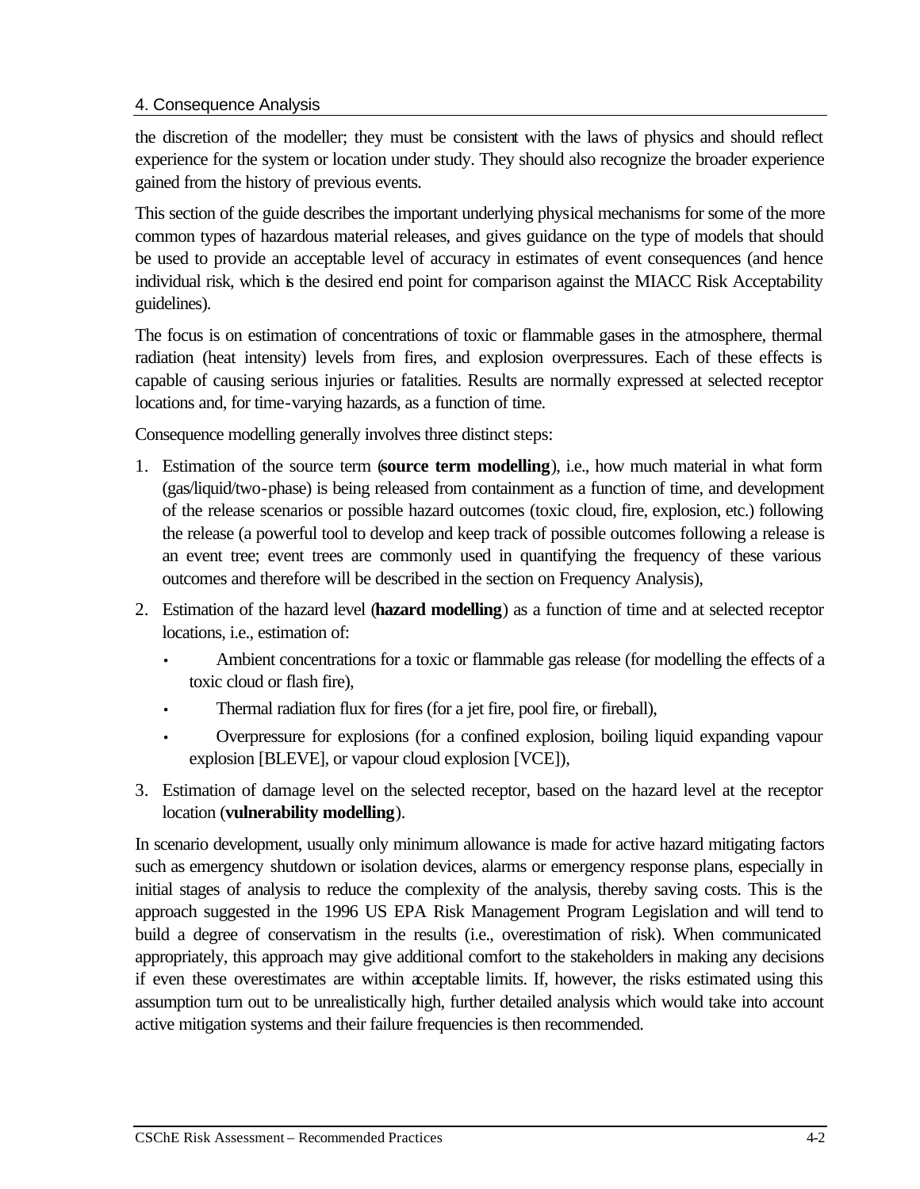the discretion of the modeller; they must be consistent with the laws of physics and should reflect experience for the system or location under study. They should also recognize the broader experience gained from the history of previous events.

This section of the guide describes the important underlying physical mechanisms for some of the more common types of hazardous material releases, and gives guidance on the type of models that should be used to provide an acceptable level of accuracy in estimates of event consequences (and hence individual risk, which is the desired end point for comparison against the MIACC Risk Acceptability guidelines).

The focus is on estimation of concentrations of toxic or flammable gases in the atmosphere, thermal radiation (heat intensity) levels from fires, and explosion overpressures. Each of these effects is capable of causing serious injuries or fatalities. Results are normally expressed at selected receptor locations and, for time-varying hazards, as a function of time.

Consequence modelling generally involves three distinct steps:

1. Estimation of the source term (**source term modelling**), i.e., how much material in what form (gas/liquid/two-phase) is being released from containment as a function of time, and development of the release scenarios or possible hazard outcomes (toxic cloud, fire, explosion, etc.) following the release (a powerful tool to develop and keep track of possible outcomes following a release is an event tree; event trees are commonly used in quantifying the frequency of these various outcomes and therefore will be described in the section on Frequency Analysis),
2. Estimation of the hazard level (**hazard modelling**) as a function of time and at selected receptor locations, i.e., estimation of:
   - Ambient concentrations for a toxic or flammable gas release (for modelling the effects of a toxic cloud or flash fire),
   - Thermal radiation flux for fires (for a jet fire, pool fire, or fireball),
   - Overpressure for explosions (for a confined explosion, boiling liquid expanding vapour explosion [BLEVE], or vapour cloud explosion [VCE]),
3. Estimation of damage level on the selected receptor, based on the hazard level at the receptor location (**vulnerability modelling**).

In scenario development, usually only minimum allowance is made for active hazard mitigating factors such as emergency shutdown or isolation devices, alarms or emergency response plans, especially in initial stages of analysis to reduce the complexity of the analysis, thereby saving costs. This is the approach suggested in the 1996 US EPA Risk Management Program Legislation and will tend to build a degree of conservatism in the results (i.e., overestimation of risk). When communicated appropriately, this approach may give additional comfort to the stakeholders in making any decisions if even these overestimates are within acceptable limits. If, however, the risks estimated using this assumption turn out to be unrealistically high, further detailed analysis which would take into account active mitigation systems and their failure frequencies is then recommended.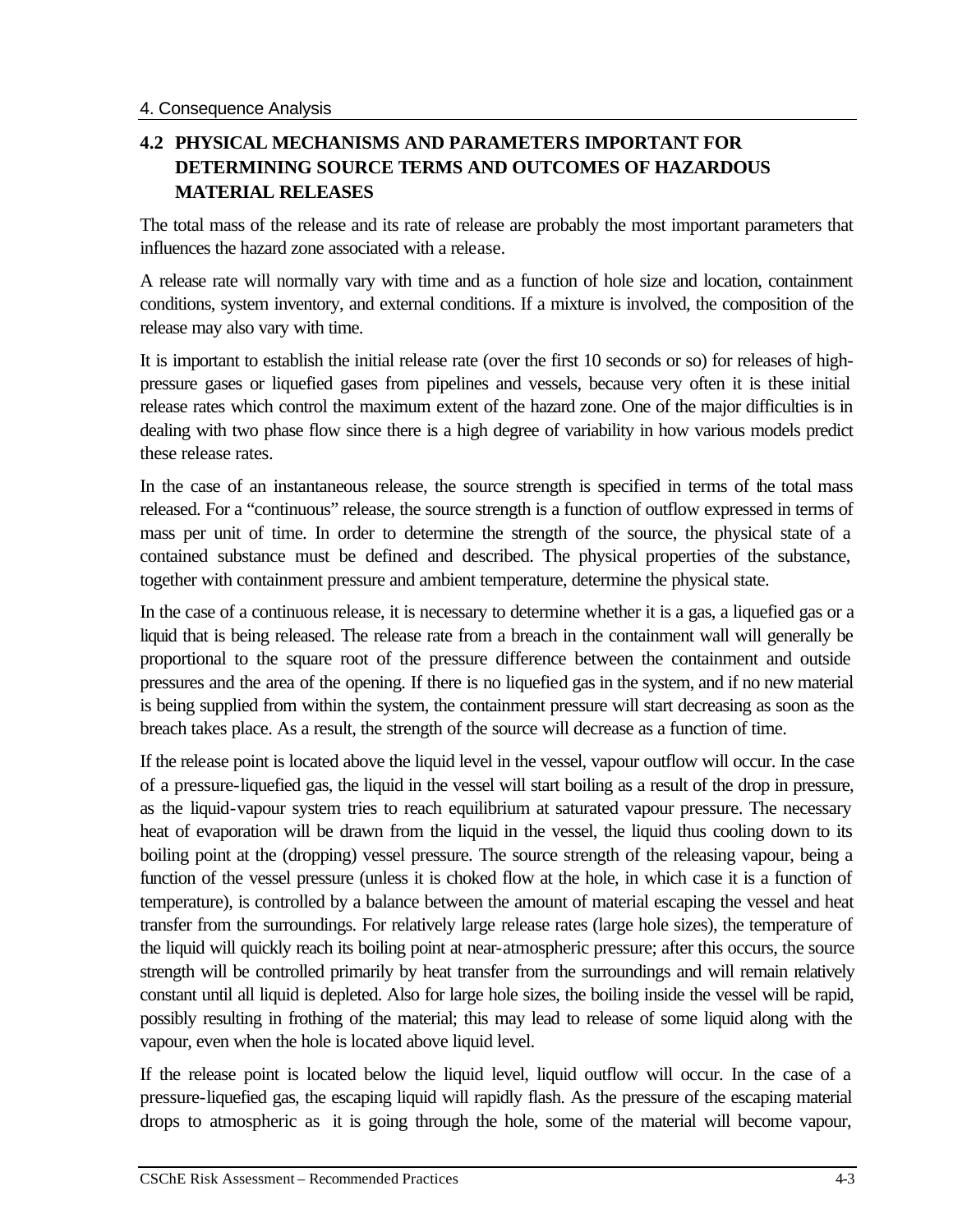## 4.2 PHYSICAL MECHANISMS AND PARAMETERS IMPORTANT FOR DETERMINING SOURCE TERMS AND OUTCOMES OF HAZARDOUS MATERIAL RELEASES

The total mass of the release and its rate of release are probably the most important parameters that influences the hazard zone associated with a release.

A release rate will normally vary with time and as a function of hole size and location, containment conditions, system inventory, and external conditions. If a mixture is involved, the composition of the release may also vary with time.

It is important to establish the initial release rate (over the first 10 seconds or so) for releases of high-pressure gases or liquefied gases from pipelines and vessels, because very often it is these initial release rates which control the maximum extent of the hazard zone. One of the major difficulties is in dealing with two phase flow since there is a high degree of variability in how various models predict these release rates.

In the case of an instantaneous release, the source strength is specified in terms of the total mass released. For a "continuous" release, the source strength is a function of outflow expressed in terms of mass per unit of time. In order to determine the strength of the source, the physical state of a contained substance must be defined and described. The physical properties of the substance, together with containment pressure and ambient temperature, determine the physical state.

In the case of a continuous release, it is necessary to determine whether it is a gas, a liquefied gas or a liquid that is being released. The release rate from a breach in the containment wall will generally be proportional to the square root of the pressure difference between the containment and outside pressures and the area of the opening. If there is no liquefied gas in the system, and if no new material is being supplied from within the system, the containment pressure will start decreasing as soon as the breach takes place. As a result, the strength of the source will decrease as a function of time.

If the release point is located above the liquid level in the vessel, vapour outflow will occur. In the case of a pressure-liquefied gas, the liquid in the vessel will start boiling as a result of the drop in pressure, as the liquid-vapour system tries to reach equilibrium at saturated vapour pressure. The necessary heat of evaporation will be drawn from the liquid in the vessel, the liquid thus cooling down to its boiling point at the (dropping) vessel pressure. The source strength of the releasing vapour, being a function of the vessel pressure (unless it is choked flow at the hole, in which case it is a function of temperature), is controlled by a balance between the amount of material escaping the vessel and heat transfer from the surroundings. For relatively large release rates (large hole sizes), the temperature of the liquid will quickly reach its boiling point at near-atmospheric pressure; after this occurs, the source strength will be controlled primarily by heat transfer from the surroundings and will remain relatively constant until all liquid is depleted. Also for large hole sizes, the boiling inside the vessel will be rapid, possibly resulting in frothing of the material; this may lead to release of some liquid along with the vapour, even when the hole is located above liquid level.

If the release point is located below the liquid level, liquid outflow will occur. In the case of a pressure-liquefied gas, the escaping liquid will rapidly flash. As the pressure of the escaping material drops to atmospheric as it is going through the hole, some of the material will become vapour,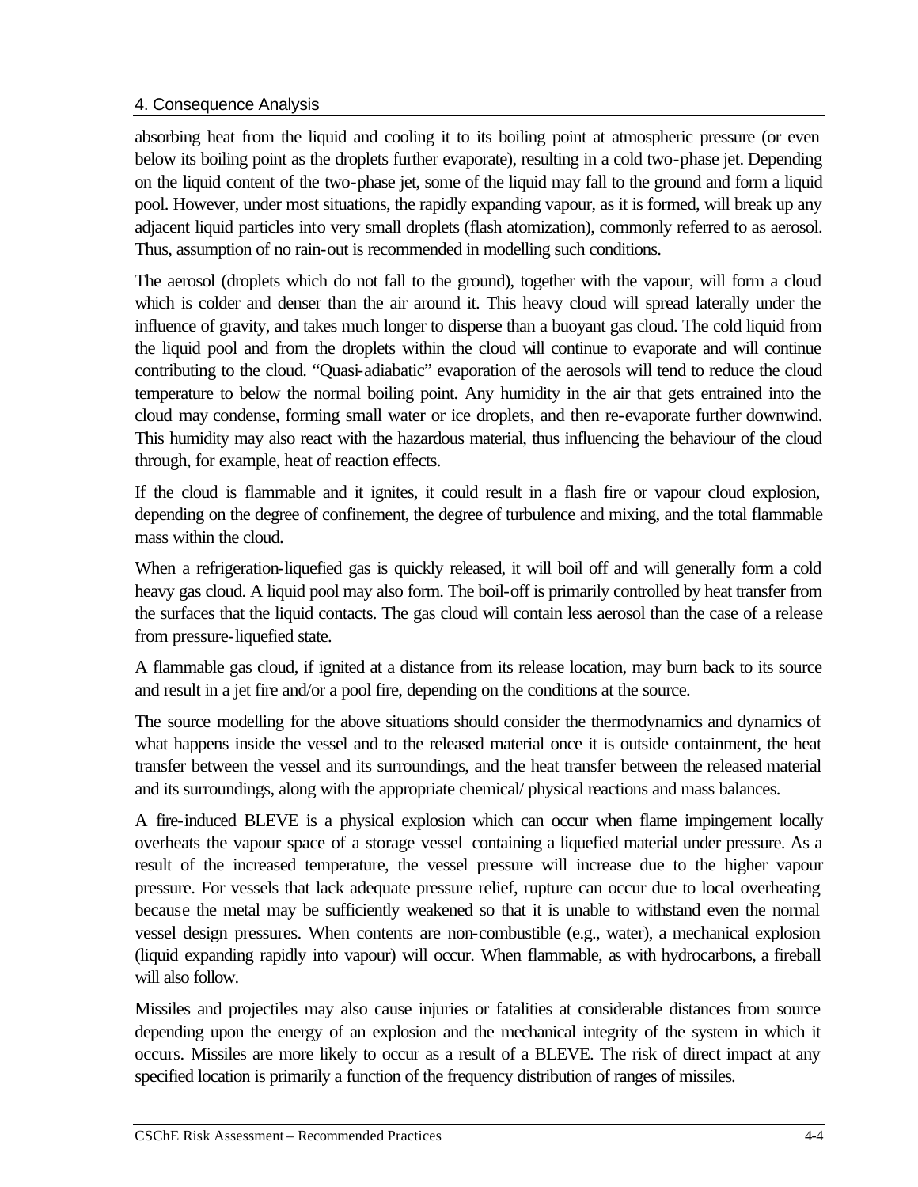absorbing heat from the liquid and cooling it to its boiling point at atmospheric pressure (or even below its boiling point as the droplets further evaporate), resulting in a cold two-phase jet. Depending on the liquid content of the two-phase jet, some of the liquid may fall to the ground and form a liquid pool. However, under most situations, the rapidly expanding vapour, as it is formed, will break up any adjacent liquid particles into very small droplets (flash atomization), commonly referred to as aerosol. Thus, assumption of no rain-out is recommended in modelling such conditions.

The aerosol (droplets which do not fall to the ground), together with the vapour, will form a cloud which is colder and denser than the air around it. This heavy cloud will spread laterally under the influence of gravity, and takes much longer to disperse than a buoyant gas cloud. The cold liquid from the liquid pool and from the droplets within the cloud will continue to evaporate and will continue contributing to the cloud. "Quasi-adiabatic" evaporation of the aerosols will tend to reduce the cloud temperature to below the normal boiling point. Any humidity in the air that gets entrained into the cloud may condense, forming small water or ice droplets, and then re-evaporate further downwind. This humidity may also react with the hazardous material, thus influencing the behaviour of the cloud through, for example, heat of reaction effects.

If the cloud is flammable and it ignites, it could result in a flash fire or vapour cloud explosion, depending on the degree of confinement, the degree of turbulence and mixing, and the total flammable mass within the cloud.

When a refrigeration-liquefied gas is quickly released, it will boil off and will generally form a cold heavy gas cloud. A liquid pool may also form. The boil-off is primarily controlled by heat transfer from the surfaces that the liquid contacts. The gas cloud will contain less aerosol than the case of a release from pressure-liquefied state.

A flammable gas cloud, if ignited at a distance from its release location, may burn back to its source and result in a jet fire and/or a pool fire, depending on the conditions at the source.

The source modelling for the above situations should consider the thermodynamics and dynamics of what happens inside the vessel and to the released material once it is outside containment, the heat transfer between the vessel and its surroundings, and the heat transfer between the released material and its surroundings, along with the appropriate chemical/ physical reactions and mass balances.

A fire-induced BLEVE is a physical explosion which can occur when flame impingement locally overheats the vapour space of a storage vessel containing a liquefied material under pressure. As a result of the increased temperature, the vessel pressure will increase due to the higher vapour pressure. For vessels that lack adequate pressure relief, rupture can occur due to local overheating because the metal may be sufficiently weakened so that it is unable to withstand even the normal vessel design pressures. When contents are non-combustible (e.g., water), a mechanical explosion (liquid expanding rapidly into vapour) will occur. When flammable, as with hydrocarbons, a fireball will also follow.

Missiles and projectiles may also cause injuries or fatalities at considerable distances from source depending upon the energy of an explosion and the mechanical integrity of the system in which it occurs. Missiles are more likely to occur as a result of a BLEVE. The risk of direct impact at any specified location is primarily a function of the frequency distribution of ranges of missiles.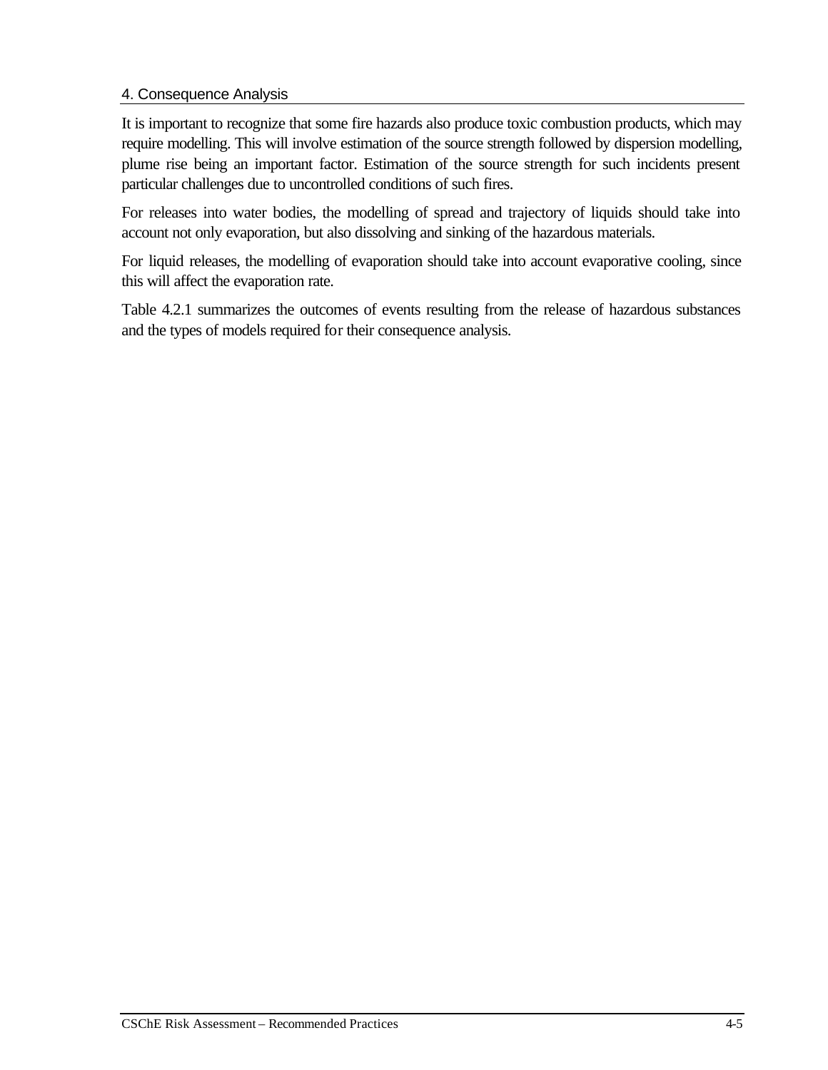It is important to recognize that some fire hazards also produce toxic combustion products, which may require modelling. This will involve estimation of the source strength followed by dispersion modelling, plume rise being an important factor. Estimation of the source strength for such incidents present particular challenges due to uncontrolled conditions of such fires.

For releases into water bodies, the modelling of spread and trajectory of liquids should take into account not only evaporation, but also dissolving and sinking of the hazardous materials.

For liquid releases, the modelling of evaporation should take into account evaporative cooling, since this will affect the evaporation rate.

Table 4.2.1 summarizes the outcomes of events resulting from the release of hazardous substances and the types of models required for their consequence analysis.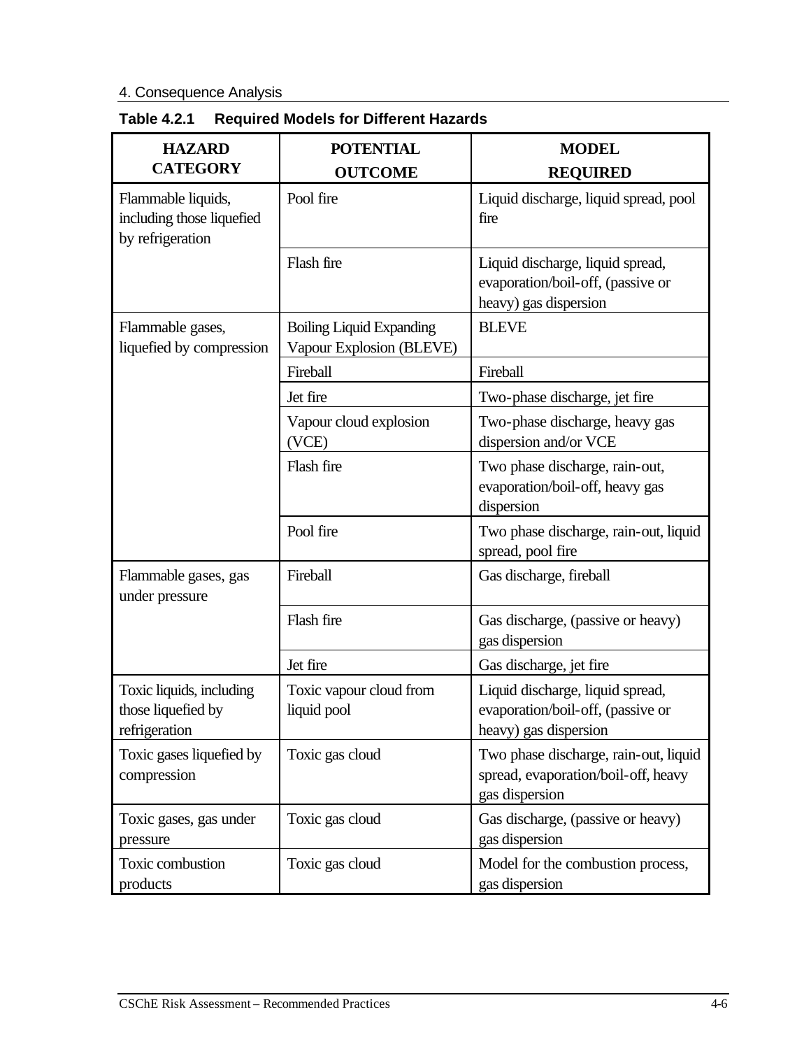**Table 4.2.1 Required Models for Different Hazards**

| HAZARD CATEGORY | POTENTIAL OUTCOME | MODEL REQUIRED |
|---|---|---|
| Flammable liquids, including those liquefied by refrigeration | Pool fire | Liquid discharge, liquid spread, pool fire |
| | Flash fire | Liquid discharge, liquid spread, evaporation/boil-off, (passive or heavy) gas dispersion |
| Flammable gases, liquefied by compression | Boiling Liquid Expanding Vapour Explosion (BLEVE) | BLEVE |
| | Fireball | Fireball |
| | Jet fire | Two-phase discharge, jet fire |
| | Vapour cloud explosion (VCE) | Two-phase discharge, heavy gas dispersion and/or VCE |
| | Flash fire | Two phase discharge, rain-out, evaporation/boil-off, heavy gas dispersion |
| | Pool fire | Two phase discharge, rain-out, liquid spread, pool fire |
| Flammable gases, gas under pressure | Fireball | Gas discharge, fireball |
| | Flash fire | Gas discharge, (passive or heavy) gas dispersion |
| | Jet fire | Gas discharge, jet fire |
| Toxic liquids, including those liquefied by refrigeration | Toxic vapour cloud from liquid pool | Liquid discharge, liquid spread, evaporation/boil-off, (passive or heavy) gas dispersion |
| Toxic gases liquefied by compression | Toxic gas cloud | Two phase discharge, rain-out, liquid spread, evaporation/boil-off, heavy gas dispersion |
| Toxic gases, gas under pressure | Toxic gas cloud | Gas discharge, (passive or heavy) gas dispersion |
| Toxic combustion products | Toxic gas cloud | Model for the combustion process, gas dispersion |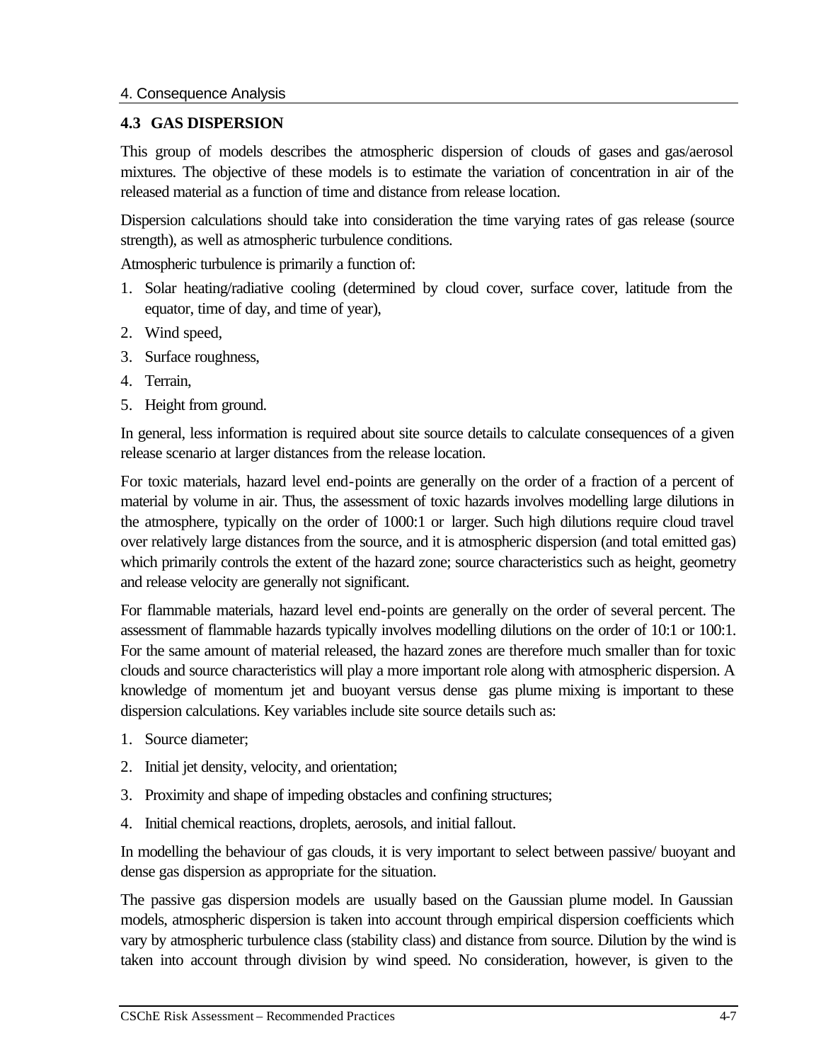## 4.3 GAS DISPERSION

This group of models describes the atmospheric dispersion of clouds of gases and gas/aerosol mixtures. The objective of these models is to estimate the variation of concentration in air of the released material as a function of time and distance from release location.

Dispersion calculations should take into consideration the time varying rates of gas release (source strength), as well as atmospheric turbulence conditions.

Atmospheric turbulence is primarily a function of:

1. Solar heating/radiative cooling (determined by cloud cover, surface cover, latitude from the equator, time of day, and time of year),
2. Wind speed,
3. Surface roughness,
4. Terrain,
5. Height from ground.

In general, less information is required about site source details to calculate consequences of a given release scenario at larger distances from the release location.

For toxic materials, hazard level end-points are generally on the order of a fraction of a percent of material by volume in air. Thus, the assessment of toxic hazards involves modelling large dilutions in the atmosphere, typically on the order of 1000:1 or larger. Such high dilutions require cloud travel over relatively large distances from the source, and it is atmospheric dispersion (and total emitted gas) which primarily controls the extent of the hazard zone; source characteristics such as height, geometry and release velocity are generally not significant.

For flammable materials, hazard level end-points are generally on the order of several percent. The assessment of flammable hazards typically involves modelling dilutions on the order of 10:1 or 100:1. For the same amount of material released, the hazard zones are therefore much smaller than for toxic clouds and source characteristics will play a more important role along with atmospheric dispersion. A knowledge of momentum jet and buoyant versus dense gas plume mixing is important to these dispersion calculations. Key variables include site source details such as:

1. Source diameter;
2. Initial jet density, velocity, and orientation;
3. Proximity and shape of impeding obstacles and confining structures;
4. Initial chemical reactions, droplets, aerosols, and initial fallout.

In modelling the behaviour of gas clouds, it is very important to select between passive/ buoyant and dense gas dispersion as appropriate for the situation.

The passive gas dispersion models are usually based on the Gaussian plume model. In Gaussian models, atmospheric dispersion is taken into account through empirical dispersion coefficients which vary by atmospheric turbulence class (stability class) and distance from source. Dilution by the wind is taken into account through division by wind speed. No consideration, however, is given to the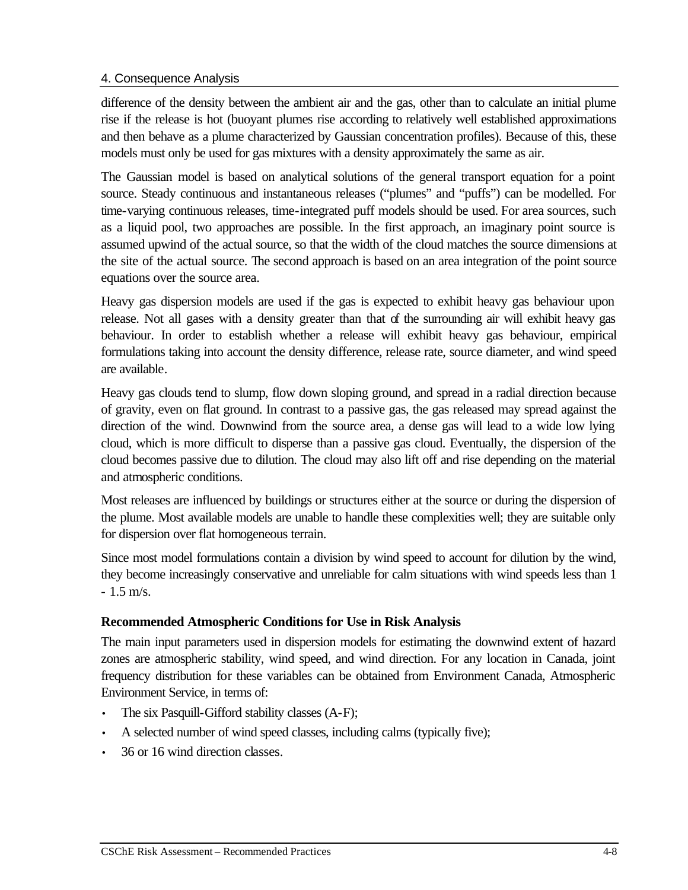difference of the density between the ambient air and the gas, other than to calculate an initial plume rise if the release is hot (buoyant plumes rise according to relatively well established approximations and then behave as a plume characterized by Gaussian concentration profiles). Because of this, these models must only be used for gas mixtures with a density approximately the same as air.

The Gaussian model is based on analytical solutions of the general transport equation for a point source. Steady continuous and instantaneous releases ("plumes" and "puffs") can be modelled. For time-varying continuous releases, time-integrated puff models should be used. For area sources, such as a liquid pool, two approaches are possible. In the first approach, an imaginary point source is assumed upwind of the actual source, so that the width of the cloud matches the source dimensions at the site of the actual source. The second approach is based on an area integration of the point source equations over the source area.

Heavy gas dispersion models are used if the gas is expected to exhibit heavy gas behaviour upon release. Not all gases with a density greater than that of the surrounding air will exhibit heavy gas behaviour. In order to establish whether a release will exhibit heavy gas behaviour, empirical formulations taking into account the density difference, release rate, source diameter, and wind speed are available.

Heavy gas clouds tend to slump, flow down sloping ground, and spread in a radial direction because of gravity, even on flat ground. In contrast to a passive gas, the gas released may spread against the direction of the wind. Downwind from the source area, a dense gas will lead to a wide low lying cloud, which is more difficult to disperse than a passive gas cloud. Eventually, the dispersion of the cloud becomes passive due to dilution. The cloud may also lift off and rise depending on the material and atmospheric conditions.

Most releases are influenced by buildings or structures either at the source or during the dispersion of the plume. Most available models are unable to handle these complexities well; they are suitable only for dispersion over flat homogeneous terrain.

Since most model formulations contain a division by wind speed to account for dilution by the wind, they become increasingly conservative and unreliable for calm situations with wind speeds less than 1 - 1.5 m/s.

**Recommended Atmospheric Conditions for Use in Risk Analysis**

The main input parameters used in dispersion models for estimating the downwind extent of hazard zones are atmospheric stability, wind speed, and wind direction. For any location in Canada, joint frequency distribution for these variables can be obtained from Environment Canada, Atmospheric Environment Service, in terms of:

- The six Pasquill-Gifford stability classes (A-F);
- A selected number of wind speed classes, including calms (typically five);
- 36 or 16 wind direction classes.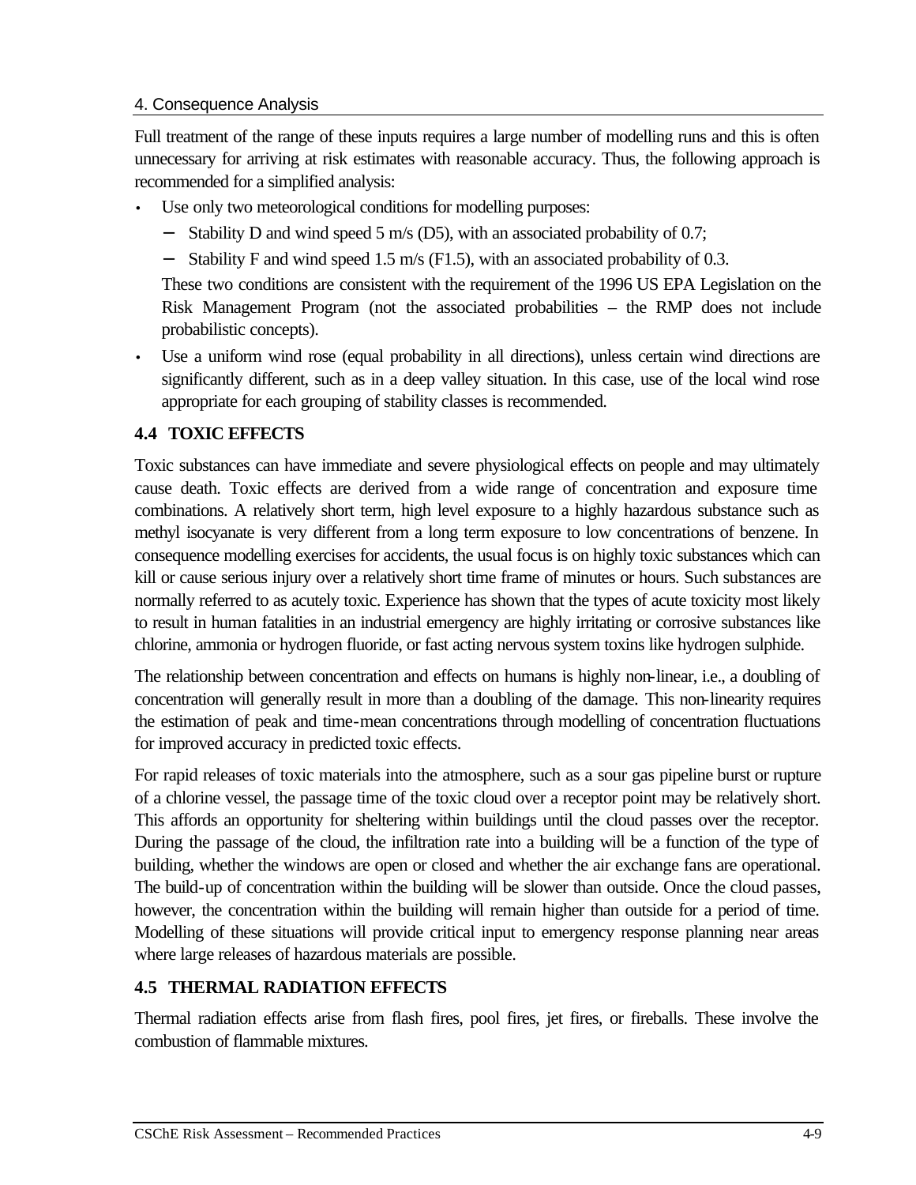Full treatment of the range of these inputs requires a large number of modelling runs and this is often unnecessary for arriving at risk estimates with reasonable accuracy. Thus, the following approach is recommended for a simplified analysis:

- Use only two meteorological conditions for modelling purposes:
  - Stability D and wind speed 5 m/s (D5), with an associated probability of 0.7;
  - Stability F and wind speed 1.5 m/s (F1.5), with an associated probability of 0.3.

  These two conditions are consistent with the requirement of the 1996 US EPA Legislation on the Risk Management Program (not the associated probabilities – the RMP does not include probabilistic concepts).
- Use a uniform wind rose (equal probability in all directions), unless certain wind directions are significantly different, such as in a deep valley situation. In this case, use of the local wind rose appropriate for each grouping of stability classes is recommended.

## 4.4 TOXIC EFFECTS

Toxic substances can have immediate and severe physiological effects on people and may ultimately cause death. Toxic effects are derived from a wide range of concentration and exposure time combinations. A relatively short term, high level exposure to a highly hazardous substance such as methyl isocyanate is very different from a long term exposure to low concentrations of benzene. In consequence modelling exercises for accidents, the usual focus is on highly toxic substances which can kill or cause serious injury over a relatively short time frame of minutes or hours. Such substances are normally referred to as acutely toxic. Experience has shown that the types of acute toxicity most likely to result in human fatalities in an industrial emergency are highly irritating or corrosive substances like chlorine, ammonia or hydrogen fluoride, or fast acting nervous system toxins like hydrogen sulphide.

The relationship between concentration and effects on humans is highly non-linear, i.e., a doubling of concentration will generally result in more than a doubling of the damage. This non-linearity requires the estimation of peak and time-mean concentrations through modelling of concentration fluctuations for improved accuracy in predicted toxic effects.

For rapid releases of toxic materials into the atmosphere, such as a sour gas pipeline burst or rupture of a chlorine vessel, the passage time of the toxic cloud over a receptor point may be relatively short. This affords an opportunity for sheltering within buildings until the cloud passes over the receptor. During the passage of the cloud, the infiltration rate into a building will be a function of the type of building, whether the windows are open or closed and whether the air exchange fans are operational. The build-up of concentration within the building will be slower than outside. Once the cloud passes, however, the concentration within the building will remain higher than outside for a period of time. Modelling of these situations will provide critical input to emergency response planning near areas where large releases of hazardous materials are possible.

## 4.5 THERMAL RADIATION EFFECTS

Thermal radiation effects arise from flash fires, pool fires, jet fires, or fireballs. These involve the combustion of flammable mixtures.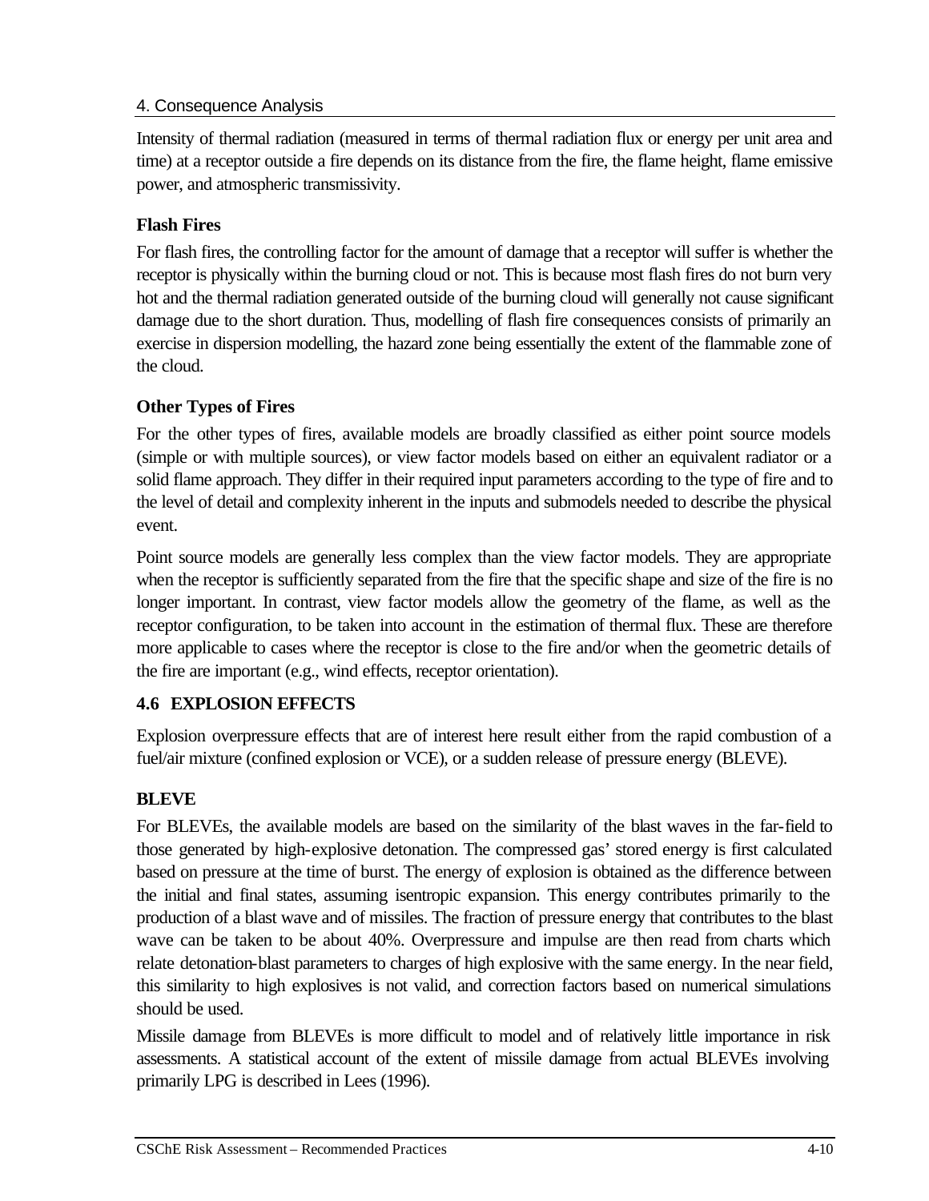Intensity of thermal radiation (measured in terms of thermal radiation flux or energy per unit area and time) at a receptor outside a fire depends on its distance from the fire, the flame height, flame emissive power, and atmospheric transmissivity.

### Flash Fires

For flash fires, the controlling factor for the amount of damage that a receptor will suffer is whether the receptor is physically within the burning cloud or not. This is because most flash fires do not burn very hot and the thermal radiation generated outside of the burning cloud will generally not cause significant damage due to the short duration. Thus, modelling of flash fire consequences consists of primarily an exercise in dispersion modelling, the hazard zone being essentially the extent of the flammable zone of the cloud.

### Other Types of Fires

For the other types of fires, available models are broadly classified as either point source models (simple or with multiple sources), or view factor models based on either an equivalent radiator or a solid flame approach. They differ in their required input parameters according to the type of fire and to the level of detail and complexity inherent in the inputs and submodels needed to describe the physical event.

Point source models are generally less complex than the view factor models. They are appropriate when the receptor is sufficiently separated from the fire that the specific shape and size of the fire is no longer important. In contrast, view factor models allow the geometry of the flame, as well as the receptor configuration, to be taken into account in the estimation of thermal flux. These are therefore more applicable to cases where the receptor is close to the fire and/or when the geometric details of the fire are important (e.g., wind effects, receptor orientation).

## 4.6 EXPLOSION EFFECTS

Explosion overpressure effects that are of interest here result either from the rapid combustion of a fuel/air mixture (confined explosion or VCE), or a sudden release of pressure energy (BLEVE).

### BLEVE

For BLEVEs, the available models are based on the similarity of the blast waves in the far-field to those generated by high-explosive detonation. The compressed gas' stored energy is first calculated based on pressure at the time of burst. The energy of explosion is obtained as the difference between the initial and final states, assuming isentropic expansion. This energy contributes primarily to the production of a blast wave and of missiles. The fraction of pressure energy that contributes to the blast wave can be taken to be about 40%. Overpressure and impulse are then read from charts which relate detonation-blast parameters to charges of high explosive with the same energy. In the near field, this similarity to high explosives is not valid, and correction factors based on numerical simulations should be used.

Missile damage from BLEVEs is more difficult to model and of relatively little importance in risk assessments. A statistical account of the extent of missile damage from actual BLEVEs involving primarily LPG is described in Lees (1996).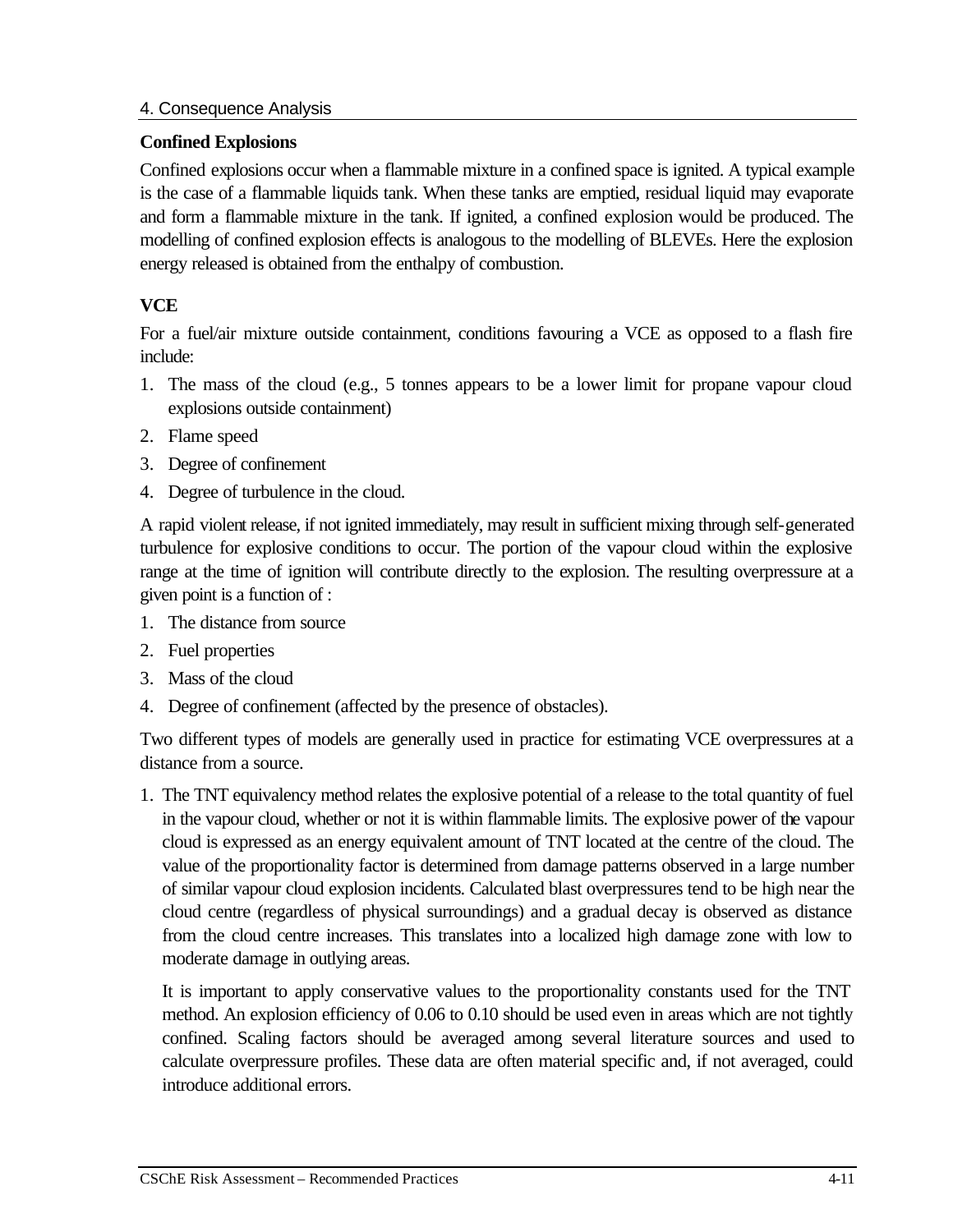### Confined Explosions

Confined explosions occur when a flammable mixture in a confined space is ignited. A typical example is the case of a flammable liquids tank. When these tanks are emptied, residual liquid may evaporate and form a flammable mixture in the tank. If ignited, a confined explosion would be produced. The modelling of confined explosion effects is analogous to the modelling of BLEVEs. Here the explosion energy released is obtained from the enthalpy of combustion.

### VCE

For a fuel/air mixture outside containment, conditions favouring a VCE as opposed to a flash fire include:

1. The mass of the cloud (e.g., 5 tonnes appears to be a lower limit for propane vapour cloud explosions outside containment)
2. Flame speed
3. Degree of confinement
4. Degree of turbulence in the cloud.

A rapid violent release, if not ignited immediately, may result in sufficient mixing through self-generated turbulence for explosive conditions to occur. The portion of the vapour cloud within the explosive range at the time of ignition will contribute directly to the explosion. The resulting overpressure at a given point is a function of :

1. The distance from source
2. Fuel properties
3. Mass of the cloud
4. Degree of confinement (affected by the presence of obstacles).

Two different types of models are generally used in practice for estimating VCE overpressures at a distance from a source.

1. The TNT equivalency method relates the explosive potential of a release to the total quantity of fuel in the vapour cloud, whether or not it is within flammable limits. The explosive power of the vapour cloud is expressed as an energy equivalent amount of TNT located at the centre of the cloud. The value of the proportionality factor is determined from damage patterns observed in a large number of similar vapour cloud explosion incidents. Calculated blast overpressures tend to be high near the cloud centre (regardless of physical surroundings) and a gradual decay is observed as distance from the cloud centre increases. This translates into a localized high damage zone with low to moderate damage in outlying areas.

   It is important to apply conservative values to the proportionality constants used for the TNT method. An explosion efficiency of 0.06 to 0.10 should be used even in areas which are not tightly confined. Scaling factors should be averaged among several literature sources and used to calculate overpressure profiles. These data are often material specific and, if not averaged, could introduce additional errors.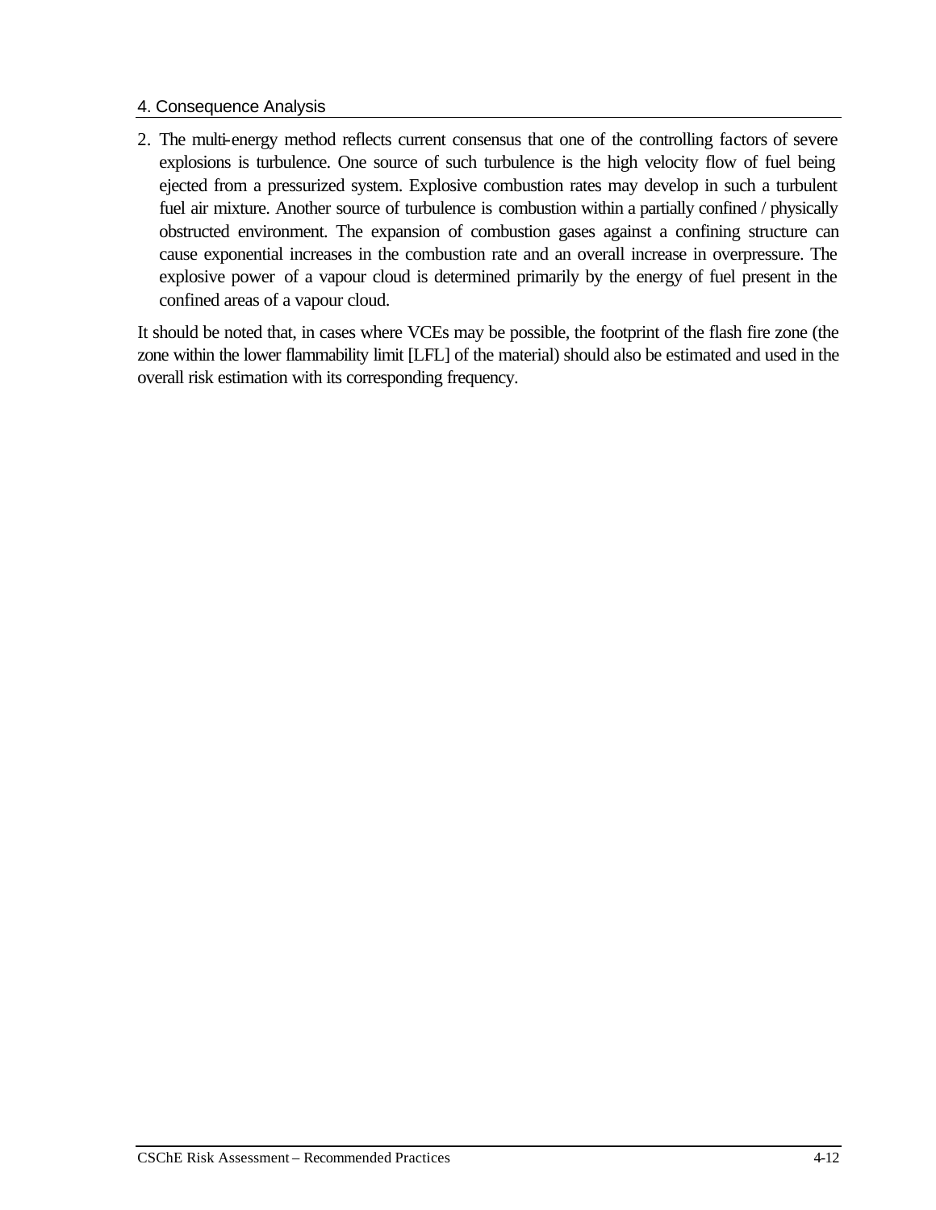2. The multi-energy method reflects current consensus that one of the controlling factors of severe explosions is turbulence. One source of such turbulence is the high velocity flow of fuel being ejected from a pressurized system. Explosive combustion rates may develop in such a turbulent fuel air mixture. Another source of turbulence is combustion within a partially confined / physically obstructed environment. The expansion of combustion gases against a confining structure can cause exponential increases in the combustion rate and an overall increase in overpressure. The explosive power of a vapour cloud is determined primarily by the energy of fuel present in the confined areas of a vapour cloud.

It should be noted that, in cases where VCEs may be possible, the footprint of the flash fire zone (the zone within the lower flammability limit [LFL] of the material) should also be estimated and used in the overall risk estimation with its corresponding frequency.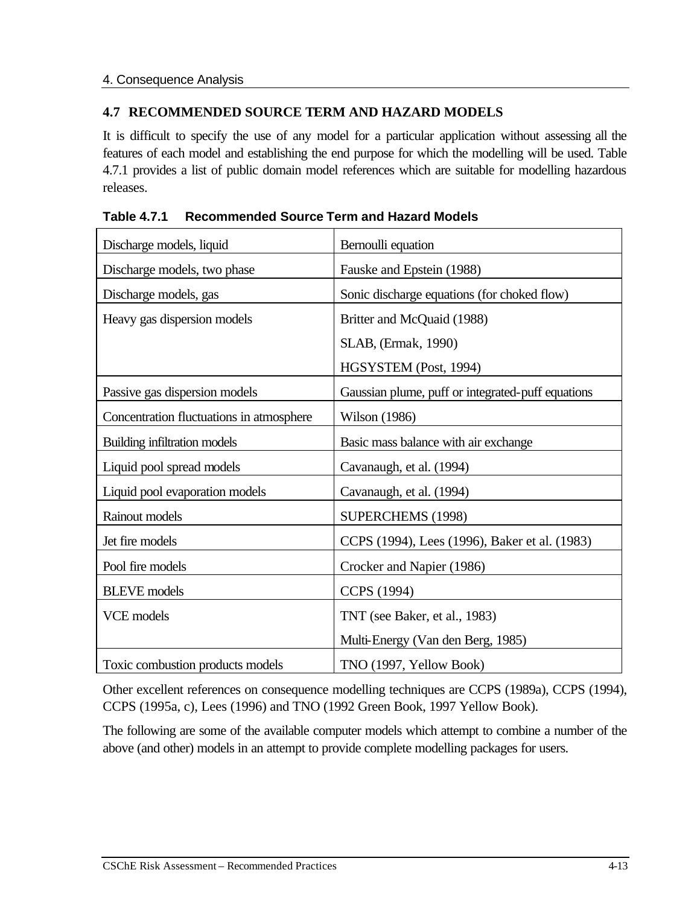## 4.7 RECOMMENDED SOURCE TERM AND HAZARD MODELS

It is difficult to specify the use of any model for a particular application without assessing all the features of each model and establishing the end purpose for which the modelling will be used. Table 4.7.1 provides a list of public domain model references which are suitable for modelling hazardous releases.

**Table 4.7.1 Recommended Source Term and Hazard Models**

| | |
|---|---|
| Discharge models, liquid | Bernoulli equation |
| Discharge models, two phase | Fauske and Epstein (1988) |
| Discharge models, gas | Sonic discharge equations (for choked flow) |
| Heavy gas dispersion models | Britter and McQuaid (1988)<br>SLAB, (Ermak, 1990)<br>HGSYSTEM (Post, 1994) |
| Passive gas dispersion models | Gaussian plume, puff or integrated-puff equations |
| Concentration fluctuations in atmosphere | Wilson (1986) |
| Building infiltration models | Basic mass balance with air exchange |
| Liquid pool spread models | Cavanaugh, et al. (1994) |
| Liquid pool evaporation models | Cavanaugh, et al. (1994) |
| Rainout models | SUPERCHEMS (1998) |
| Jet fire models | CCPS (1994), Lees (1996), Baker et al. (1983) |
| Pool fire models | Crocker and Napier (1986) |
| BLEVE models | CCPS (1994) |
| VCE models | TNT (see Baker, et al., 1983)<br>Multi-Energy (Van den Berg, 1985) |
| Toxic combustion products models | TNO (1997, Yellow Book) |

Other excellent references on consequence modelling techniques are CCPS (1989a), CCPS (1994), CCPS (1995a, c), Lees (1996) and TNO (1992 Green Book, 1997 Yellow Book).

The following are some of the available computer models which attempt to combine a number of the above (and other) models in an attempt to provide complete modelling packages for users.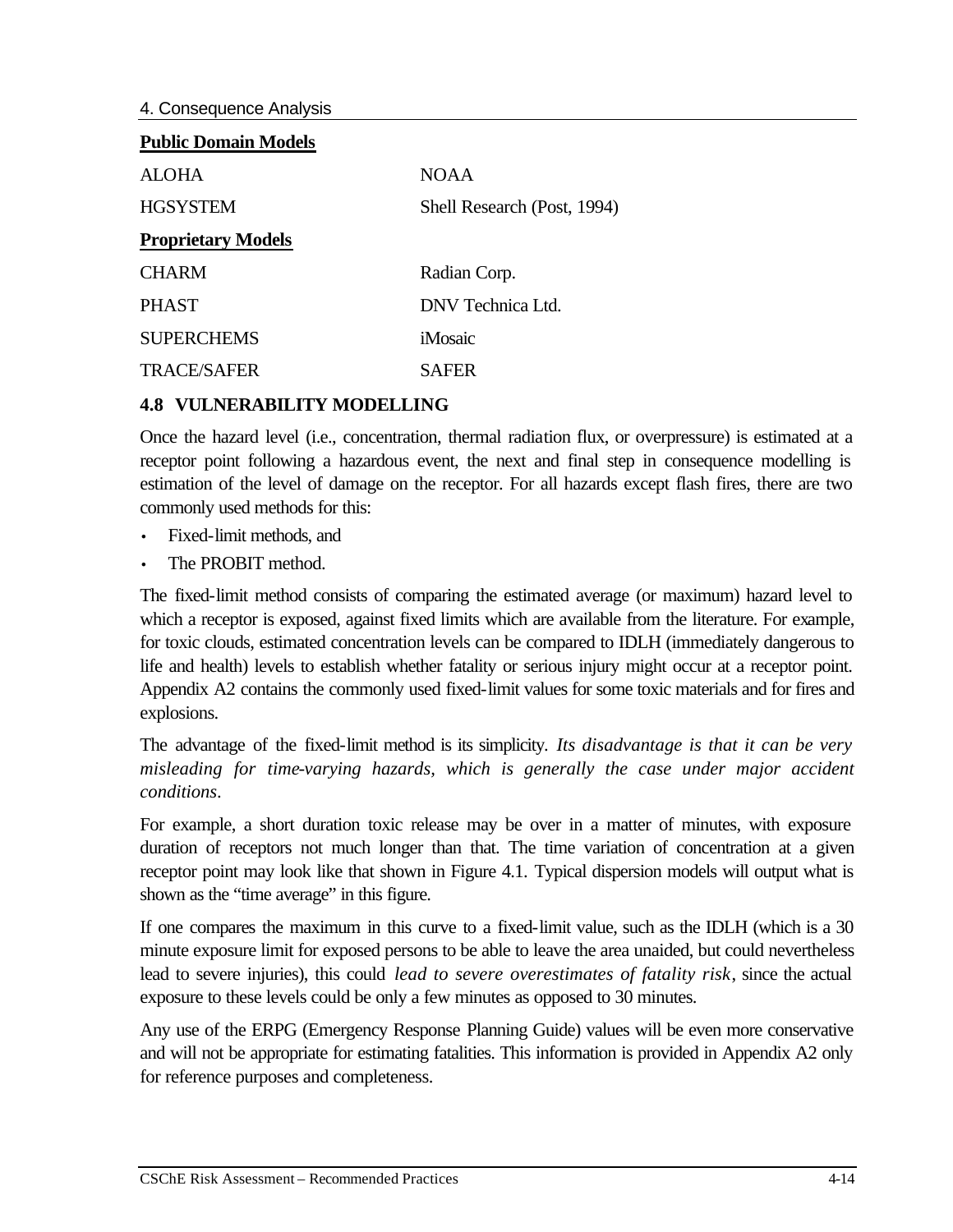**Public Domain Models**

| | |
|---|---|
| ALOHA | NOAA |
| HGSYSTEM | Shell Research (Post, 1994) |

**Proprietary Models**

| | |
|---|---|
| CHARM | Radian Corp. |
| PHAST | DNV Technica Ltd. |
| SUPERCHEMS | iMosaic |
| TRACE/SAFER | SAFER |

## 4.8 VULNERABILITY MODELLING

Once the hazard level (i.e., concentration, thermal radiation flux, or overpressure) is estimated at a receptor point following a hazardous event, the next and final step in consequence modelling is estimation of the level of damage on the receptor. For all hazards except flash fires, there are two commonly used methods for this:

- Fixed-limit methods, and
- The PROBIT method.

The fixed-limit method consists of comparing the estimated average (or maximum) hazard level to which a receptor is exposed, against fixed limits which are available from the literature. For example, for toxic clouds, estimated concentration levels can be compared to IDLH (immediately dangerous to life and health) levels to establish whether fatality or serious injury might occur at a receptor point. Appendix A2 contains the commonly used fixed-limit values for some toxic materials and for fires and explosions.

The advantage of the fixed-limit method is its simplicity. *Its disadvantage is that it can be very misleading for time-varying hazards, which is generally the case under major accident conditions*.

For example, a short duration toxic release may be over in a matter of minutes, with exposure duration of receptors not much longer than that. The time variation of concentration at a given receptor point may look like that shown in Figure 4.1. Typical dispersion models will output what is shown as the "time average" in this figure.

If one compares the maximum in this curve to a fixed-limit value, such as the IDLH (which is a 30 minute exposure limit for exposed persons to be able to leave the area unaided, but could nevertheless lead to severe injuries), this could *lead to severe overestimates of fatality risk*, since the actual exposure to these levels could be only a few minutes as opposed to 30 minutes.

Any use of the ERPG (Emergency Response Planning Guide) values will be even more conservative and will not be appropriate for estimating fatalities. This information is provided in Appendix A2 only for reference purposes and completeness.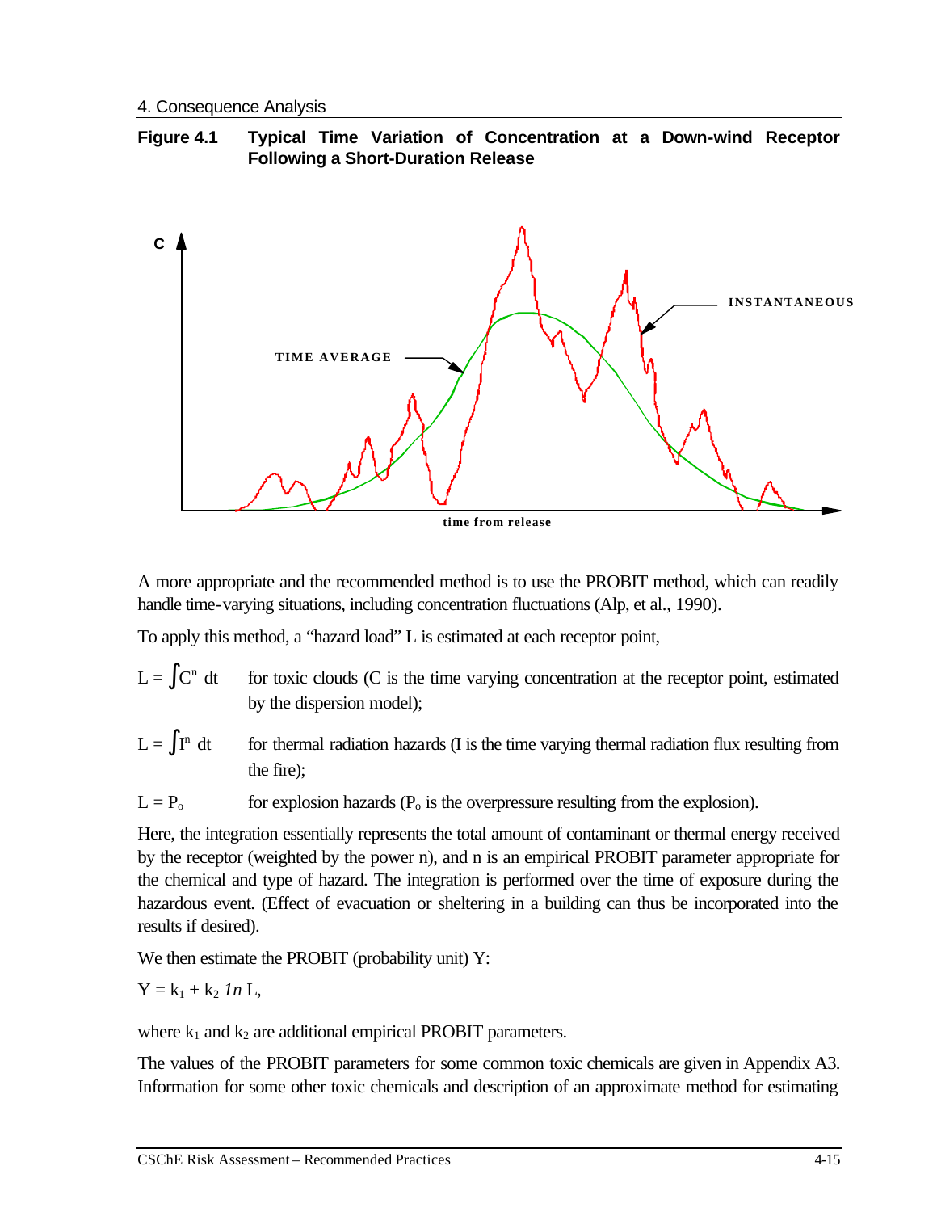**Figure 4.1 Typical Time Variation of Concentration at a Down-wind Receptor Following a Short-Duration Release**

A more appropriate and the recommended method is to use the PROBIT method, which can readily handle time-varying situations, including concentration fluctuations (Alp, et al., 1990).

To apply this method, a "hazard load" L is estimated at each receptor point,

$L = \int C^n \, dt$ for toxic clouds (C is the time varying concentration at the receptor point, estimated by the dispersion model);

$L = \int I^n \, dt$ for thermal radiation hazards (I is the time varying thermal radiation flux resulting from the fire);

$L = P_o$ for explosion hazards ($P_o$ is the overpressure resulting from the explosion).

Here, the integration essentially represents the total amount of contaminant or thermal energy received by the receptor (weighted by the power n), and n is an empirical PROBIT parameter appropriate for the chemical and type of hazard. The integration is performed over the time of exposure during the hazardous event. (Effect of evacuation or sheltering in a building can thus be incorporated into the results if desired).

We then estimate the PROBIT (probability unit) Y:

$Y = k_1 + k_2 \ln L,$

where $k_1$ and $k_2$ are additional empirical PROBIT parameters.

The values of the PROBIT parameters for some common toxic chemicals are given in Appendix A3. Information for some other toxic chemicals and description of an approximate method for estimating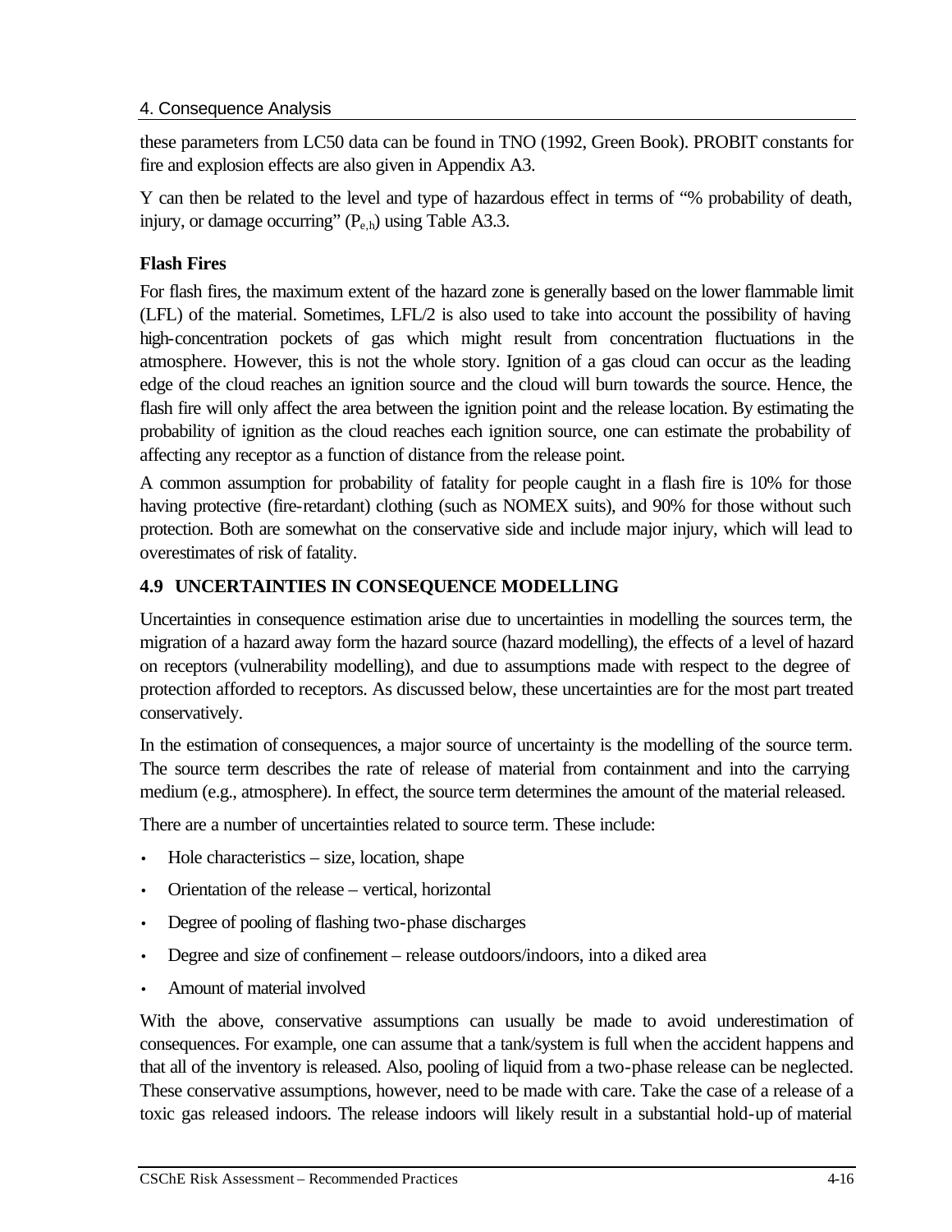these parameters from LC50 data can be found in TNO (1992, Green Book). PROBIT constants for fire and explosion effects are also given in Appendix A3.

Y can then be related to the level and type of hazardous effect in terms of "% probability of death, injury, or damage occurring" ($P_{e,h}$) using Table A3.3.

**Flash Fires**

For flash fires, the maximum extent of the hazard zone is generally based on the lower flammable limit (LFL) of the material. Sometimes, LFL/2 is also used to take into account the possibility of having high-concentration pockets of gas which might result from concentration fluctuations in the atmosphere. However, this is not the whole story. Ignition of a gas cloud can occur as the leading edge of the cloud reaches an ignition source and the cloud will burn towards the source. Hence, the flash fire will only affect the area between the ignition point and the release location. By estimating the probability of ignition as the cloud reaches each ignition source, one can estimate the probability of affecting any receptor as a function of distance from the release point.

A common assumption for probability of fatality for people caught in a flash fire is 10% for those having protective (fire-retardant) clothing (such as NOMEX suits), and 90% for those without such protection. Both are somewhat on the conservative side and include major injury, which will lead to overestimates of risk of fatality.

### 4.9 UNCERTAINTIES IN CONSEQUENCE MODELLING

Uncertainties in consequence estimation arise due to uncertainties in modelling the sources term, the migration of a hazard away form the hazard source (hazard modelling), the effects of a level of hazard on receptors (vulnerability modelling), and due to assumptions made with respect to the degree of protection afforded to receptors. As discussed below, these uncertainties are for the most part treated conservatively.

In the estimation of consequences, a major source of uncertainty is the modelling of the source term. The source term describes the rate of release of material from containment and into the carrying medium (e.g., atmosphere). In effect, the source term determines the amount of the material released.

There are a number of uncertainties related to source term. These include:

- Hole characteristics – size, location, shape
- Orientation of the release – vertical, horizontal
- Degree of pooling of flashing two-phase discharges
- Degree and size of confinement – release outdoors/indoors, into a diked area
- Amount of material involved

With the above, conservative assumptions can usually be made to avoid underestimation of consequences. For example, one can assume that a tank/system is full when the accident happens and that all of the inventory is released. Also, pooling of liquid from a two-phase release can be neglected. These conservative assumptions, however, need to be made with care. Take the case of a release of a toxic gas released indoors. The release indoors will likely result in a substantial hold-up of material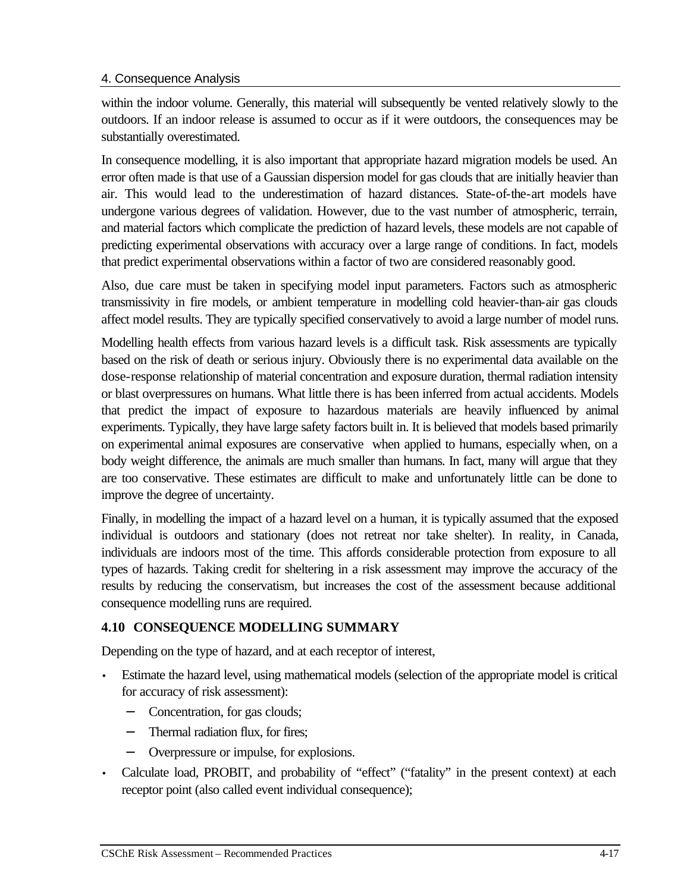within the indoor volume. Generally, this material will subsequently be vented relatively slowly to the outdoors. If an indoor release is assumed to occur as if it were outdoors, the consequences may be substantially overestimated.

In consequence modelling, it is also important that appropriate hazard migration models be used. An error often made is that use of a Gaussian dispersion model for gas clouds that are initially heavier than air. This would lead to the underestimation of hazard distances. State-of-the-art models have undergone various degrees of validation. However, due to the vast number of atmospheric, terrain, and material factors which complicate the prediction of hazard levels, these models are not capable of predicting experimental observations with accuracy over a large range of conditions. In fact, models that predict experimental observations within a factor of two are considered reasonably good.

Also, due care must be taken in specifying model input parameters. Factors such as atmospheric transmissivity in fire models, or ambient temperature in modelling cold heavier-than-air gas clouds affect model results. They are typically specified conservatively to avoid a large number of model runs.

Modelling health effects from various hazard levels is a difficult task. Risk assessments are typically based on the risk of death or serious injury. Obviously there is no experimental data available on the dose-response relationship of material concentration and exposure duration, thermal radiation intensity or blast overpressures on humans. What little there is has been inferred from actual accidents. Models that predict the impact of exposure to hazardous materials are heavily influenced by animal experiments. Typically, they have large safety factors built in. It is believed that models based primarily on experimental animal exposures are conservative when applied to humans, especially when, on a body weight difference, the animals are much smaller than humans. In fact, many will argue that they are too conservative. These estimates are difficult to make and unfortunately little can be done to improve the degree of uncertainty.

Finally, in modelling the impact of a hazard level on a human, it is typically assumed that the exposed individual is outdoors and stationary (does not retreat nor take shelter). In reality, in Canada, individuals are indoors most of the time. This affords considerable protection from exposure to all types of hazards. Taking credit for sheltering in a risk assessment may improve the accuracy of the results by reducing the conservatism, but increases the cost of the assessment because additional consequence modelling runs are required.

## 4.10 CONSEQUENCE MODELLING SUMMARY

Depending on the type of hazard, and at each receptor of interest,

- Estimate the hazard level, using mathematical models (selection of the appropriate model is critical for accuracy of risk assessment):
  - Concentration, for gas clouds;
  - Thermal radiation flux, for fires;
  - Overpressure or impulse, for explosions.
- Calculate load, PROBIT, and probability of "effect" ("fatality" in the present context) at each receptor point (also called event individual consequence);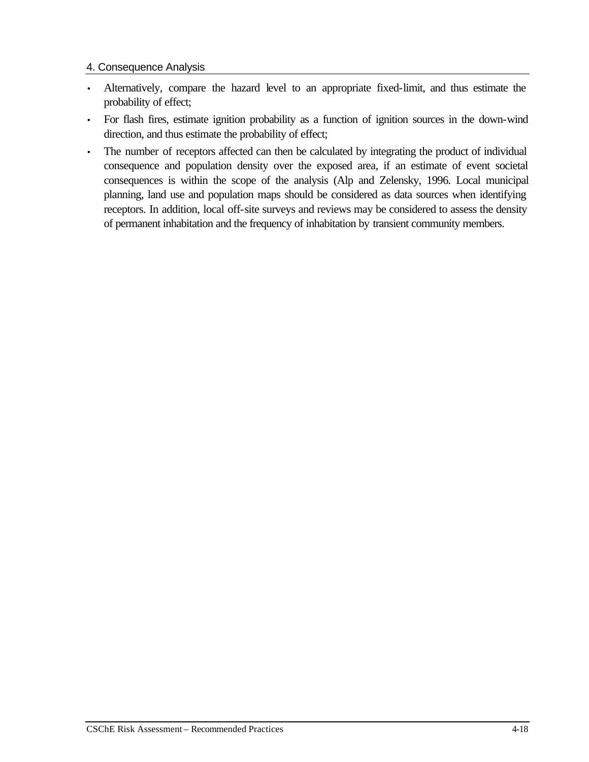- Alternatively, compare the hazard level to an appropriate fixed-limit, and thus estimate the probability of effect;
- For flash fires, estimate ignition probability as a function of ignition sources in the down-wind direction, and thus estimate the probability of effect;
- The number of receptors affected can then be calculated by integrating the product of individual consequence and population density over the exposed area, if an estimate of event societal consequences is within the scope of the analysis (Alp and Zelensky, 1996. Local municipal planning, land use and population maps should be considered as data sources when identifying receptors. In addition, local off-site surveys and reviews may be considered to assess the density of permanent inhabitation and the frequency of inhabitation by transient community members.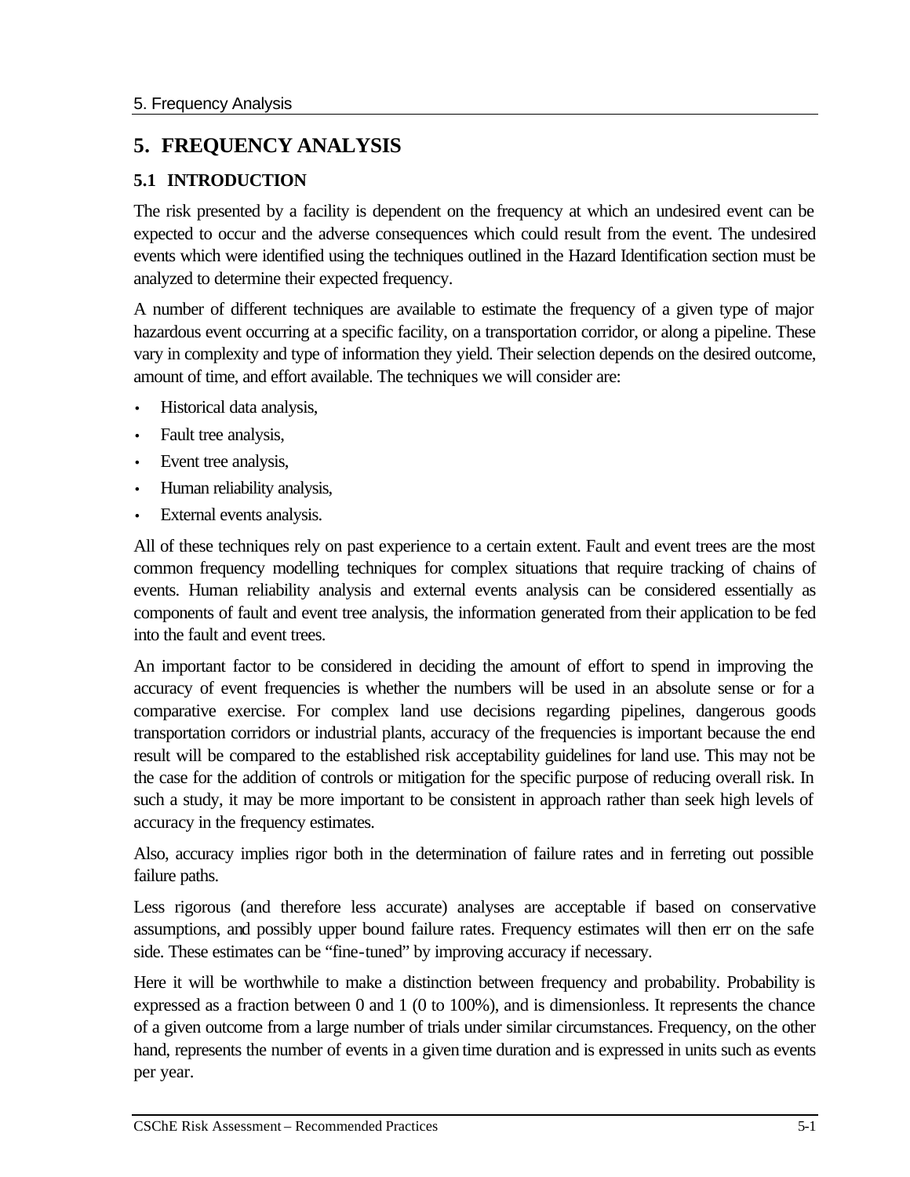# 5. FREQUENCY ANALYSIS

## 5.1 INTRODUCTION

The risk presented by a facility is dependent on the frequency at which an undesired event can be expected to occur and the adverse consequences which could result from the event. The undesired events which were identified using the techniques outlined in the Hazard Identification section must be analyzed to determine their expected frequency.

A number of different techniques are available to estimate the frequency of a given type of major hazardous event occurring at a specific facility, on a transportation corridor, or along a pipeline. These vary in complexity and type of information they yield. Their selection depends on the desired outcome, amount of time, and effort available. The techniques we will consider are:

- Historical data analysis,
- Fault tree analysis,
- Event tree analysis,
- Human reliability analysis,
- External events analysis.

All of these techniques rely on past experience to a certain extent. Fault and event trees are the most common frequency modelling techniques for complex situations that require tracking of chains of events. Human reliability analysis and external events analysis can be considered essentially as components of fault and event tree analysis, the information generated from their application to be fed into the fault and event trees.

An important factor to be considered in deciding the amount of effort to spend in improving the accuracy of event frequencies is whether the numbers will be used in an absolute sense or for a comparative exercise. For complex land use decisions regarding pipelines, dangerous goods transportation corridors or industrial plants, accuracy of the frequencies is important because the end result will be compared to the established risk acceptability guidelines for land use. This may not be the case for the addition of controls or mitigation for the specific purpose of reducing overall risk. In such a study, it may be more important to be consistent in approach rather than seek high levels of accuracy in the frequency estimates.

Also, accuracy implies rigor both in the determination of failure rates and in ferreting out possible failure paths.

Less rigorous (and therefore less accurate) analyses are acceptable if based on conservative assumptions, and possibly upper bound failure rates. Frequency estimates will then err on the safe side. These estimates can be "fine-tuned" by improving accuracy if necessary.

Here it will be worthwhile to make a distinction between frequency and probability. Probability is expressed as a fraction between 0 and 1 (0 to 100%), and is dimensionless. It represents the chance of a given outcome from a large number of trials under similar circumstances. Frequency, on the other hand, represents the number of events in a given time duration and is expressed in units such as events per year.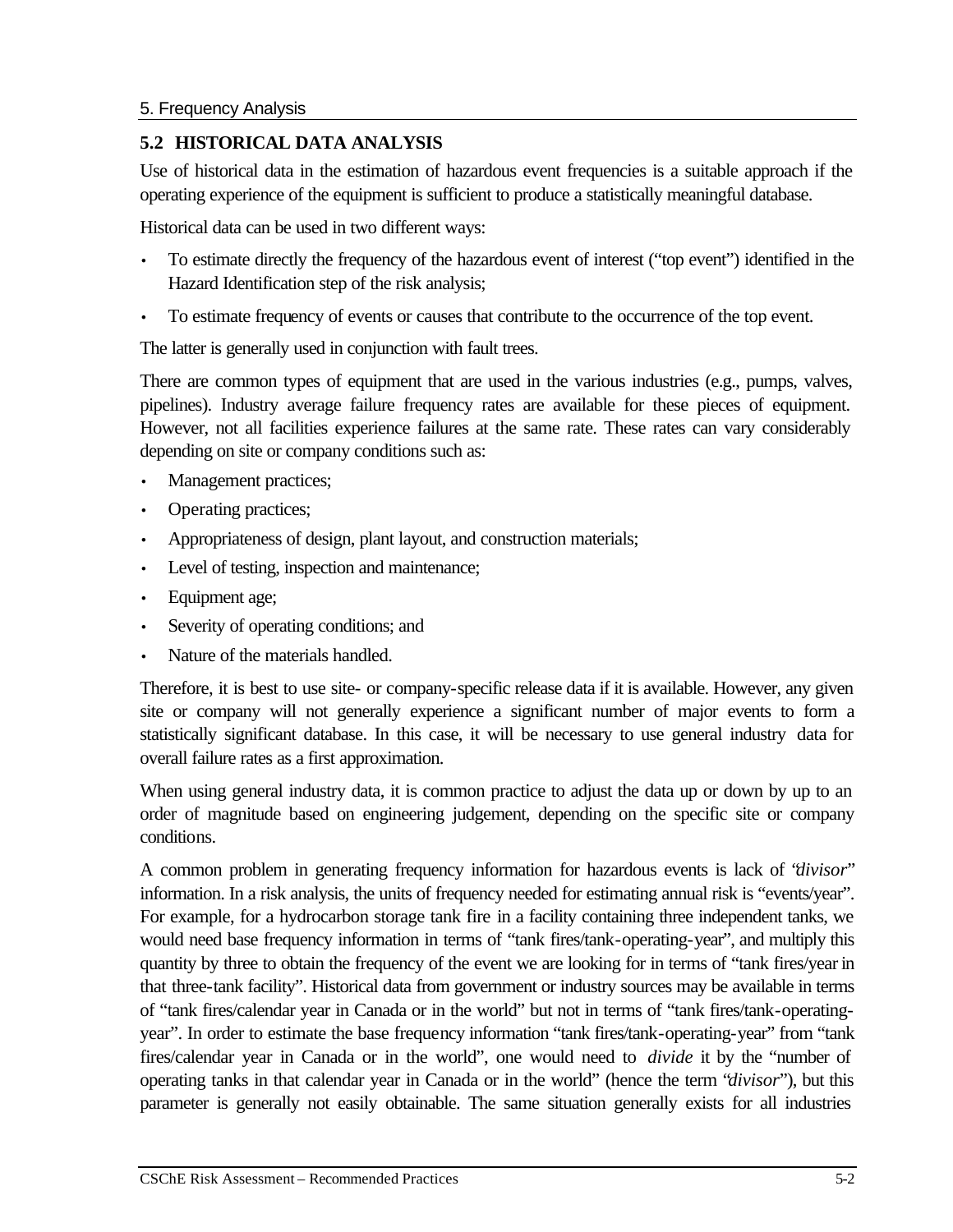## 5.2 HISTORICAL DATA ANALYSIS

Use of historical data in the estimation of hazardous event frequencies is a suitable approach if the operating experience of the equipment is sufficient to produce a statistically meaningful database.

Historical data can be used in two different ways:

- To estimate directly the frequency of the hazardous event of interest ("top event") identified in the Hazard Identification step of the risk analysis;
- To estimate frequency of events or causes that contribute to the occurrence of the top event.

The latter is generally used in conjunction with fault trees.

There are common types of equipment that are used in the various industries (e.g., pumps, valves, pipelines). Industry average failure frequency rates are available for these pieces of equipment. However, not all facilities experience failures at the same rate. These rates can vary considerably depending on site or company conditions such as:

- Management practices;
- Operating practices;
- Appropriateness of design, plant layout, and construction materials;
- Level of testing, inspection and maintenance;
- Equipment age;
- Severity of operating conditions; and
- Nature of the materials handled.

Therefore, it is best to use site- or company-specific release data if it is available. However, any given site or company will not generally experience a significant number of major events to form a statistically significant database. In this case, it will be necessary to use general industry data for overall failure rates as a first approximation.

When using general industry data, it is common practice to adjust the data up or down by up to an order of magnitude based on engineering judgement, depending on the specific site or company conditions.

A common problem in generating frequency information for hazardous events is lack of "*divisor*" information. In a risk analysis, the units of frequency needed for estimating annual risk is "events/year". For example, for a hydrocarbon storage tank fire in a facility containing three independent tanks, we would need base frequency information in terms of "tank fires/tank-operating-year", and multiply this quantity by three to obtain the frequency of the event we are looking for in terms of "tank fires/year in that three-tank facility". Historical data from government or industry sources may be available in terms of "tank fires/calendar year in Canada or in the world" but not in terms of "tank fires/tank-operating-year". In order to estimate the base frequency information "tank fires/tank-operating-year" from "tank fires/calendar year in Canada or in the world", one would need to *divide* it by the "number of operating tanks in that calendar year in Canada or in the world" (hence the term "*divisor*"), but this parameter is generally not easily obtainable. The same situation generally exists for all industries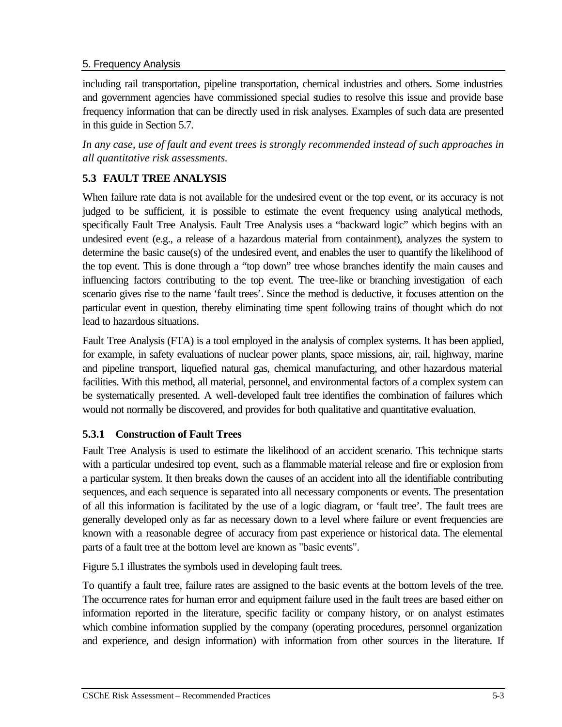including rail transportation, pipeline transportation, chemical industries and others. Some industries and government agencies have commissioned special studies to resolve this issue and provide base frequency information that can be directly used in risk analyses. Examples of such data are presented in this guide in Section 5.7.

*In any case, use of fault and event trees is strongly recommended instead of such approaches in all quantitative risk assessments.*

## 5.3 FAULT TREE ANALYSIS

When failure rate data is not available for the undesired event or the top event, or its accuracy is not judged to be sufficient, it is possible to estimate the event frequency using analytical methods, specifically Fault Tree Analysis. Fault Tree Analysis uses a "backward logic" which begins with an undesired event (e.g., a release of a hazardous material from containment), analyzes the system to determine the basic cause(s) of the undesired event, and enables the user to quantify the likelihood of the top event. This is done through a "top down" tree whose branches identify the main causes and influencing factors contributing to the top event. The tree-like or branching investigation of each scenario gives rise to the name 'fault trees'. Since the method is deductive, it focuses attention on the particular event in question, thereby eliminating time spent following trains of thought which do not lead to hazardous situations.

Fault Tree Analysis (FTA) is a tool employed in the analysis of complex systems. It has been applied, for example, in safety evaluations of nuclear power plants, space missions, air, rail, highway, marine and pipeline transport, liquefied natural gas, chemical manufacturing, and other hazardous material facilities. With this method, all material, personnel, and environmental factors of a complex system can be systematically presented. A well-developed fault tree identifies the combination of failures which would not normally be discovered, and provides for both qualitative and quantitative evaluation.

### 5.3.1 Construction of Fault Trees

Fault Tree Analysis is used to estimate the likelihood of an accident scenario. This technique starts with a particular undesired top event, such as a flammable material release and fire or explosion from a particular system. It then breaks down the causes of an accident into all the identifiable contributing sequences, and each sequence is separated into all necessary components or events. The presentation of all this information is facilitated by the use of a logic diagram, or 'fault tree'. The fault trees are generally developed only as far as necessary down to a level where failure or event frequencies are known with a reasonable degree of accuracy from past experience or historical data. The elemental parts of a fault tree at the bottom level are known as "basic events".

Figure 5.1 illustrates the symbols used in developing fault trees.

To quantify a fault tree, failure rates are assigned to the basic events at the bottom levels of the tree. The occurrence rates for human error and equipment failure used in the fault trees are based either on information reported in the literature, specific facility or company history, or on analyst estimates which combine information supplied by the company (operating procedures, personnel organization and experience, and design information) with information from other sources in the literature. If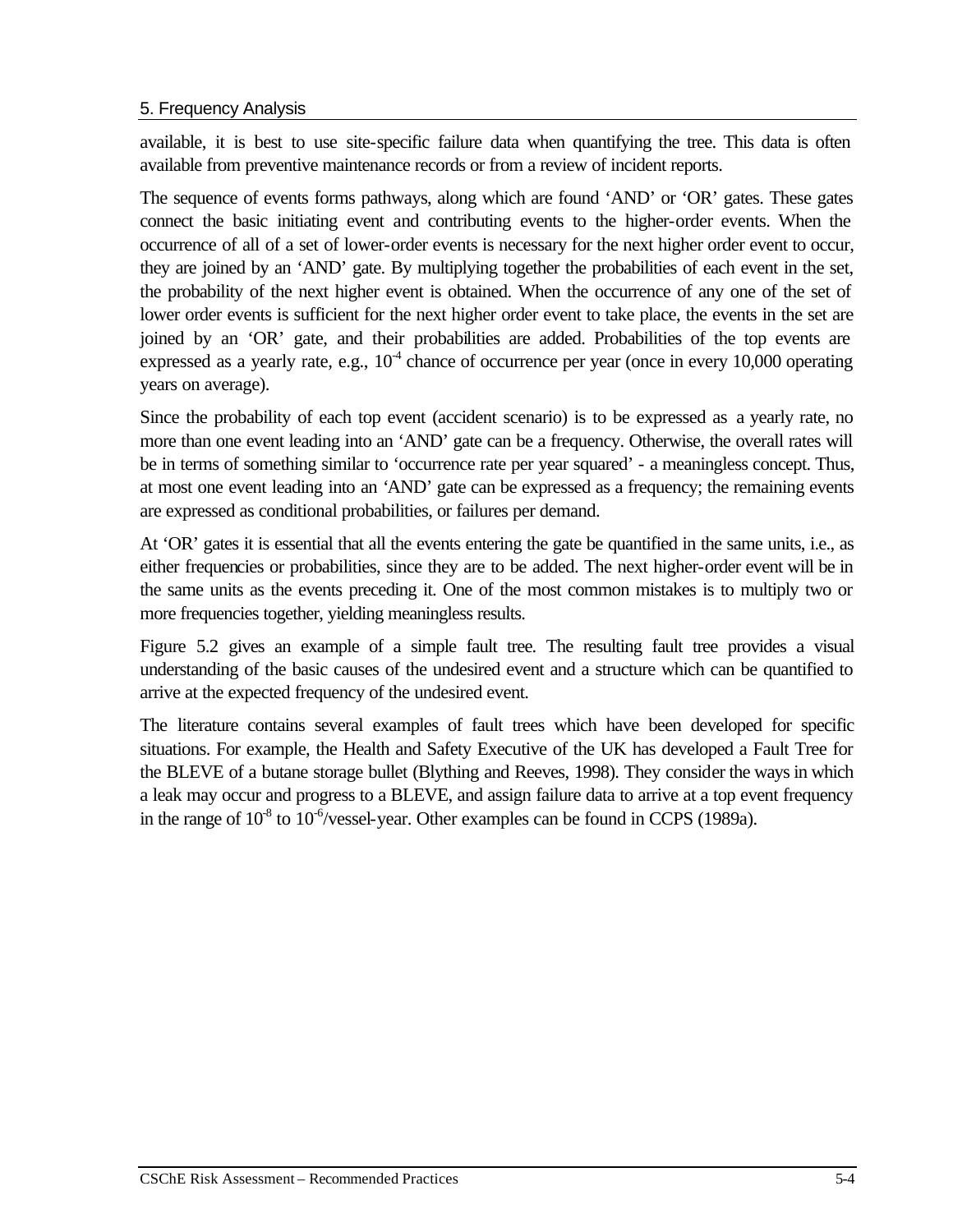available, it is best to use site-specific failure data when quantifying the tree. This data is often available from preventive maintenance records or from a review of incident reports.

The sequence of events forms pathways, along which are found 'AND' or 'OR' gates. These gates connect the basic initiating event and contributing events to the higher-order events. When the occurrence of all of a set of lower-order events is necessary for the next higher order event to occur, they are joined by an 'AND' gate. By multiplying together the probabilities of each event in the set, the probability of the next higher event is obtained. When the occurrence of any one of the set of lower order events is sufficient for the next higher order event to take place, the events in the set are joined by an 'OR' gate, and their probabilities are added. Probabilities of the top events are expressed as a yearly rate, e.g., $10^{-4}$ chance of occurrence per year (once in every 10,000 operating years on average).

Since the probability of each top event (accident scenario) is to be expressed as a yearly rate, no more than one event leading into an 'AND' gate can be a frequency. Otherwise, the overall rates will be in terms of something similar to 'occurrence rate per year squared' - a meaningless concept. Thus, at most one event leading into an 'AND' gate can be expressed as a frequency; the remaining events are expressed as conditional probabilities, or failures per demand.

At 'OR' gates it is essential that all the events entering the gate be quantified in the same units, i.e., as either frequencies or probabilities, since they are to be added. The next higher-order event will be in the same units as the events preceding it. One of the most common mistakes is to multiply two or more frequencies together, yielding meaningless results.

Figure 5.2 gives an example of a simple fault tree. The resulting fault tree provides a visual understanding of the basic causes of the undesired event and a structure which can be quantified to arrive at the expected frequency of the undesired event.

The literature contains several examples of fault trees which have been developed for specific situations. For example, the Health and Safety Executive of the UK has developed a Fault Tree for the BLEVE of a butane storage bullet (Blything and Reeves, 1998). They consider the ways in which a leak may occur and progress to a BLEVE, and assign failure data to arrive at a top event frequency in the range of $10^{-8}$ to $10^{-6}$/vessel-year. Other examples can be found in CCPS (1989a).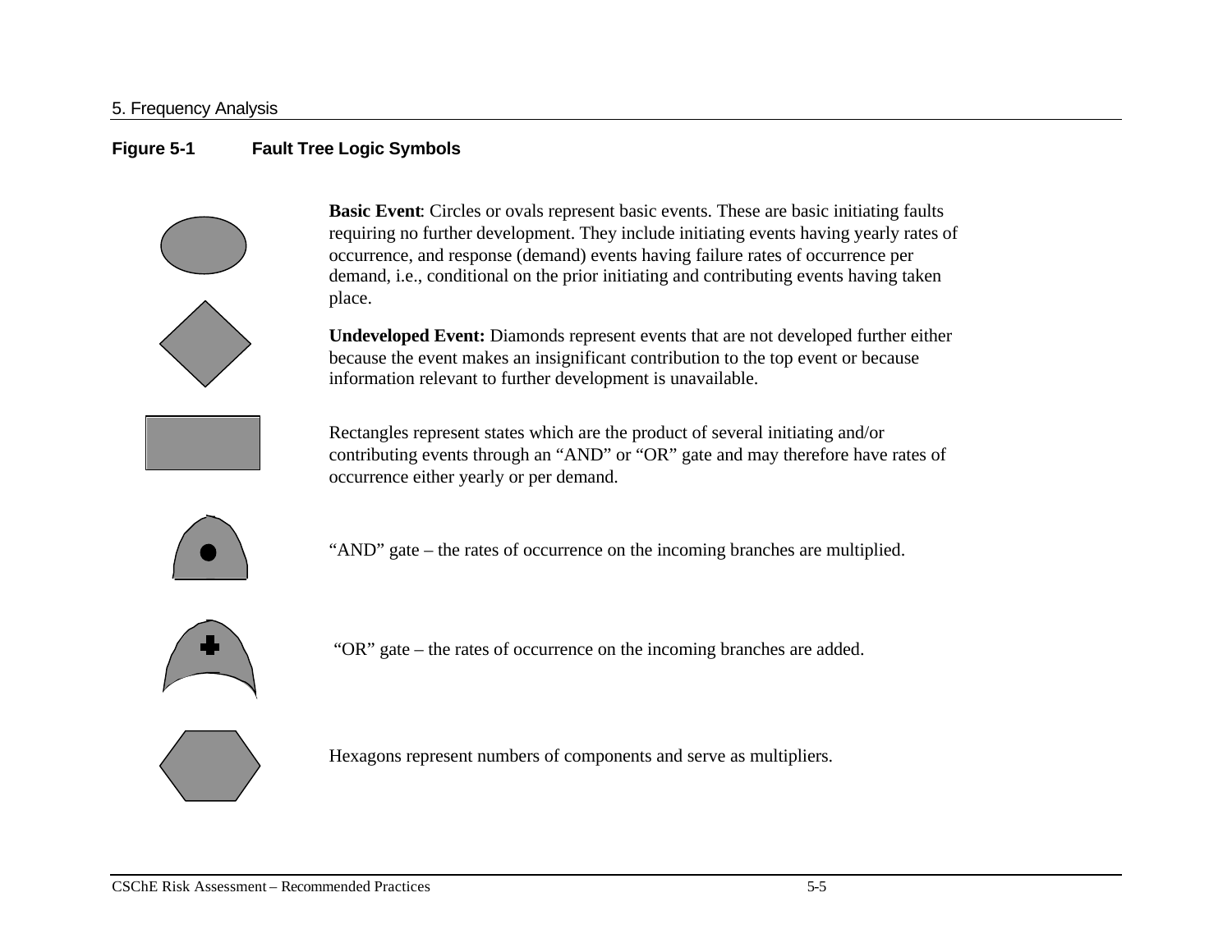**Figure 5-1 Fault Tree Logic Symbols**

**Basic Event**: Circles or ovals represent basic events. These are basic initiating faults requiring no further development. They include initiating events having yearly rates of occurrence, and response (demand) events having failure rates of occurrence per demand, i.e., conditional on the prior initiating and contributing events having taken place.

**Undeveloped Event:** Diamonds represent events that are not developed further either because the event makes an insignificant contribution to the top event or because information relevant to further development is unavailable.

Rectangles represent states which are the product of several initiating and/or contributing events through an “AND” or “OR” gate and may therefore have rates of occurrence either yearly or per demand.

“AND” gate – the rates of occurrence on the incoming branches are multiplied.

“OR” gate – the rates of occurrence on the incoming branches are added.

Hexagons represent numbers of components and serve as multipliers.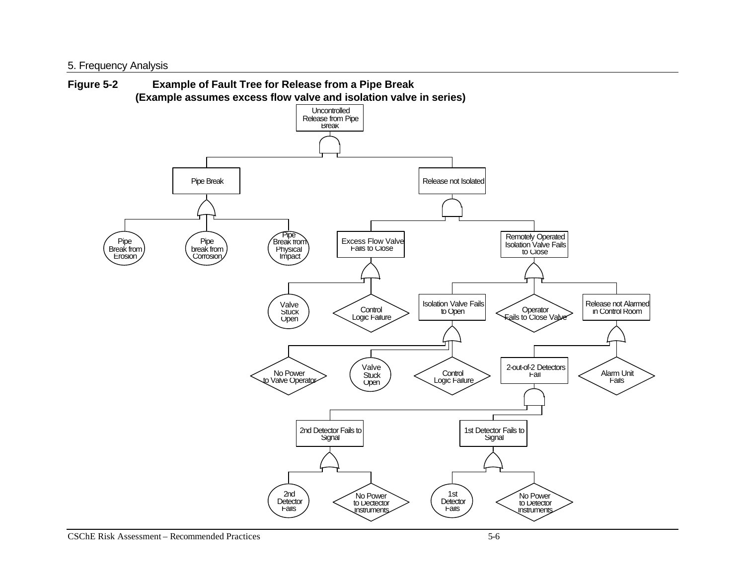**Figure 5-2 Example of Fault Tree for Release from a Pipe Break**
**(Example assumes excess flow valve and isolation valve in series)**

- Uncontrolled Release from Pipe Break (AND)
  - Pipe Break (OR)
    - Pipe Break from Erosion
    - Pipe break from Corrosion
    - Pipe Break from Physical Impact
  - Release not Isolated (AND)
    - Excess Flow Valve Fails to Close (OR)
      - Valve Stuck Open
      - Control Logic Failure
    - Remotely Operated Isolation Valve Fails to Close (OR)
      - Isolation Valve Fails to Open (OR)
        - No Power to Valve Operator
        - Valve Stuck Open
        - Control Logic Failure
      - Operator Fails to Close Valve
      - Release not Alarmed in Control Room (OR)
        - 2-out-of-2 Detectors Fail (AND)
          - 2nd Detector Fails to Signal (OR)
            - 2nd Detector Fails
            - No Power to Dectector Instruments
          - 1st Detector Fails to Signal (OR)
            - 1st Detector Fails
            - No Power to Detector Instruments
        - Alarm Unit Fails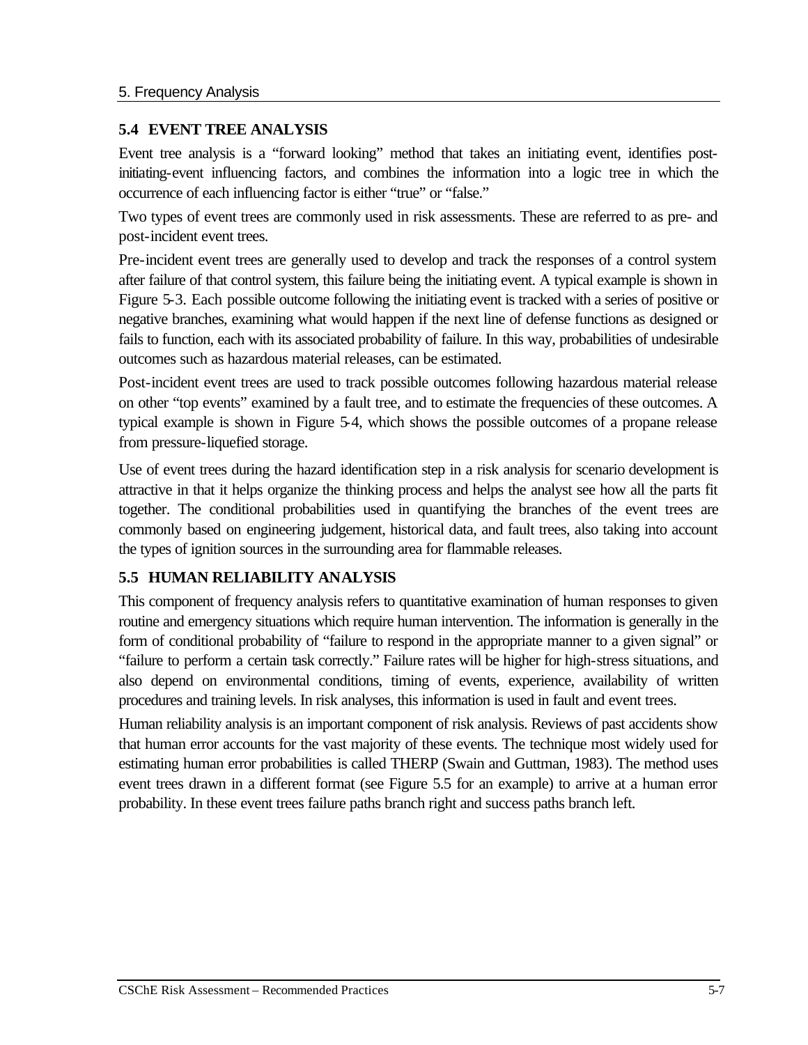## 5.4 EVENT TREE ANALYSIS

Event tree analysis is a "forward looking" method that takes an initiating event, identifies post-initiating-event influencing factors, and combines the information into a logic tree in which the occurrence of each influencing factor is either "true" or "false."

Two types of event trees are commonly used in risk assessments. These are referred to as pre- and post-incident event trees.

Pre-incident event trees are generally used to develop and track the responses of a control system after failure of that control system, this failure being the initiating event. A typical example is shown in Figure 5-3. Each possible outcome following the initiating event is tracked with a series of positive or negative branches, examining what would happen if the next line of defense functions as designed or fails to function, each with its associated probability of failure. In this way, probabilities of undesirable outcomes such as hazardous material releases, can be estimated.

Post-incident event trees are used to track possible outcomes following hazardous material release on other "top events" examined by a fault tree, and to estimate the frequencies of these outcomes. A typical example is shown in Figure 5-4, which shows the possible outcomes of a propane release from pressure-liquefied storage.

Use of event trees during the hazard identification step in a risk analysis for scenario development is attractive in that it helps organize the thinking process and helps the analyst see how all the parts fit together. The conditional probabilities used in quantifying the branches of the event trees are commonly based on engineering judgement, historical data, and fault trees, also taking into account the types of ignition sources in the surrounding area for flammable releases.

## 5.5 HUMAN RELIABILITY ANALYSIS

This component of frequency analysis refers to quantitative examination of human responses to given routine and emergency situations which require human intervention. The information is generally in the form of conditional probability of "failure to respond in the appropriate manner to a given signal" or "failure to perform a certain task correctly." Failure rates will be higher for high-stress situations, and also depend on environmental conditions, timing of events, experience, availability of written procedures and training levels. In risk analyses, this information is used in fault and event trees.

Human reliability analysis is an important component of risk analysis. Reviews of past accidents show that human error accounts for the vast majority of these events. The technique most widely used for estimating human error probabilities is called THERP (Swain and Guttman, 1983). The method uses event trees drawn in a different format (see Figure 5.5 for an example) to arrive at a human error probability. In these event trees failure paths branch right and success paths branch left.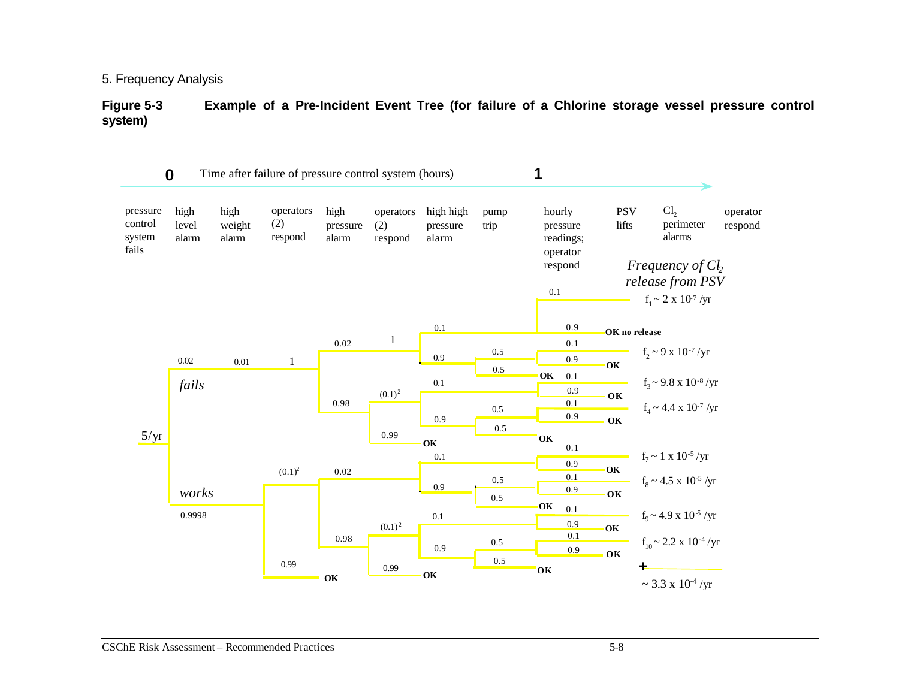**Figure 5-3 Example of a Pre-Incident Event Tree (for failure of a Chlorine storage vessel pressure control system)**

**0** Time after failure of pressure control system (hours) **1**

| pressure control system fails | high level alarm | high weight alarm | operators (2) respond | high pressure alarm | operators (2) respond | high high pressure alarm | pump trip | hourly pressure readings; operator respond | PSV lifts | $Cl_2$ perimeter alarms | operator respond |
|---|---|---|---|---|---|---|---|---|---|---|---|

*Frequency of $Cl_2$ release from PSV*

5/yr

*fails* 0.02 — 0.01 — 1

*works* 0.9998 — $(0.1)^2$ / 0.99 OK

Branch values: 0.02, 1, 0.98, $(0.1)^2$, 0.99 OK, 0.1, 0.9, 0.5, 0.5 OK, 0.1, 0.9 OK, OK no release

- $f_1 \sim 2 \times 10^{-7}$ /yr
- OK no release
- $f_2 \sim 9 \times 10^{-7}$ /yr
- $f_3 \sim 9.8 \times 10^{-8}$ /yr
- $f_4 \sim 4.4 \times 10^{-7}$ /yr
- $f_7 \sim 1 \times 10^{-5}$ /yr
- $f_8 \sim 4.5 \times 10^{-5}$ /yr
- $f_9 \sim 4.9 \times 10^{-5}$ /yr
- $f_{10} \sim 2.2 \times 10^{-4}$ /yr

**+**

$\sim 3.3 \times 10^{-4}$ /yr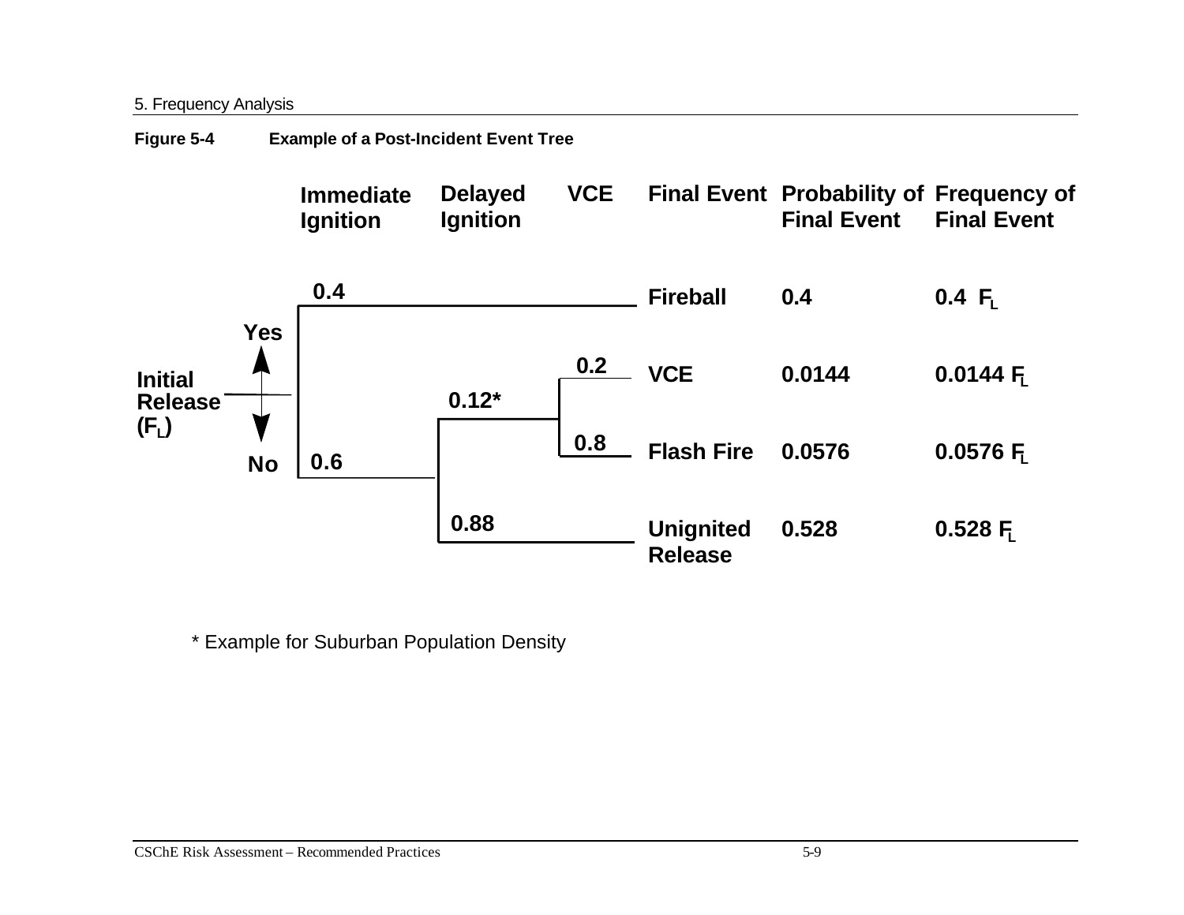**Figure 5-4 Example of a Post-Incident Event Tree**

| Initial Release ($F_L$) | Immediate Ignition | Delayed Ignition | VCE | Final Event | Probability of Final Event | Frequency of Final Event |
|---|---|---|---|---|---|---|
| Yes | 0.4 | | | Fireball | 0.4 | 0.4 $F_L$ |
| No | 0.6 | 0.12* | 0.2 | VCE | 0.0144 | 0.0144 $F_L$ |
| | | | 0.8 | Flash Fire | 0.0576 | 0.0576 $F_L$ |
| | | 0.88 | | Unignited Release | 0.528 | 0.528 $F_L$ |

\* Example for Suburban Population Density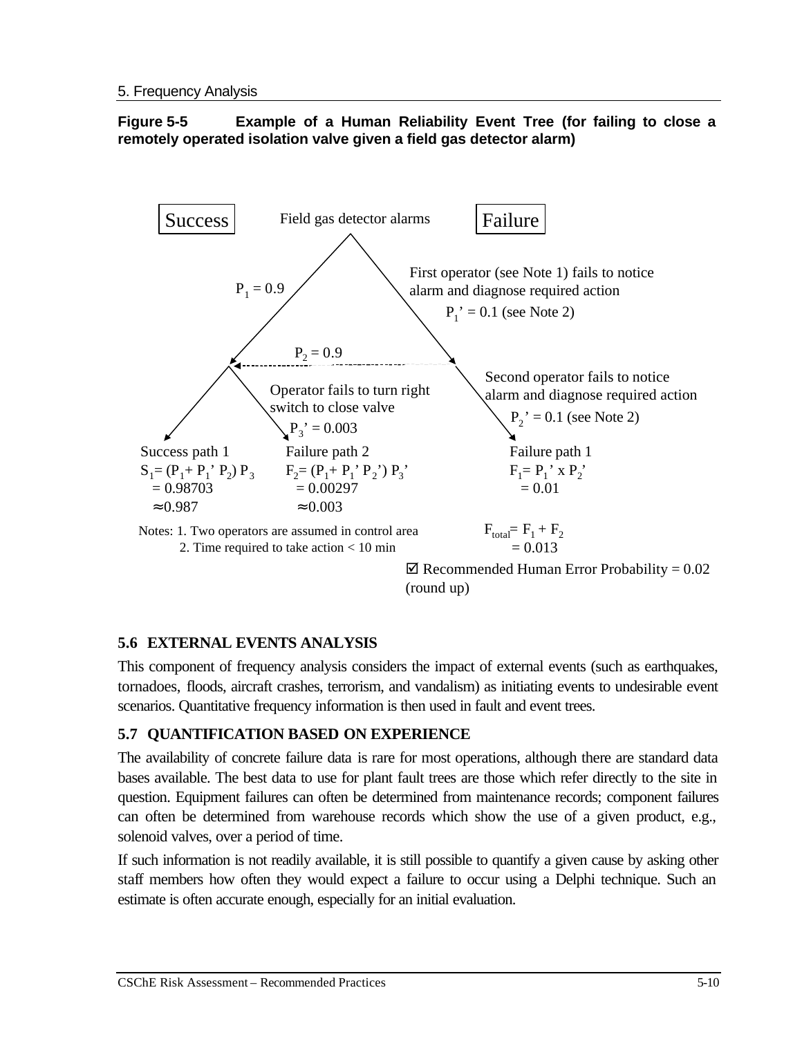**Figure 5-5 Example of a Human Reliability Event Tree (for failing to close a remotely operated isolation valve given a field gas detector alarm)**

Success

Field gas detector alarms

Failure

$P_1 = 0.9$

First operator (see Note 1) fails to notice alarm and diagnose required action

$P_1' = 0.1$ (see Note 2)

$P_2 = 0.9$

Second operator fails to notice alarm and diagnose required action

$P_2' = 0.1$ (see Note 2)

Operator fails to turn right switch to close valve

$P_3' = 0.003$

Success path 1

$S_1 = (P_1 + P_1' \, P_2) \, P_3$
$= 0.98703$
$\approx 0.987$

Failure path 2

$F_2 = (P_1 + P_1' \, P_2') \, P_3'$
$= 0.00297$
$\approx 0.003$

Failure path 1

$F_1 = P_1' \times P_2'$
$= 0.01$

Notes: 1. Two operators are assumed in control area
2. Time required to take action < 10 min

$F_{total} = F_1 + F_2$
$= 0.013$

☑ Recommended Human Error Probability = 0.02 (round up)

## 5.6 EXTERNAL EVENTS ANALYSIS

This component of frequency analysis considers the impact of external events (such as earthquakes, tornadoes, floods, aircraft crashes, terrorism, and vandalism) as initiating events to undesirable event scenarios. Quantitative frequency information is then used in fault and event trees.

## 5.7 QUANTIFICATION BASED ON EXPERIENCE

The availability of concrete failure data is rare for most operations, although there are standard data bases available. The best data to use for plant fault trees are those which refer directly to the site in question. Equipment failures can often be determined from maintenance records; component failures can often be determined from warehouse records which show the use of a given product, e.g., solenoid valves, over a period of time.

If such information is not readily available, it is still possible to quantify a given cause by asking other staff members how often they would expect a failure to occur using a Delphi technique. Such an estimate is often accurate enough, especially for an initial evaluation.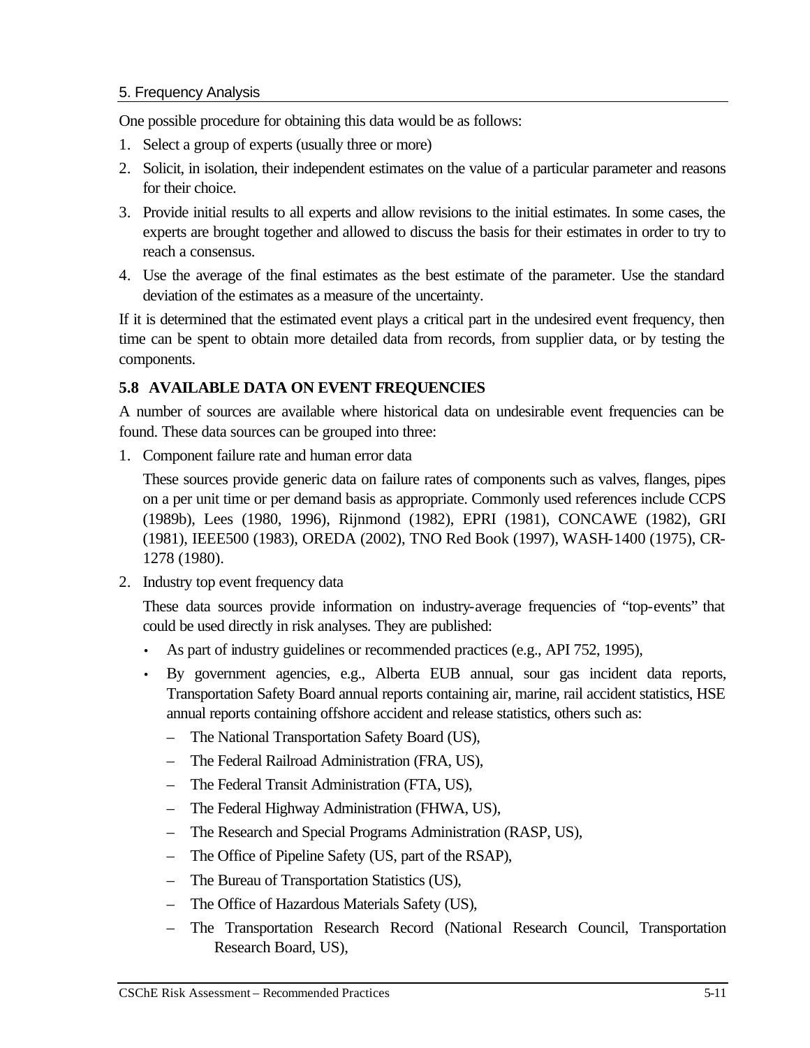One possible procedure for obtaining this data would be as follows:

1. Select a group of experts (usually three or more)
2. Solicit, in isolation, their independent estimates on the value of a particular parameter and reasons for their choice.
3. Provide initial results to all experts and allow revisions to the initial estimates. In some cases, the experts are brought together and allowed to discuss the basis for their estimates in order to try to reach a consensus.
4. Use the average of the final estimates as the best estimate of the parameter. Use the standard deviation of the estimates as a measure of the uncertainty.

If it is determined that the estimated event plays a critical part in the undesired event frequency, then time can be spent to obtain more detailed data from records, from supplier data, or by testing the components.

## 5.8 AVAILABLE DATA ON EVENT FREQUENCIES

A number of sources are available where historical data on undesirable event frequencies can be found. These data sources can be grouped into three:

1. Component failure rate and human error data

   These sources provide generic data on failure rates of components such as valves, flanges, pipes on a per unit time or per demand basis as appropriate. Commonly used references include CCPS (1989b), Lees (1980, 1996), Rijnmond (1982), EPRI (1981), CONCAWE (1982), GRI (1981), IEEE500 (1983), OREDA (2002), TNO Red Book (1997), WASH-1400 (1975), CR-1278 (1980).

2. Industry top event frequency data

   These data sources provide information on industry-average frequencies of "top-events" that could be used directly in risk analyses. They are published:

   - As part of industry guidelines or recommended practices (e.g., API 752, 1995),
   - By government agencies, e.g., Alberta EUB annual, sour gas incident data reports, Transportation Safety Board annual reports containing air, marine, rail accident statistics, HSE annual reports containing offshore accident and release statistics, others such as:
     - The National Transportation Safety Board (US),
     - The Federal Railroad Administration (FRA, US),
     - The Federal Transit Administration (FTA, US),
     - The Federal Highway Administration (FHWA, US),
     - The Research and Special Programs Administration (RASP, US),
     - The Office of Pipeline Safety (US, part of the RSAP),
     - The Bureau of Transportation Statistics (US),
     - The Office of Hazardous Materials Safety (US),
     - The Transportation Research Record (National Research Council, Transportation Research Board, US),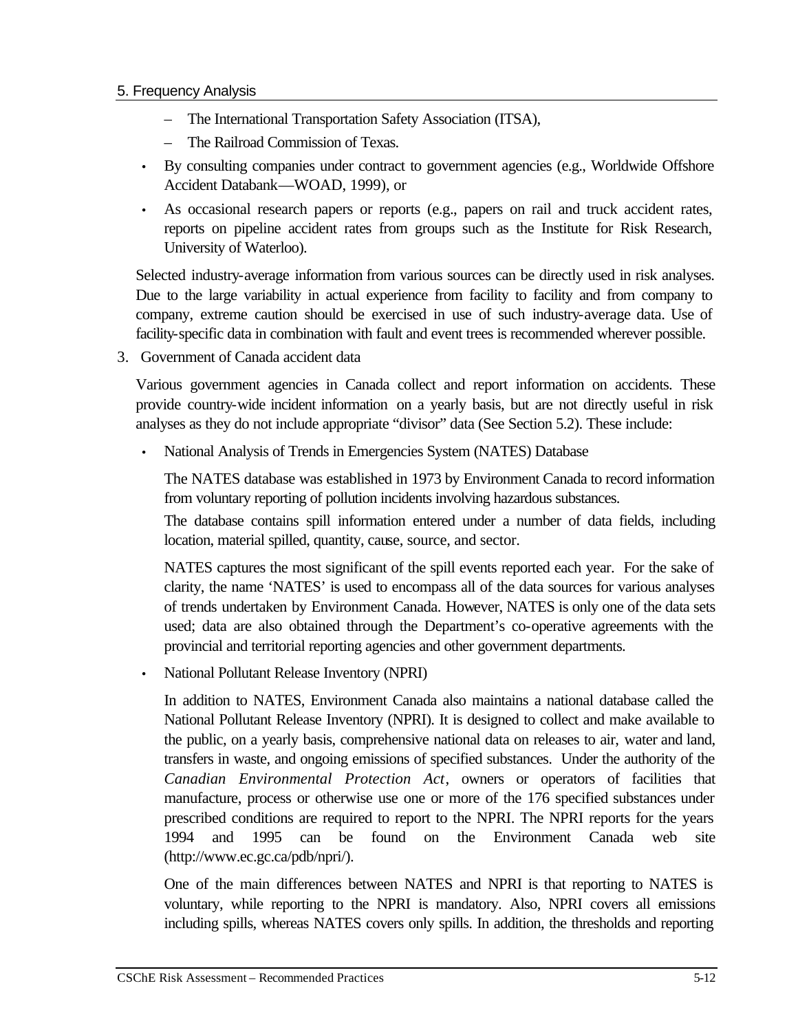- The International Transportation Safety Association (ITSA),
  - The Railroad Commission of Texas.
- By consulting companies under contract to government agencies (e.g., Worldwide Offshore Accident Databank—WOAD, 1999), or
- As occasional research papers or reports (e.g., papers on rail and truck accident rates, reports on pipeline accident rates from groups such as the Institute for Risk Research, University of Waterloo).

Selected industry-average information from various sources can be directly used in risk analyses. Due to the large variability in actual experience from facility to facility and from company to company, extreme caution should be exercised in use of such industry-average data. Use of facility-specific data in combination with fault and event trees is recommended wherever possible.

3. Government of Canada accident data

Various government agencies in Canada collect and report information on accidents. These provide country-wide incident information on a yearly basis, but are not directly useful in risk analyses as they do not include appropriate "divisor" data (See Section 5.2). These include:

- National Analysis of Trends in Emergencies System (NATES) Database

  The NATES database was established in 1973 by Environment Canada to record information from voluntary reporting of pollution incidents involving hazardous substances.

  The database contains spill information entered under a number of data fields, including location, material spilled, quantity, cause, source, and sector.

  NATES captures the most significant of the spill events reported each year. For the sake of clarity, the name 'NATES' is used to encompass all of the data sources for various analyses of trends undertaken by Environment Canada. However, NATES is only one of the data sets used; data are also obtained through the Department's co-operative agreements with the provincial and territorial reporting agencies and other government departments.

- National Pollutant Release Inventory (NPRI)

  In addition to NATES, Environment Canada also maintains a national database called the National Pollutant Release Inventory (NPRI). It is designed to collect and make available to the public, on a yearly basis, comprehensive national data on releases to air, water and land, transfers in waste, and ongoing emissions of specified substances. Under the authority of the *Canadian Environmental Protection Act*, owners or operators of facilities that manufacture, process or otherwise use one or more of the 176 specified substances under prescribed conditions are required to report to the NPRI. The NPRI reports for the years 1994 and 1995 can be found on the Environment Canada web site (http://www.ec.gc.ca/pdb/npri/).

  One of the main differences between NATES and NPRI is that reporting to NATES is voluntary, while reporting to the NPRI is mandatory. Also, NPRI covers all emissions including spills, whereas NATES covers only spills. In addition, the thresholds and reporting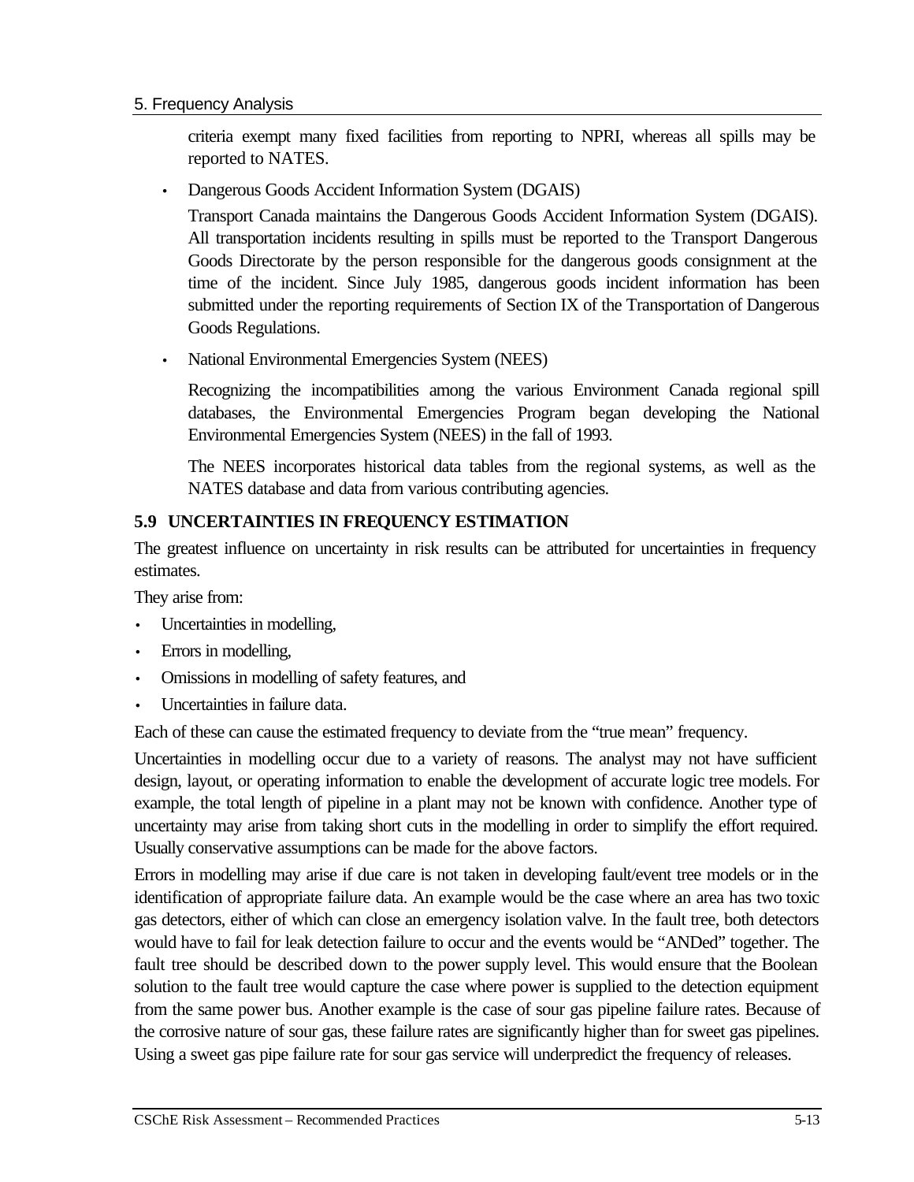criteria exempt many fixed facilities from reporting to NPRI, whereas all spills may be reported to NATES.

- Dangerous Goods Accident Information System (DGAIS)

  Transport Canada maintains the Dangerous Goods Accident Information System (DGAIS). All transportation incidents resulting in spills must be reported to the Transport Dangerous Goods Directorate by the person responsible for the dangerous goods consignment at the time of the incident. Since July 1985, dangerous goods incident information has been submitted under the reporting requirements of Section IX of the Transportation of Dangerous Goods Regulations.

- National Environmental Emergencies System (NEES)

  Recognizing the incompatibilities among the various Environment Canada regional spill databases, the Environmental Emergencies Program began developing the National Environmental Emergencies System (NEES) in the fall of 1993.

  The NEES incorporates historical data tables from the regional systems, as well as the NATES database and data from various contributing agencies.

## 5.9 UNCERTAINTIES IN FREQUENCY ESTIMATION

The greatest influence on uncertainty in risk results can be attributed for uncertainties in frequency estimates.

They arise from:

- Uncertainties in modelling,
- Errors in modelling,
- Omissions in modelling of safety features, and
- Uncertainties in failure data.

Each of these can cause the estimated frequency to deviate from the "true mean" frequency.

Uncertainties in modelling occur due to a variety of reasons. The analyst may not have sufficient design, layout, or operating information to enable the development of accurate logic tree models. For example, the total length of pipeline in a plant may not be known with confidence. Another type of uncertainty may arise from taking short cuts in the modelling in order to simplify the effort required. Usually conservative assumptions can be made for the above factors.

Errors in modelling may arise if due care is not taken in developing fault/event tree models or in the identification of appropriate failure data. An example would be the case where an area has two toxic gas detectors, either of which can close an emergency isolation valve. In the fault tree, both detectors would have to fail for leak detection failure to occur and the events would be "ANDed" together. The fault tree should be described down to the power supply level. This would ensure that the Boolean solution to the fault tree would capture the case where power is supplied to the detection equipment from the same power bus. Another example is the case of sour gas pipeline failure rates. Because of the corrosive nature of sour gas, these failure rates are significantly higher than for sweet gas pipelines. Using a sweet gas pipe failure rate for sour gas service will underpredict the frequency of releases.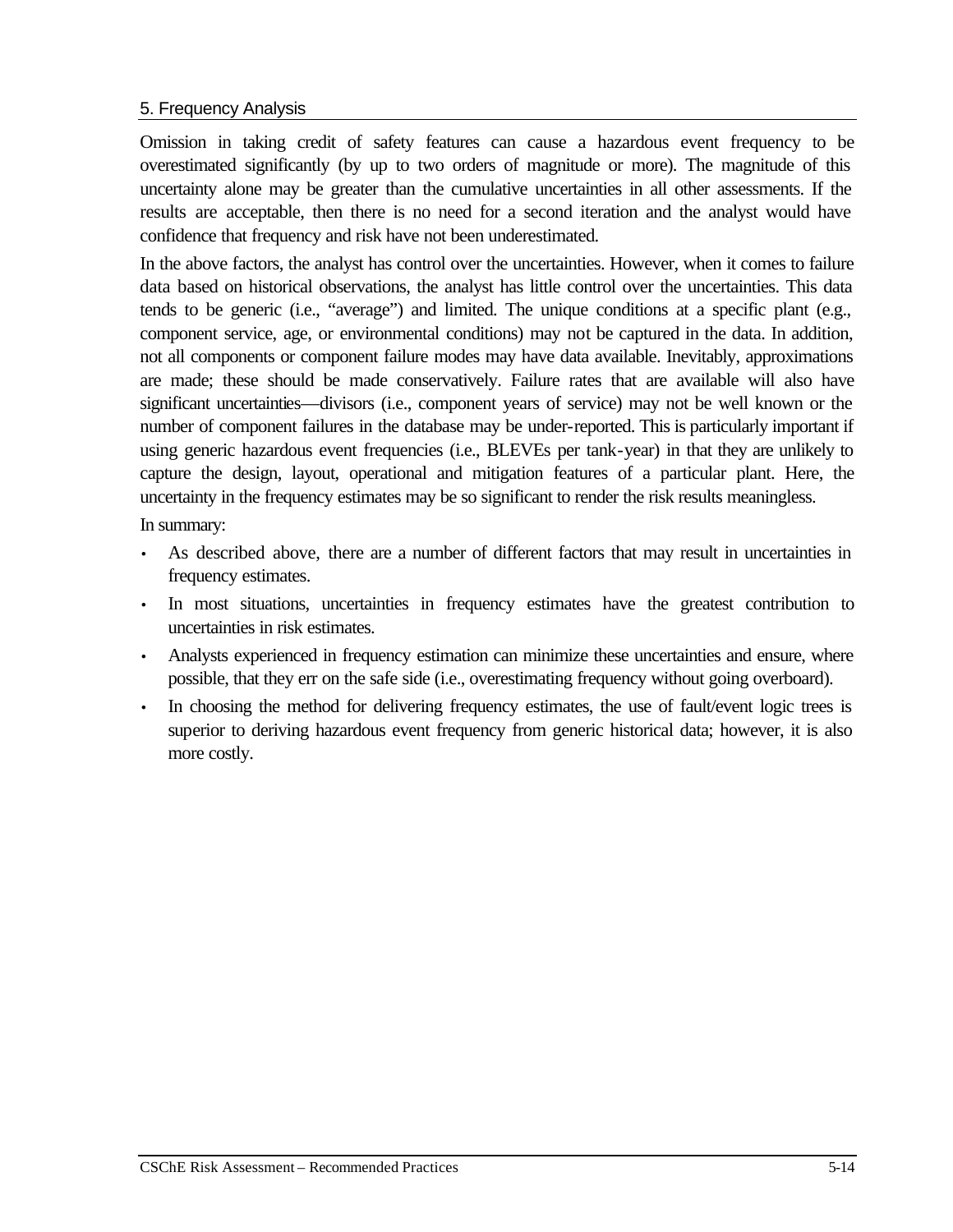Omission in taking credit of safety features can cause a hazardous event frequency to be overestimated significantly (by up to two orders of magnitude or more). The magnitude of this uncertainty alone may be greater than the cumulative uncertainties in all other assessments. If the results are acceptable, then there is no need for a second iteration and the analyst would have confidence that frequency and risk have not been underestimated.

In the above factors, the analyst has control over the uncertainties. However, when it comes to failure data based on historical observations, the analyst has little control over the uncertainties. This data tends to be generic (i.e., "average") and limited. The unique conditions at a specific plant (e.g., component service, age, or environmental conditions) may not be captured in the data. In addition, not all components or component failure modes may have data available. Inevitably, approximations are made; these should be made conservatively. Failure rates that are available will also have significant uncertainties—divisors (i.e., component years of service) may not be well known or the number of component failures in the database may be under-reported. This is particularly important if using generic hazardous event frequencies (i.e., BLEVEs per tank-year) in that they are unlikely to capture the design, layout, operational and mitigation features of a particular plant. Here, the uncertainty in the frequency estimates may be so significant to render the risk results meaningless.

In summary:

- As described above, there are a number of different factors that may result in uncertainties in frequency estimates.
- In most situations, uncertainties in frequency estimates have the greatest contribution to uncertainties in risk estimates.
- Analysts experienced in frequency estimation can minimize these uncertainties and ensure, where possible, that they err on the safe side (i.e., overestimating frequency without going overboard).
- In choosing the method for delivering frequency estimates, the use of fault/event logic trees is superior to deriving hazardous event frequency from generic historical data; however, it is also more costly.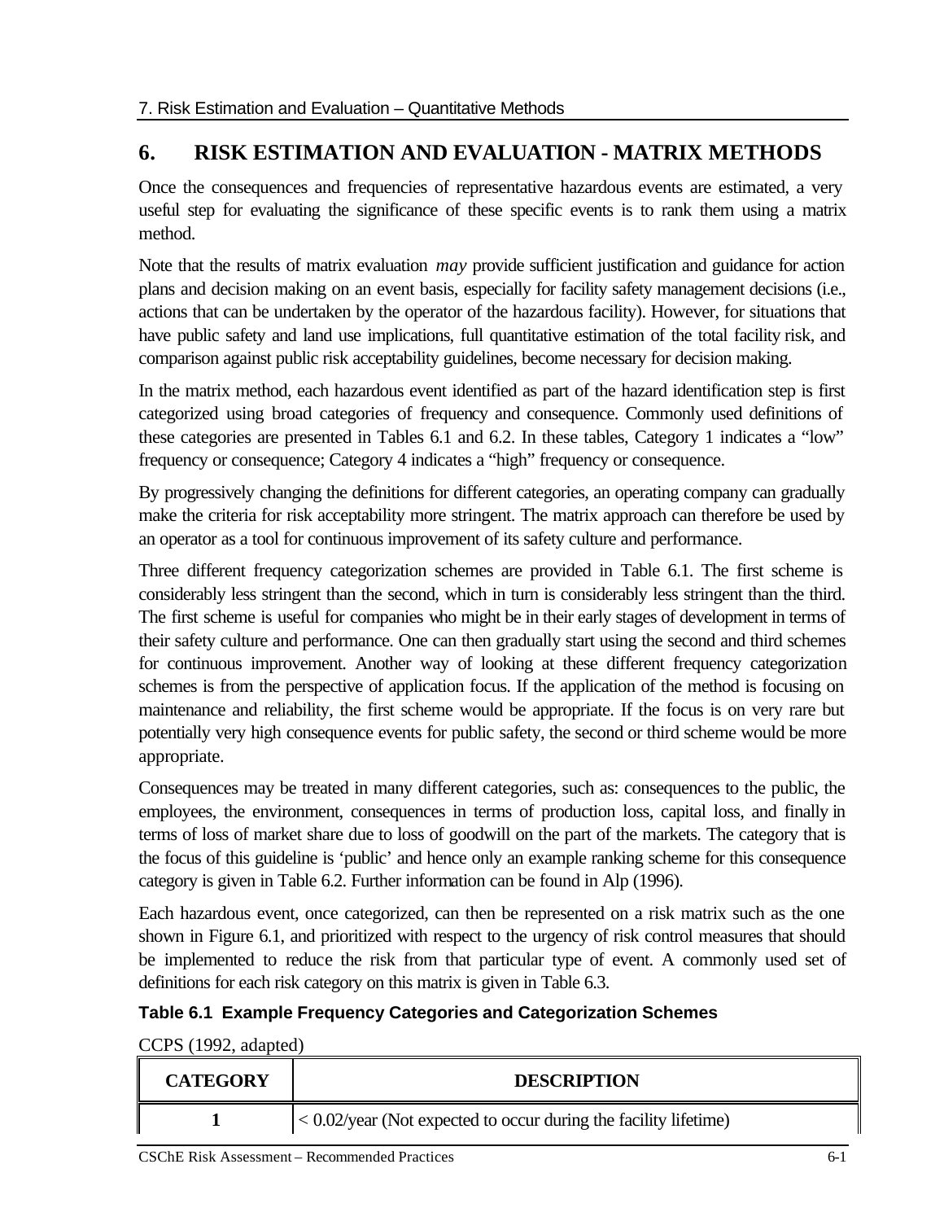# 6. RISK ESTIMATION AND EVALUATION - MATRIX METHODS

Once the consequences and frequencies of representative hazardous events are estimated, a very useful step for evaluating the significance of these specific events is to rank them using a matrix method.

Note that the results of matrix evaluation *may* provide sufficient justification and guidance for action plans and decision making on an event basis, especially for facility safety management decisions (i.e., actions that can be undertaken by the operator of the hazardous facility). However, for situations that have public safety and land use implications, full quantitative estimation of the total facility risk, and comparison against public risk acceptability guidelines, become necessary for decision making.

In the matrix method, each hazardous event identified as part of the hazard identification step is first categorized using broad categories of frequency and consequence. Commonly used definitions of these categories are presented in Tables 6.1 and 6.2. In these tables, Category 1 indicates a "low" frequency or consequence; Category 4 indicates a "high" frequency or consequence.

By progressively changing the definitions for different categories, an operating company can gradually make the criteria for risk acceptability more stringent. The matrix approach can therefore be used by an operator as a tool for continuous improvement of its safety culture and performance.

Three different frequency categorization schemes are provided in Table 6.1. The first scheme is considerably less stringent than the second, which in turn is considerably less stringent than the third. The first scheme is useful for companies who might be in their early stages of development in terms of their safety culture and performance. One can then gradually start using the second and third schemes for continuous improvement. Another way of looking at these different frequency categorization schemes is from the perspective of application focus. If the application of the method is focusing on maintenance and reliability, the first scheme would be appropriate. If the focus is on very rare but potentially very high consequence events for public safety, the second or third scheme would be more appropriate.

Consequences may be treated in many different categories, such as: consequences to the public, the employees, the environment, consequences in terms of production loss, capital loss, and finally in terms of loss of market share due to loss of goodwill on the part of the markets. The category that is the focus of this guideline is 'public' and hence only an example ranking scheme for this consequence category is given in Table 6.2. Further information can be found in Alp (1996).

Each hazardous event, once categorized, can then be represented on a risk matrix such as the one shown in Figure 6.1, and prioritized with respect to the urgency of risk control measures that should be implemented to reduce the risk from that particular type of event. A commonly used set of definitions for each risk category on this matrix is given in Table 6.3.

**Table 6.1 Example Frequency Categories and Categorization Schemes**

CCPS (1992, adapted)

| CATEGORY | DESCRIPTION |
|---|---|
| **1** | < 0.02/year (Not expected to occur during the facility lifetime) |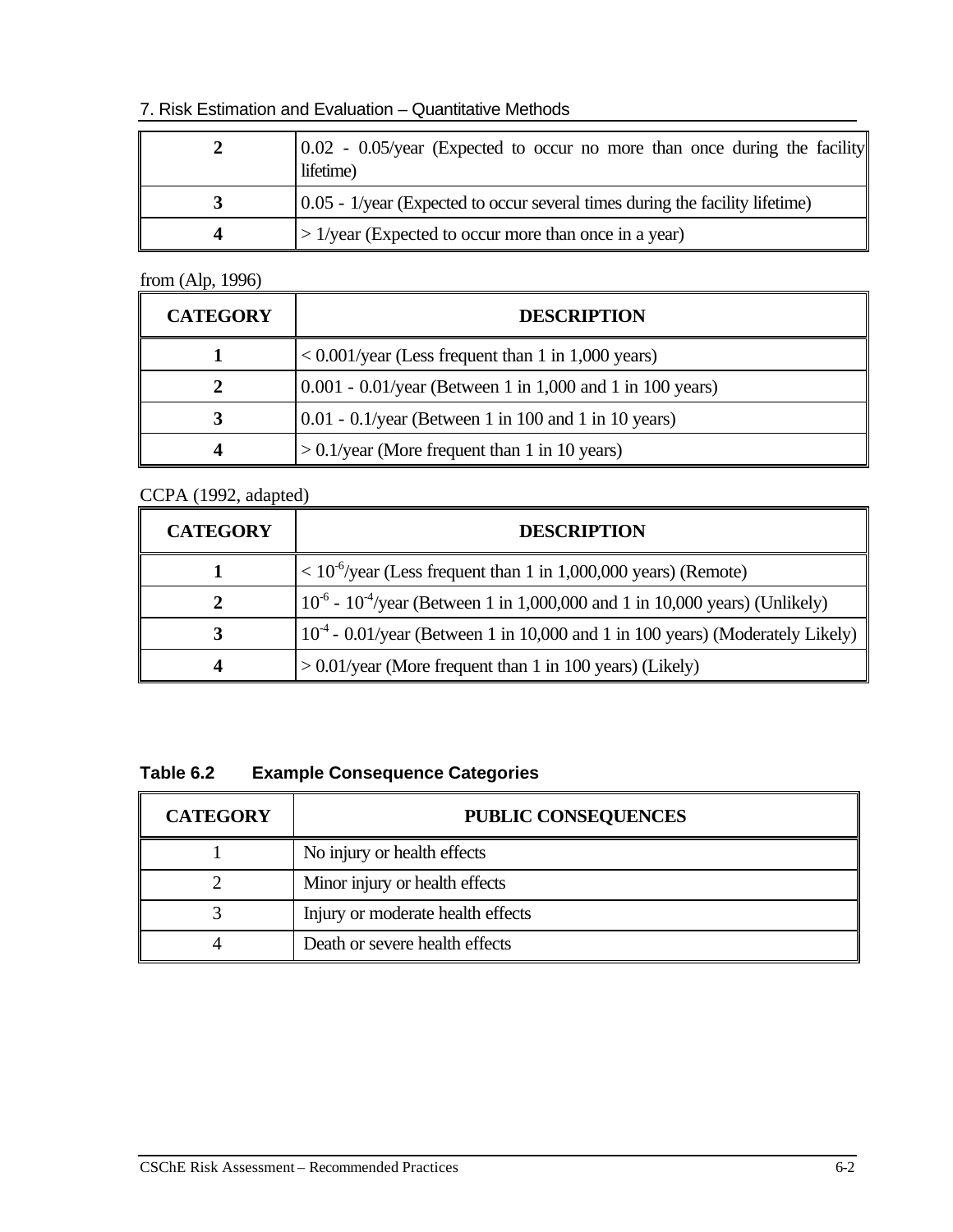| | |
|---|---|
| **2** | 0.02 - 0.05/year (Expected to occur no more than once during the facility lifetime) |
| **3** | 0.05 - 1/year (Expected to occur several times during the facility lifetime) |
| **4** | > 1/year (Expected to occur more than once in a year) |

from (Alp, 1996)

| CATEGORY | DESCRIPTION |
|---|---|
| **1** | < 0.001/year (Less frequent than 1 in 1,000 years) |
| **2** | 0.001 - 0.01/year (Between 1 in 1,000 and 1 in 100 years) |
| **3** | 0.01 - 0.1/year (Between 1 in 100 and 1 in 10 years) |
| **4** | > 0.1/year (More frequent than 1 in 10 years) |

CCPA (1992, adapted)

| CATEGORY | DESCRIPTION |
|---|---|
| **1** | < $10^{-6}$/year (Less frequent than 1 in 1,000,000 years) (Remote) |
| **2** | $10^{-6}$ - $10^{-4}$/year (Between 1 in 1,000,000 and 1 in 10,000 years) (Unlikely) |
| **3** | $10^{-4}$ - 0.01/year (Between 1 in 10,000 and 1 in 100 years) (Moderately Likely) |
| **4** | > 0.01/year (More frequent than 1 in 100 years) (Likely) |

**Table 6.2 Example Consequence Categories**

| CATEGORY | PUBLIC CONSEQUENCES |
|---|---|
| 1 | No injury or health effects |
| 2 | Minor injury or health effects |
| 3 | Injury or moderate health effects |
| 4 | Death or severe health effects |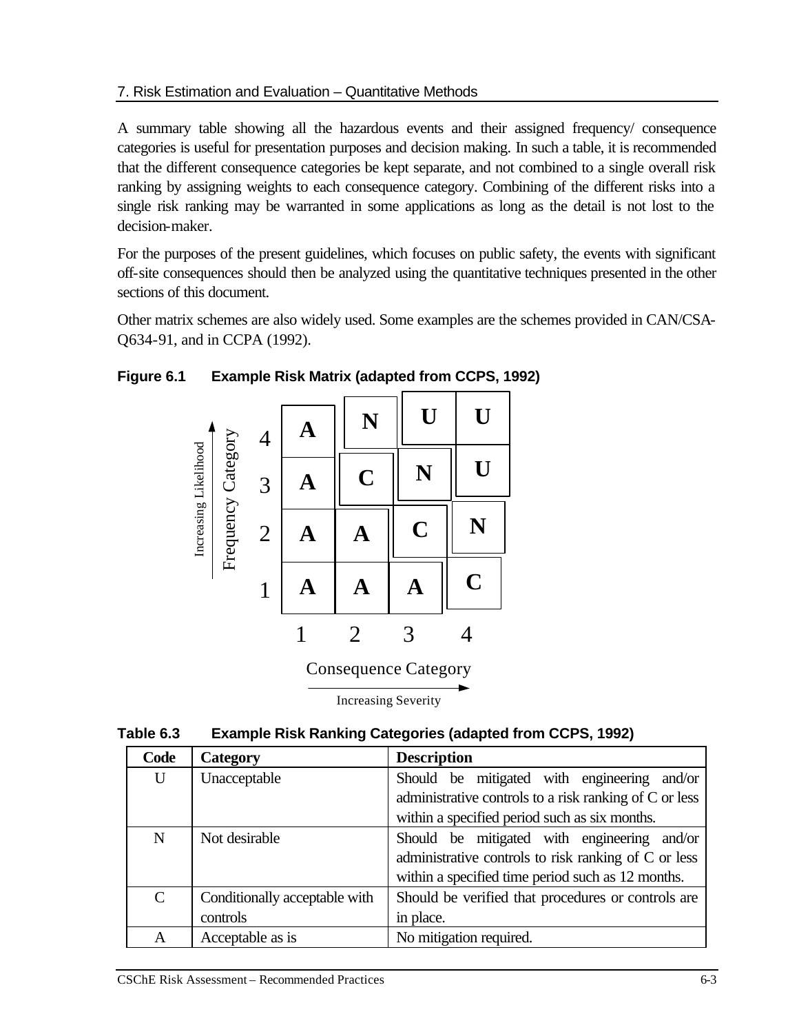A summary table showing all the hazardous events and their assigned frequency/ consequence categories is useful for presentation purposes and decision making. In such a table, it is recommended that the different consequence categories be kept separate, and not combined to a single overall risk ranking by assigning weights to each consequence category. Combining of the different risks into a single risk ranking may be warranted in some applications as long as the detail is not lost to the decision-maker.

For the purposes of the present guidelines, which focuses on public safety, the events with significant off-site consequences should then be analyzed using the quantitative techniques presented in the other sections of this document.

Other matrix schemes are also widely used. Some examples are the schemes provided in CAN/CSA-Q634-91, and in CCPA (1992).

**Figure 6.1 Example Risk Matrix (adapted from CCPS, 1992)**

| Frequency Category (Increasing Likelihood) | 1 | 2 | 3 | 4 |
|---|---|---|---|---|
| 4 | **A** | **N** | **U** | **U** |
| 3 | **A** | **C** | **N** | **U** |
| 2 | **A** | **A** | **C** | **N** |
| 1 | **A** | **A** | **A** | **C** |

Consequence Category

Increasing Severity

**Table 6.3 Example Risk Ranking Categories (adapted from CCPS, 1992)**

| Code | Category | Description |
|---|---|---|
| U | Unacceptable | Should be mitigated with engineering and/or administrative controls to a risk ranking of C or less within a specified period such as six months. |
| N | Not desirable | Should be mitigated with engineering and/or administrative controls to risk ranking of C or less within a specified time period such as 12 months. |
| C | Conditionally acceptable with controls | Should be verified that procedures or controls are in place. |
| A | Acceptable as is | No mitigation required. |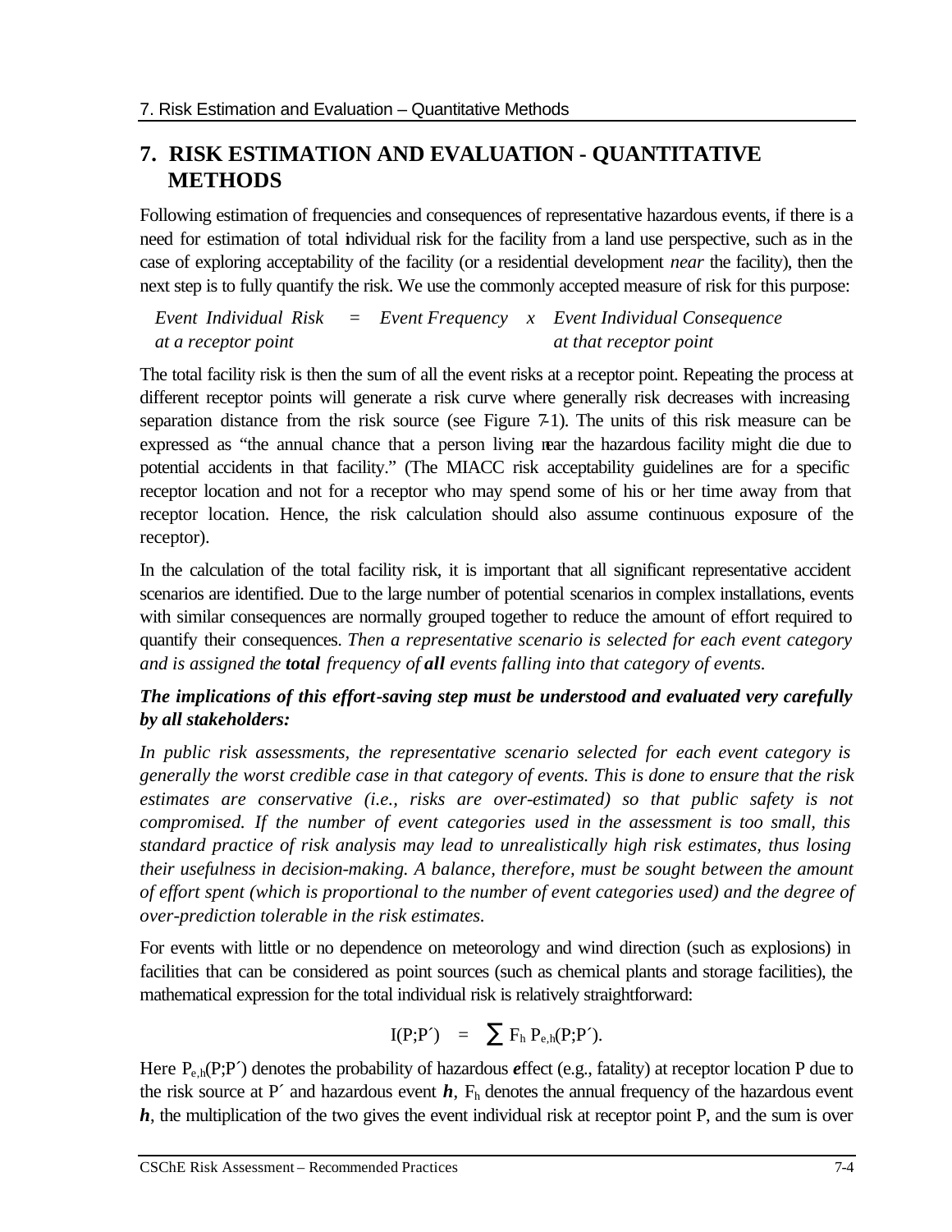// Treat the page header "7. Risk Estimation and Evaluation – Quantitative Methods" as a running header and omit it.

# 7. RISK ESTIMATION AND EVALUATION - QUANTITATIVE METHODS

Following estimation of frequencies and consequences of representative hazardous events, if there is a need for estimation of total individual risk for the facility from a land use perspective, such as in the case of exploring acceptability of the facility (or a residential development *near* the facility), then the next step is to fully quantify the risk. We use the commonly accepted measure of risk for this purpose:

*Event Individual Risk at a receptor point* = *Event Frequency* x *Event Individual Consequence at that receptor point*

The total facility risk is then the sum of all the event risks at a receptor point. Repeating the process at different receptor points will generate a risk curve where generally risk decreases with increasing separation distance from the risk source (see Figure 7-1). The units of this risk measure can be expressed as "the annual chance that a person living near the hazardous facility might die due to potential accidents in that facility." (The MIACC risk acceptability guidelines are for a specific receptor location and not for a receptor who may spend some of his or her time away from that receptor location. Hence, the risk calculation should also assume continuous exposure of the receptor).

In the calculation of the total facility risk, it is important that all significant representative accident scenarios are identified. Due to the large number of potential scenarios in complex installations, events with similar consequences are normally grouped together to reduce the amount of effort required to quantify their consequences. *Then a representative scenario is selected for each event category and is assigned the **total** frequency of **all** events falling into that category of events.*

***The implications of this effort-saving step must be understood and evaluated very carefully by all stakeholders:***

*In public risk assessments, the representative scenario selected for each event category is generally the worst credible case in that category of events. This is done to ensure that the risk estimates are conservative (i.e., risks are over-estimated) so that public safety is not compromised. If the number of event categories used in the assessment is too small, this standard practice of risk analysis may lead to unrealistically high risk estimates, thus losing their usefulness in decision-making. A balance, therefore, must be sought between the amount of effort spent (which is proportional to the number of event categories used) and the degree of over-prediction tolerable in the risk estimates.*

For events with little or no dependence on meteorology and wind direction (such as explosions) in facilities that can be considered as point sources (such as chemical plants and storage facilities), the mathematical expression for the total individual risk is relatively straightforward:

$$I(P;P') = \sum F_h \, P_{e,h}(P;P').$$

Here $P_{e,h}(P;P')$ denotes the probability of hazardous ***e***ffect (e.g., fatality) at receptor location P due to the risk source at P´ and hazardous event ***h***, $F_h$ denotes the annual frequency of the hazardous event ***h***, the multiplication of the two gives the event individual risk at receptor point P, and the sum is over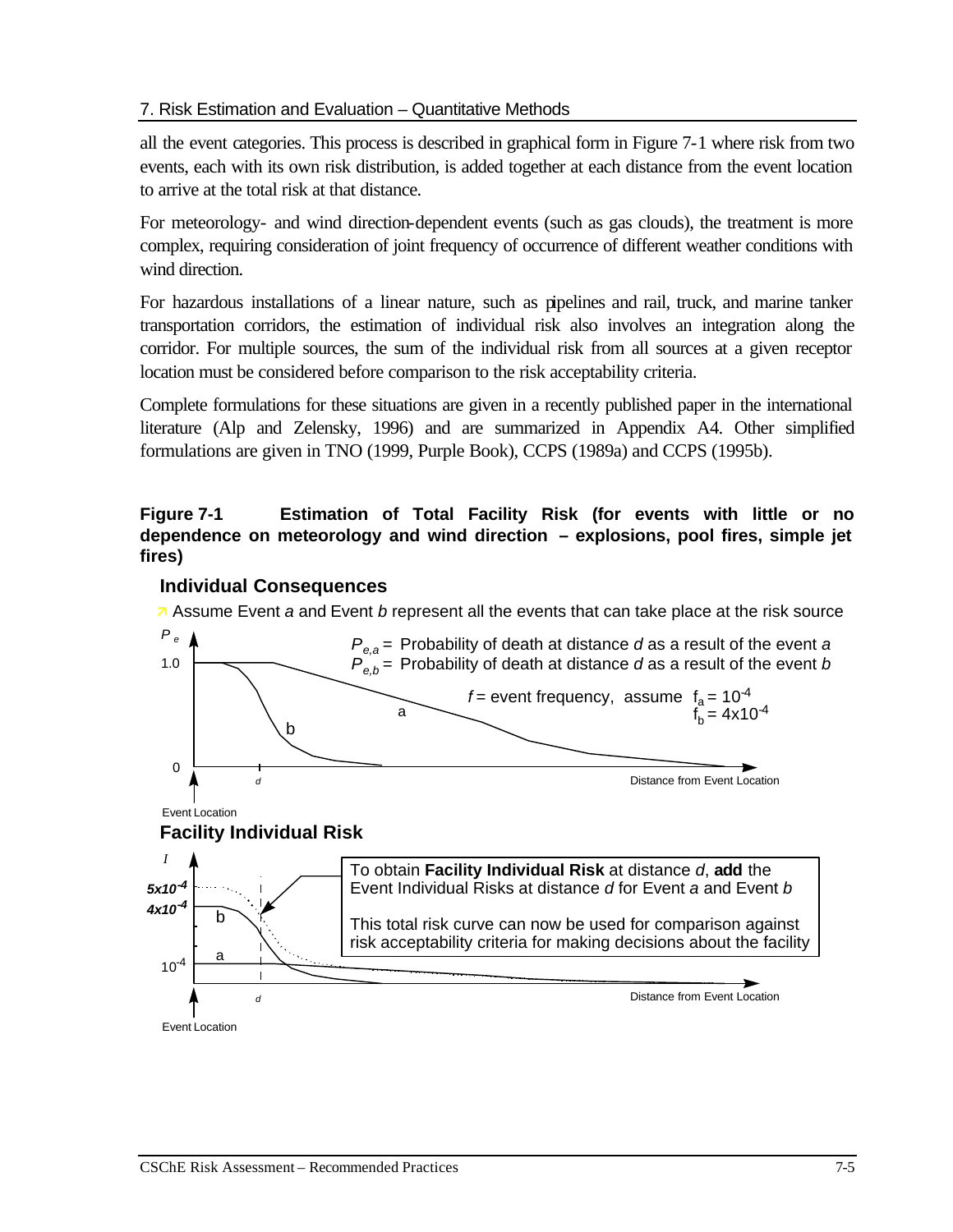all the event categories. This process is described in graphical form in Figure 7-1 where risk from two events, each with its own risk distribution, is added together at each distance from the event location to arrive at the total risk at that distance.

For meteorology- and wind direction-dependent events (such as gas clouds), the treatment is more complex, requiring consideration of joint frequency of occurrence of different weather conditions with wind direction.

For hazardous installations of a linear nature, such as pipelines and rail, truck, and marine tanker transportation corridors, the estimation of individual risk also involves an integration along the corridor. For multiple sources, the sum of the individual risk from all sources at a given receptor location must be considered before comparison to the risk acceptability criteria.

Complete formulations for these situations are given in a recently published paper in the international literature (Alp and Zelensky, 1996) and are summarized in Appendix A4. Other simplified formulations are given in TNO (1999, Purple Book), CCPS (1989a) and CCPS (1995b).

**Figure 7-1 Estimation of Total Facility Risk (for events with little or no dependence on meteorology and wind direction – explosions, pool fires, simple jet fires)**

**Individual Consequences**

- Assume Event *a* and Event *b* represent all the events that can take place at the risk source

$P_e$

1.0

0

$P_{e,a}$ = Probability of death at distance *d* as a result of the event *a*
$P_{e,b}$ = Probability of death at distance *d* as a result of the event *b*

*f* = event frequency, assume $f_a = 10^{-4}$, $f_b = 4 \times 10^{-4}$

a

b

*d*

Distance from Event Location

Event Location

**Facility Individual Risk**

*I*

$5 \times 10^{-4}$

$4 \times 10^{-4}$

$10^{-4}$

b

a

To obtain **Facility Individual Risk** at distance *d*, **add** the Event Individual Risks at distance *d* for Event *a* and Event *b*

This total risk curve can now be used for comparison against risk acceptability criteria for making decisions about the facility

*d*

Distance from Event Location

Event Location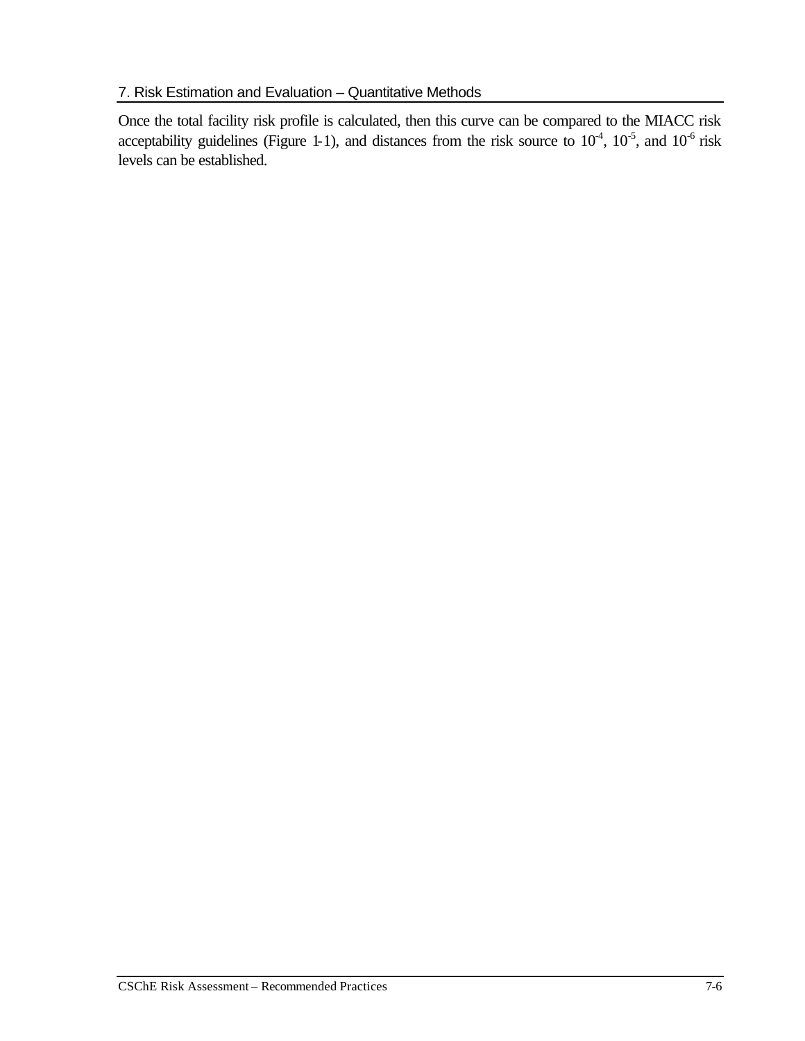Once the total facility risk profile is calculated, then this curve can be compared to the MIACC risk acceptability guidelines (Figure 1-1), and distances from the risk source to $10^{-4}$, $10^{-5}$, and $10^{-6}$ risk levels can be established.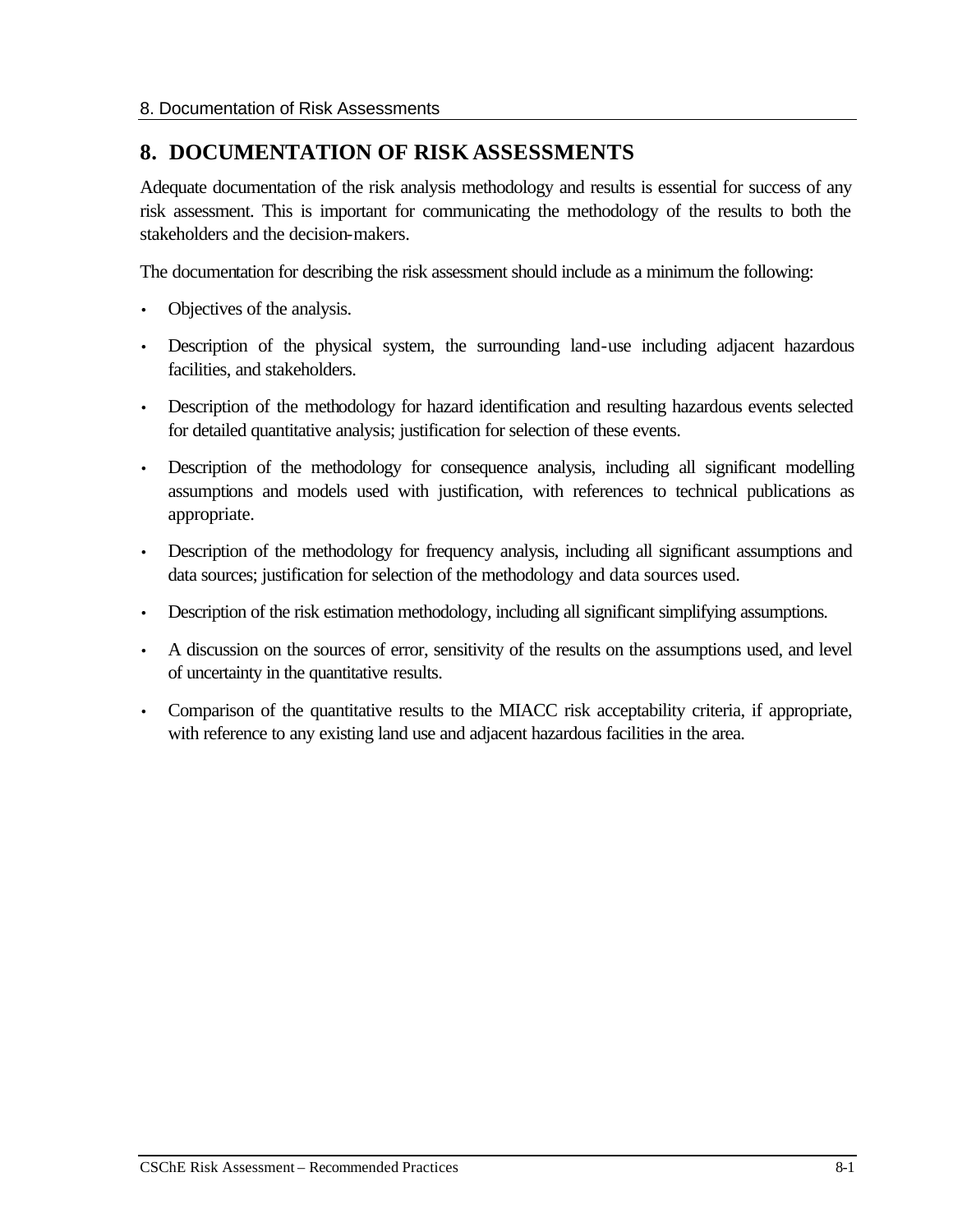# 8. DOCUMENTATION OF RISK ASSESSMENTS

Adequate documentation of the risk analysis methodology and results is essential for success of any risk assessment. This is important for communicating the methodology of the results to both the stakeholders and the decision-makers.

The documentation for describing the risk assessment should include as a minimum the following:

- Objectives of the analysis.
- Description of the physical system, the surrounding land-use including adjacent hazardous facilities, and stakeholders.
- Description of the methodology for hazard identification and resulting hazardous events selected for detailed quantitative analysis; justification for selection of these events.
- Description of the methodology for consequence analysis, including all significant modelling assumptions and models used with justification, with references to technical publications as appropriate.
- Description of the methodology for frequency analysis, including all significant assumptions and data sources; justification for selection of the methodology and data sources used.
- Description of the risk estimation methodology, including all significant simplifying assumptions.
- A discussion on the sources of error, sensitivity of the results on the assumptions used, and level of uncertainty in the quantitative results.
- Comparison of the quantitative results to the MIACC risk acceptability criteria, if appropriate, with reference to any existing land use and adjacent hazardous facilities in the area.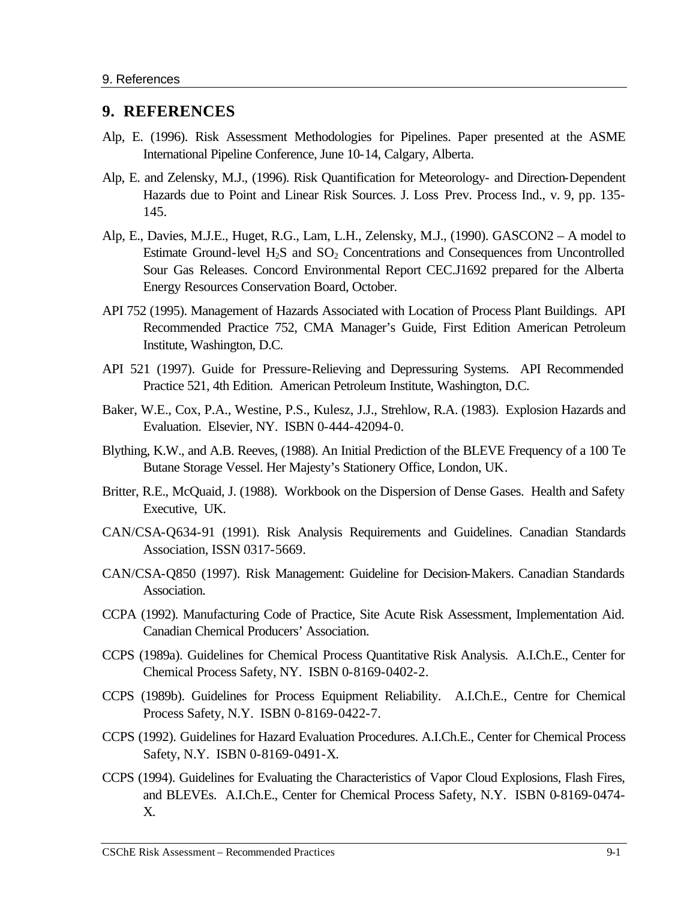# 9. REFERENCES

Alp, E. (1996). Risk Assessment Methodologies for Pipelines. Paper presented at the ASME International Pipeline Conference, June 10-14, Calgary, Alberta.

Alp, E. and Zelensky, M.J., (1996). Risk Quantification for Meteorology- and Direction-Dependent Hazards due to Point and Linear Risk Sources. J. Loss Prev. Process Ind., v. 9, pp. 135-145.

Alp, E., Davies, M.J.E., Huget, R.G., Lam, L.H., Zelensky, M.J., (1990). GASCON2 – A model to Estimate Ground-level $H_2S$ and $SO_2$ Concentrations and Consequences from Uncontrolled Sour Gas Releases. Concord Environmental Report CEC.J1692 prepared for the Alberta Energy Resources Conservation Board, October.

API 752 (1995). Management of Hazards Associated with Location of Process Plant Buildings. API Recommended Practice 752, CMA Manager's Guide, First Edition American Petroleum Institute, Washington, D.C.

API 521 (1997). Guide for Pressure-Relieving and Depressuring Systems. API Recommended Practice 521, 4th Edition. American Petroleum Institute, Washington, D.C.

Baker, W.E., Cox, P.A., Westine, P.S., Kulesz, J.J., Strehlow, R.A. (1983). Explosion Hazards and Evaluation. Elsevier, NY. ISBN 0-444-42094-0.

Blything, K.W., and A.B. Reeves, (1988). An Initial Prediction of the BLEVE Frequency of a 100 Te Butane Storage Vessel. Her Majesty's Stationery Office, London, UK.

Britter, R.E., McQuaid, J. (1988). Workbook on the Dispersion of Dense Gases. Health and Safety Executive, UK.

CAN/CSA-Q634-91 (1991). Risk Analysis Requirements and Guidelines. Canadian Standards Association, ISSN 0317-5669.

CAN/CSA-Q850 (1997). Risk Management: Guideline for Decision-Makers. Canadian Standards Association.

CCPA (1992). Manufacturing Code of Practice, Site Acute Risk Assessment, Implementation Aid. Canadian Chemical Producers' Association.

CCPS (1989a). Guidelines for Chemical Process Quantitative Risk Analysis. A.I.Ch.E., Center for Chemical Process Safety, NY. ISBN 0-8169-0402-2.

CCPS (1989b). Guidelines for Process Equipment Reliability. A.I.Ch.E., Centre for Chemical Process Safety, N.Y. ISBN 0-8169-0422-7.

CCPS (1992). Guidelines for Hazard Evaluation Procedures. A.I.Ch.E., Center for Chemical Process Safety, N.Y. ISBN 0-8169-0491-X.

CCPS (1994). Guidelines for Evaluating the Characteristics of Vapor Cloud Explosions, Flash Fires, and BLEVEs. A.I.Ch.E., Center for Chemical Process Safety, N.Y. ISBN 0-8169-0474-X.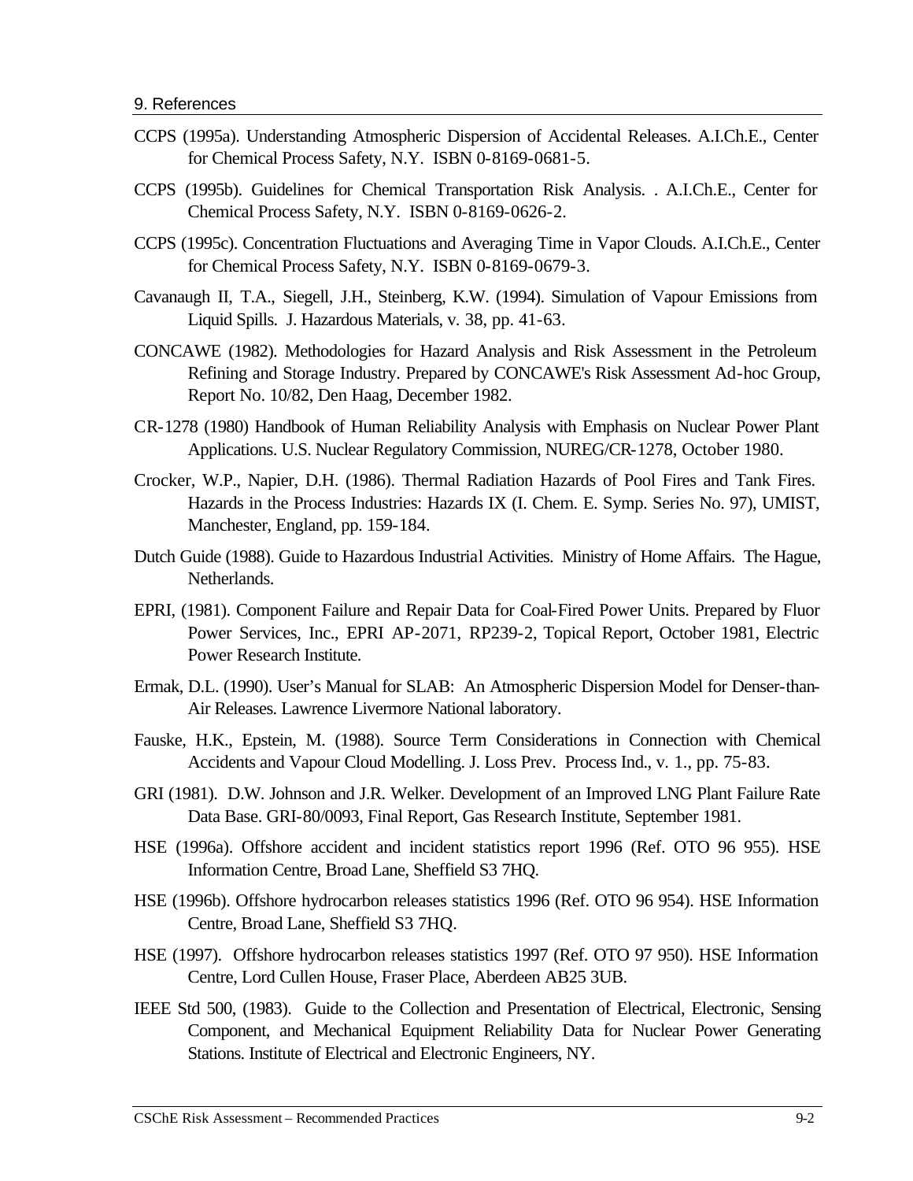CCPS (1995a). Understanding Atmospheric Dispersion of Accidental Releases. A.I.Ch.E., Center for Chemical Process Safety, N.Y. ISBN 0-8169-0681-5.

CCPS (1995b). Guidelines for Chemical Transportation Risk Analysis. . A.I.Ch.E., Center for Chemical Process Safety, N.Y. ISBN 0-8169-0626-2.

CCPS (1995c). Concentration Fluctuations and Averaging Time in Vapor Clouds. A.I.Ch.E., Center for Chemical Process Safety, N.Y. ISBN 0-8169-0679-3.

Cavanaugh II, T.A., Siegell, J.H., Steinberg, K.W. (1994). Simulation of Vapour Emissions from Liquid Spills. J. Hazardous Materials, v. 38, pp. 41-63.

CONCAWE (1982). Methodologies for Hazard Analysis and Risk Assessment in the Petroleum Refining and Storage Industry. Prepared by CONCAWE's Risk Assessment Ad-hoc Group, Report No. 10/82, Den Haag, December 1982.

CR-1278 (1980) Handbook of Human Reliability Analysis with Emphasis on Nuclear Power Plant Applications. U.S. Nuclear Regulatory Commission, NUREG/CR-1278, October 1980.

Crocker, W.P., Napier, D.H. (1986). Thermal Radiation Hazards of Pool Fires and Tank Fires. Hazards in the Process Industries: Hazards IX (I. Chem. E. Symp. Series No. 97), UMIST, Manchester, England, pp. 159-184.

Dutch Guide (1988). Guide to Hazardous Industrial Activities. Ministry of Home Affairs. The Hague, Netherlands.

EPRI, (1981). Component Failure and Repair Data for Coal-Fired Power Units. Prepared by Fluor Power Services, Inc., EPRI AP-2071, RP239-2, Topical Report, October 1981, Electric Power Research Institute.

Ermak, D.L. (1990). User's Manual for SLAB: An Atmospheric Dispersion Model for Denser-than-Air Releases. Lawrence Livermore National laboratory.

Fauske, H.K., Epstein, M. (1988). Source Term Considerations in Connection with Chemical Accidents and Vapour Cloud Modelling. J. Loss Prev. Process Ind., v. 1., pp. 75-83.

GRI (1981). D.W. Johnson and J.R. Welker. Development of an Improved LNG Plant Failure Rate Data Base. GRI-80/0093, Final Report, Gas Research Institute, September 1981.

HSE (1996a). Offshore accident and incident statistics report 1996 (Ref. OTO 96 955). HSE Information Centre, Broad Lane, Sheffield S3 7HQ.

HSE (1996b). Offshore hydrocarbon releases statistics 1996 (Ref. OTO 96 954). HSE Information Centre, Broad Lane, Sheffield S3 7HQ.

HSE (1997). Offshore hydrocarbon releases statistics 1997 (Ref. OTO 97 950). HSE Information Centre, Lord Cullen House, Fraser Place, Aberdeen AB25 3UB.

IEEE Std 500, (1983). Guide to the Collection and Presentation of Electrical, Electronic, Sensing Component, and Mechanical Equipment Reliability Data for Nuclear Power Generating Stations. Institute of Electrical and Electronic Engineers, NY.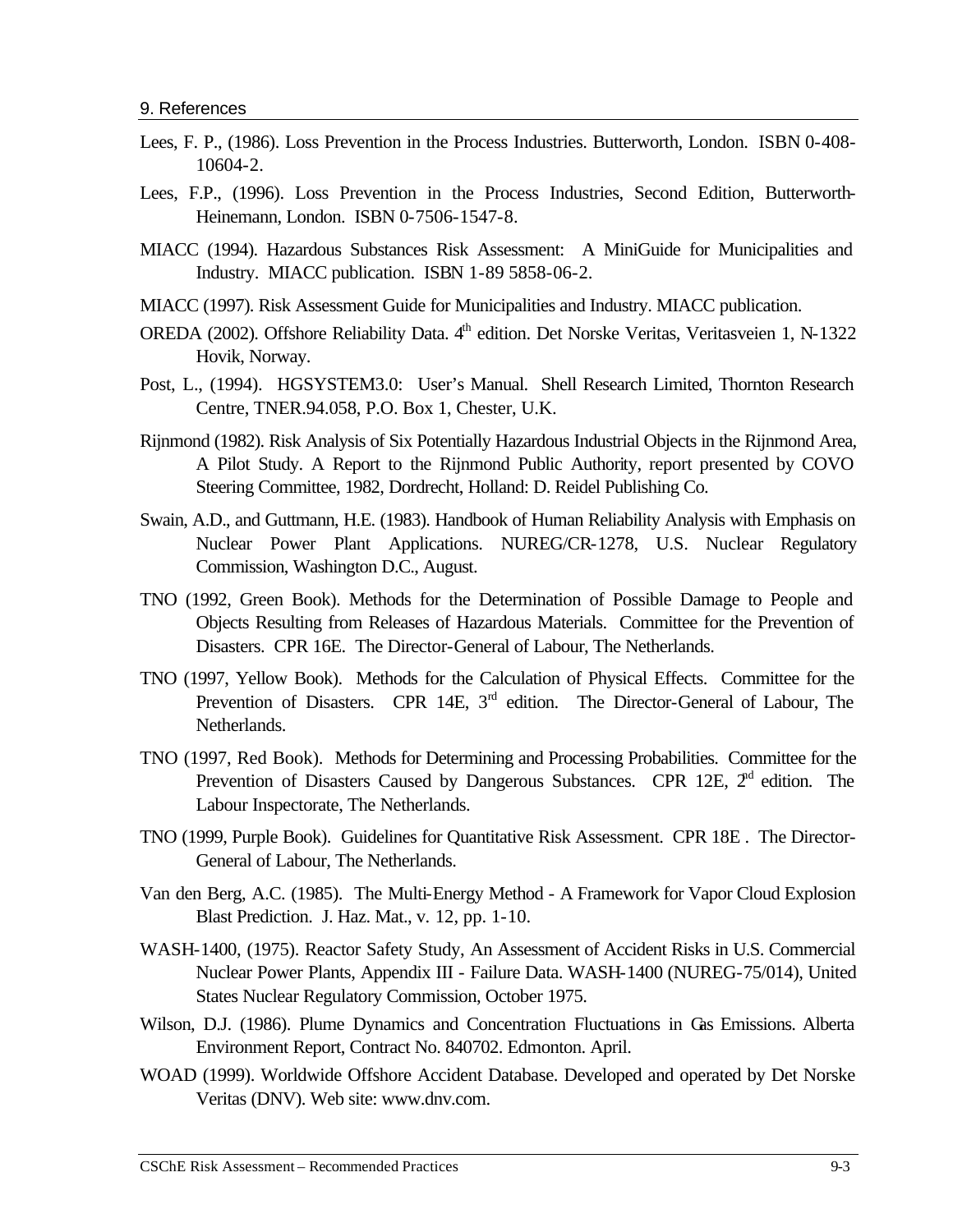Lees, F. P., (1986). Loss Prevention in the Process Industries. Butterworth, London. ISBN 0-408-10604-2.

Lees, F.P., (1996). Loss Prevention in the Process Industries, Second Edition, Butterworth-Heinemann, London. ISBN 0-7506-1547-8.

MIACC (1994). Hazardous Substances Risk Assessment: A MiniGuide for Municipalities and Industry. MIACC publication. ISBN 1-89 5858-06-2.

MIACC (1997). Risk Assessment Guide for Municipalities and Industry. MIACC publication.

OREDA (2002). Offshore Reliability Data. 4th edition. Det Norske Veritas, Veritasveien 1, N-1322 Hovik, Norway.

Post, L., (1994). HGSYSTEM3.0: User's Manual. Shell Research Limited, Thornton Research Centre, TNER.94.058, P.O. Box 1, Chester, U.K.

Rijnmond (1982). Risk Analysis of Six Potentially Hazardous Industrial Objects in the Rijnmond Area, A Pilot Study. A Report to the Rijnmond Public Authority, report presented by COVO Steering Committee, 1982, Dordrecht, Holland: D. Reidel Publishing Co.

Swain, A.D., and Guttmann, H.E. (1983). Handbook of Human Reliability Analysis with Emphasis on Nuclear Power Plant Applications. NUREG/CR-1278, U.S. Nuclear Regulatory Commission, Washington D.C., August.

TNO (1992, Green Book). Methods for the Determination of Possible Damage to People and Objects Resulting from Releases of Hazardous Materials. Committee for the Prevention of Disasters. CPR 16E. The Director-General of Labour, The Netherlands.

TNO (1997, Yellow Book). Methods for the Calculation of Physical Effects. Committee for the Prevention of Disasters. CPR 14E, 3rd edition. The Director-General of Labour, The Netherlands.

TNO (1997, Red Book). Methods for Determining and Processing Probabilities. Committee for the Prevention of Disasters Caused by Dangerous Substances. CPR 12E, 2nd edition. The Labour Inspectorate, The Netherlands.

TNO (1999, Purple Book). Guidelines for Quantitative Risk Assessment. CPR 18E . The Director-General of Labour, The Netherlands.

Van den Berg, A.C. (1985). The Multi-Energy Method - A Framework for Vapor Cloud Explosion Blast Prediction. J. Haz. Mat., v. 12, pp. 1-10.

WASH-1400, (1975). Reactor Safety Study, An Assessment of Accident Risks in U.S. Commercial Nuclear Power Plants, Appendix III - Failure Data. WASH-1400 (NUREG-75/014), United States Nuclear Regulatory Commission, October 1975.

Wilson, D.J. (1986). Plume Dynamics and Concentration Fluctuations in Gas Emissions. Alberta Environment Report, Contract No. 840702. Edmonton. April.

WOAD (1999). Worldwide Offshore Accident Database. Developed and operated by Det Norske Veritas (DNV). Web site: www.dnv.com.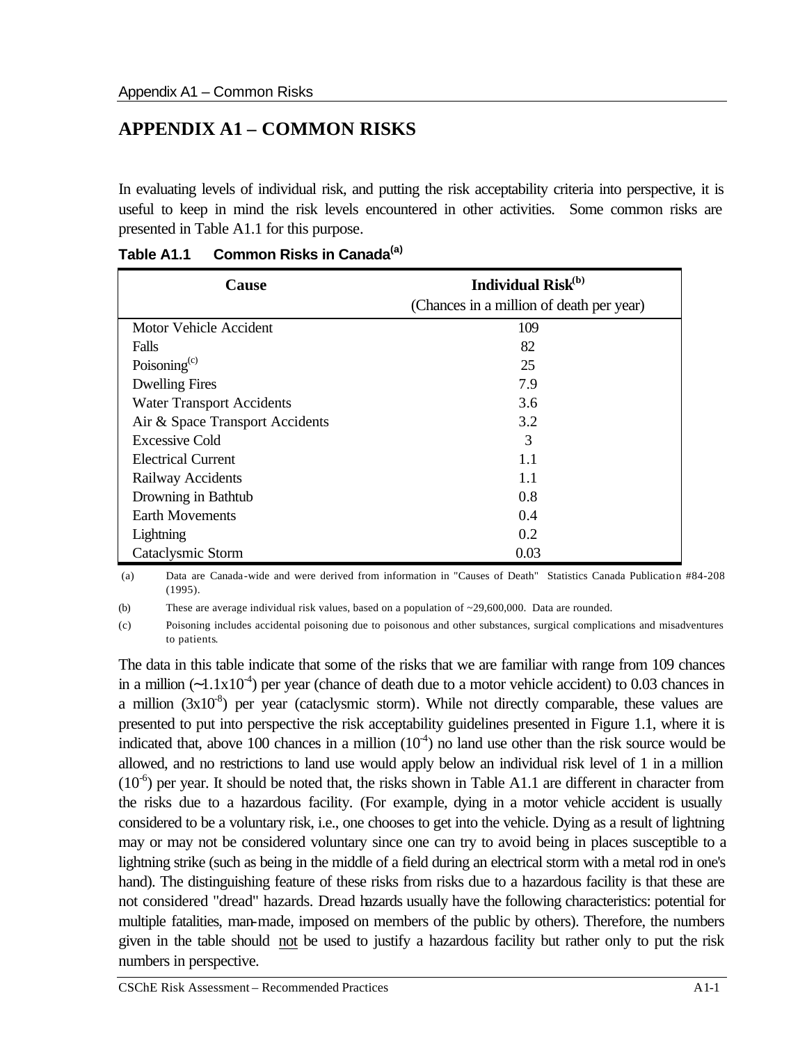# APPENDIX A1 – COMMON RISKS

In evaluating levels of individual risk, and putting the risk acceptability criteria into perspective, it is useful to keep in mind the risk levels encountered in other activities. Some common risks are presented in Table A1.1 for this purpose.

**Table A1.1 Common Risks in Canada[(a)]**

| Cause | Individual Risk[(b)] (Chances in a million of death per year) |
|---|---|
| Motor Vehicle Accident | 109 |
| Falls | 82 |
| Poisoning[(c)] | 25 |
| Dwelling Fires | 7.9 |
| Water Transport Accidents | 3.6 |
| Air & Space Transport Accidents | 3.2 |
| Excessive Cold | 3 |
| Electrical Current | 1.1 |
| Railway Accidents | 1.1 |
| Drowning in Bathtub | 0.8 |
| Earth Movements | 0.4 |
| Lightning | 0.2 |
| Cataclysmic Storm | 0.03 |

(a) Data are Canada-wide and were derived from information in "Causes of Death" Statistics Canada Publication #84-208 (1995).

(b) These are average individual risk values, based on a population of ~29,600,000. Data are rounded.

(c) Poisoning includes accidental poisoning due to poisonous and other substances, surgical complications and misadventures to patients.

The data in this table indicate that some of the risks that we are familiar with range from 109 chances in a million ($\sim 1.1 \times 10^{-4}$) per year (chance of death due to a motor vehicle accident) to 0.03 chances in a million ($3 \times 10^{-8}$) per year (cataclysmic storm). While not directly comparable, these values are presented to put into perspective the risk acceptability guidelines presented in Figure 1.1, where it is indicated that, above 100 chances in a million ($10^{-4}$) no land use other than the risk source would be allowed, and no restrictions to land use would apply below an individual risk level of 1 in a million ($10^{-6}$) per year. It should be noted that, the risks shown in Table A1.1 are different in character from the risks due to a hazardous facility. (For example, dying in a motor vehicle accident is usually considered to be a voluntary risk, i.e., one chooses to get into the vehicle. Dying as a result of lightning may or may not be considered voluntary since one can try to avoid being in places susceptible to a lightning strike (such as being in the middle of a field during an electrical storm with a metal rod in one's hand). The distinguishing feature of these risks from risks due to a hazardous facility is that these are not considered "dread" hazards. Dread hazards usually have the following characteristics: potential for multiple fatalities, man-made, imposed on members of the public by others). Therefore, the numbers given in the table should <u>not</u> be used to justify a hazardous facility but rather only to put the risk numbers in perspective.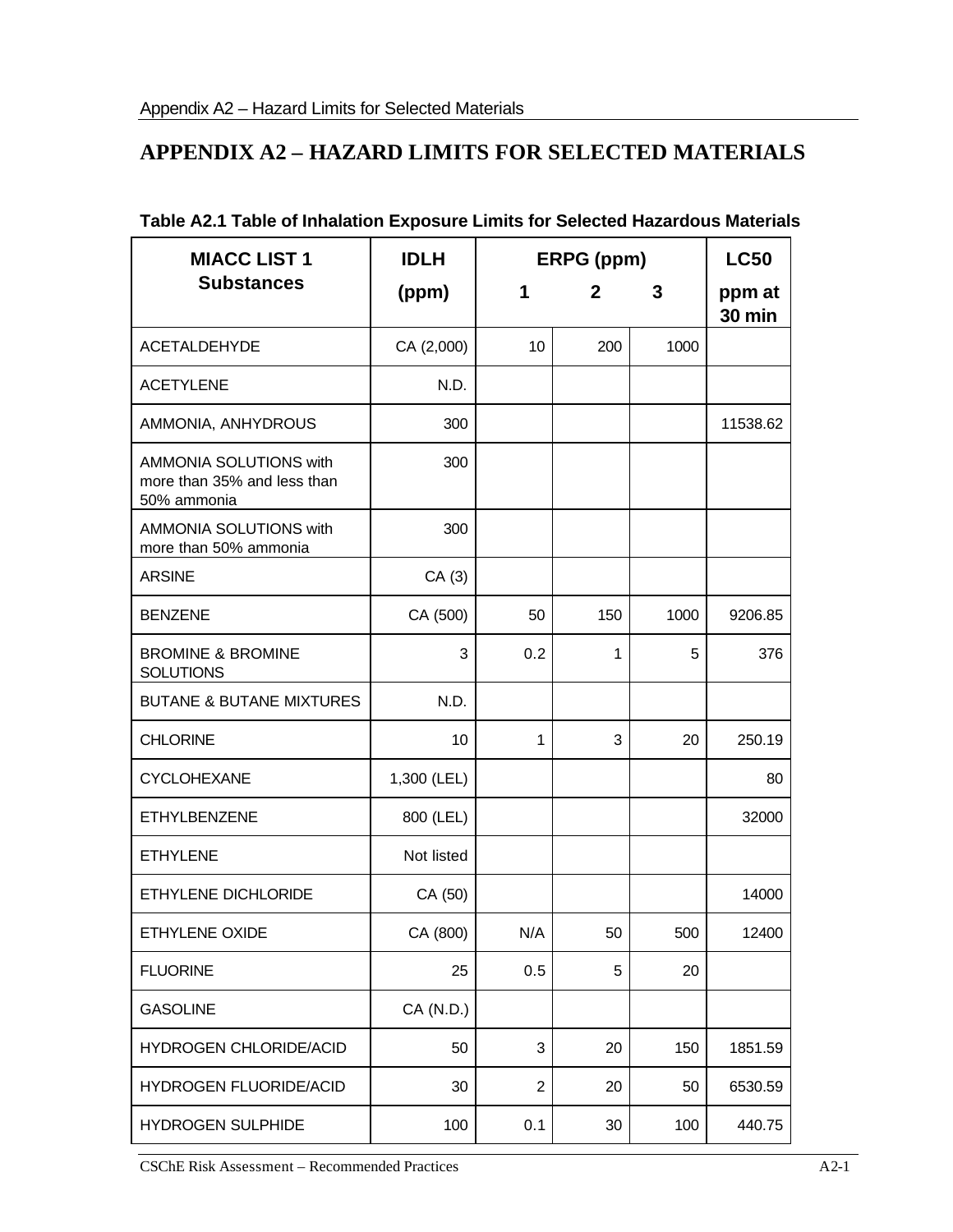# APPENDIX A2 – HAZARD LIMITS FOR SELECTED MATERIALS

**Table A2.1 Table of Inhalation Exposure Limits for Selected Hazardous Materials**

| MIACC LIST 1 Substances | IDLH (ppm) | ERPG (ppm) | | | LC50 |
|---|---|---|---|---|---|
| | | 1 | 2 | 3 | ppm at 30 min |
| ACETALDEHYDE | CA (2,000) | 10 | 200 | 1000 | |
| ACETYLENE | N.D. | | | | |
| AMMONIA, ANHYDROUS | 300 | | | | 11538.62 |
| AMMONIA SOLUTIONS with more than 35% and less than 50% ammonia | 300 | | | | |
| AMMONIA SOLUTIONS with more than 50% ammonia | 300 | | | | |
| ARSINE | CA (3) | | | | |
| BENZENE | CA (500) | 50 | 150 | 1000 | 9206.85 |
| BROMINE & BROMINE SOLUTIONS | 3 | 0.2 | 1 | 5 | 376 |
| BUTANE & BUTANE MIXTURES | N.D. | | | | |
| CHLORINE | 10 | 1 | 3 | 20 | 250.19 |
| CYCLOHEXANE | 1,300 (LEL) | | | | 80 |
| ETHYLBENZENE | 800 (LEL) | | | | 32000 |
| ETHYLENE | Not listed | | | | |
| ETHYLENE DICHLORIDE | CA (50) | | | | 14000 |
| ETHYLENE OXIDE | CA (800) | N/A | 50 | 500 | 12400 |
| FLUORINE | 25 | 0.5 | 5 | 20 | |
| GASOLINE | CA (N.D.) | | | | |
| HYDROGEN CHLORIDE/ACID | 50 | 3 | 20 | 150 | 1851.59 |
| HYDROGEN FLUORIDE/ACID | 30 | 2 | 20 | 50 | 6530.59 |
| HYDROGEN SULPHIDE | 100 | 0.1 | 30 | 100 | 440.75 |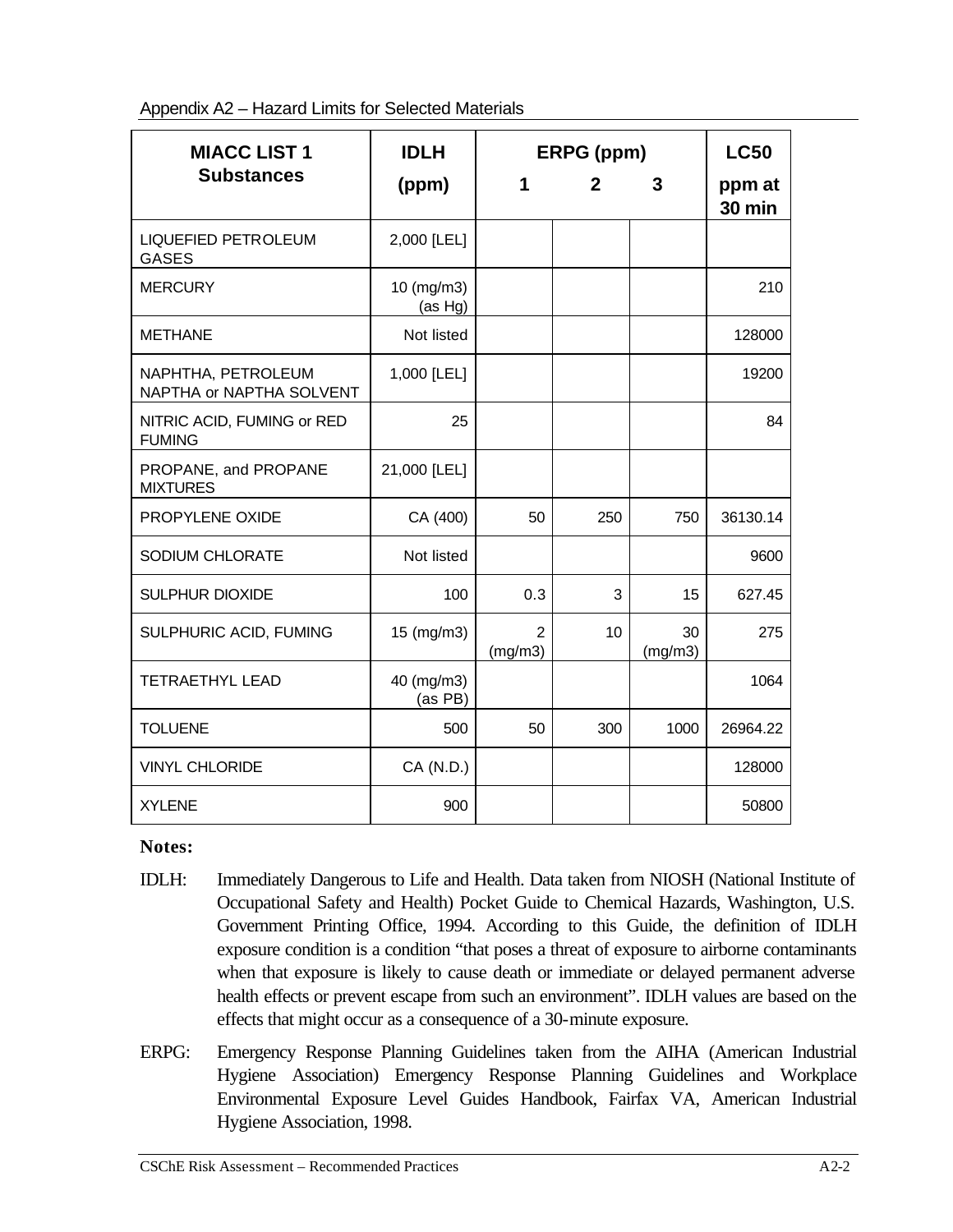Appendix A2 – Hazard Limits for Selected Materials

| MIACC LIST 1 Substances | IDLH (ppm) | ERPG (ppm) 1 | ERPG (ppm) 2 | ERPG (ppm) 3 | LC50 ppm at 30 min |
|---|---|---|---|---|---|
| LIQUEFIED PETROLEUM GASES | 2,000 [LEL] | | | | |
| MERCURY | 10 (mg/m3) (as Hg) | | | | 210 |
| METHANE | Not listed | | | | 128000 |
| NAPHTHA, PETROLEUM NAPTHA or NAPTHA SOLVENT | 1,000 [LEL] | | | | 19200 |
| NITRIC ACID, FUMING or RED FUMING | 25 | | | | 84 |
| PROPANE, and PROPANE MIXTURES | 21,000 [LEL] | | | | |
| PROPYLENE OXIDE | CA (400) | 50 | 250 | 750 | 36130.14 |
| SODIUM CHLORATE | Not listed | | | | 9600 |
| SULPHUR DIOXIDE | 100 | 0.3 | 3 | 15 | 627.45 |
| SULPHURIC ACID, FUMING | 15 (mg/m3) | 2 (mg/m3) | 10 | 30 (mg/m3) | 275 |
| TETRAETHYL LEAD | 40 (mg/m3) (as PB) | | | | 1064 |
| TOLUENE | 500 | 50 | 300 | 1000 | 26964.22 |
| VINYL CHLORIDE | CA (N.D.) | | | | 128000 |
| XYLENE | 900 | | | | 50800 |

**Notes:**

IDLH: Immediately Dangerous to Life and Health. Data taken from NIOSH (National Institute of Occupational Safety and Health) Pocket Guide to Chemical Hazards, Washington, U.S. Government Printing Office, 1994. According to this Guide, the definition of IDLH exposure condition is a condition "that poses a threat of exposure to airborne contaminants when that exposure is likely to cause death or immediate or delayed permanent adverse health effects or prevent escape from such an environment". IDLH values are based on the effects that might occur as a consequence of a 30-minute exposure.

ERPG: Emergency Response Planning Guidelines taken from the AIHA (American Industrial Hygiene Association) Emergency Response Planning Guidelines and Workplace Environmental Exposure Level Guides Handbook, Fairfax VA, American Industrial Hygiene Association, 1998.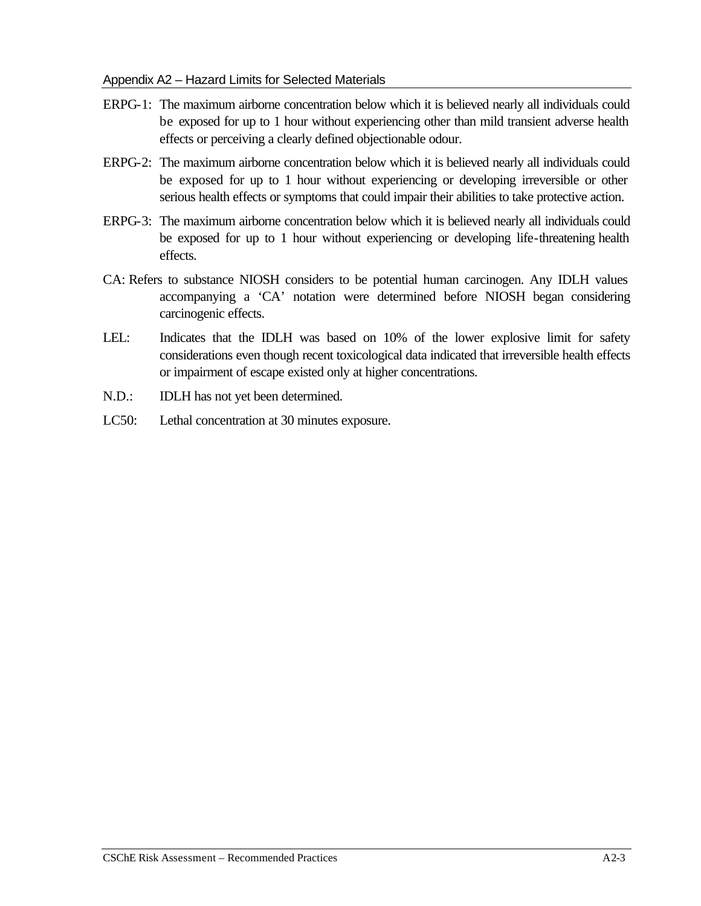ERPG-1: The maximum airborne concentration below which it is believed nearly all individuals could be exposed for up to 1 hour without experiencing other than mild transient adverse health effects or perceiving a clearly defined objectionable odour.

ERPG-2: The maximum airborne concentration below which it is believed nearly all individuals could be exposed for up to 1 hour without experiencing or developing irreversible or other serious health effects or symptoms that could impair their abilities to take protective action.

ERPG-3: The maximum airborne concentration below which it is believed nearly all individuals could be exposed for up to 1 hour without experiencing or developing life-threatening health effects.

CA: Refers to substance NIOSH considers to be potential human carcinogen. Any IDLH values accompanying a 'CA' notation were determined before NIOSH began considering carcinogenic effects.

LEL: Indicates that the IDLH was based on 10% of the lower explosive limit for safety considerations even though recent toxicological data indicated that irreversible health effects or impairment of escape existed only at higher concentrations.

N.D.: IDLH has not yet been determined.

LC50: Lethal concentration at 30 minutes exposure.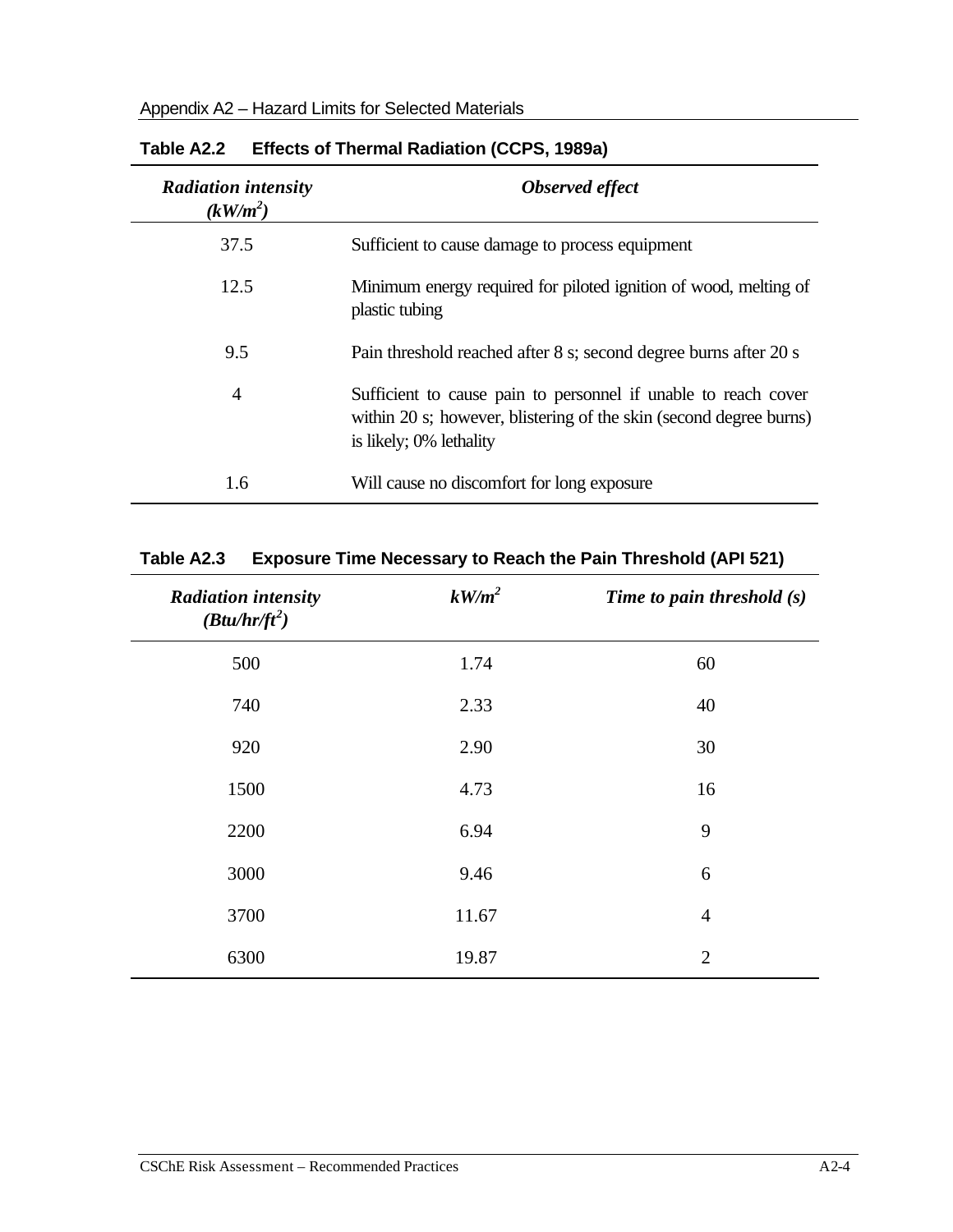**Table A2.2 Effects of Thermal Radiation (CCPS, 1989a)**

| *Radiation intensity ($kW/m^2$)* | *Observed effect* |
|---|---|
| 37.5 | Sufficient to cause damage to process equipment |
| 12.5 | Minimum energy required for piloted ignition of wood, melting of plastic tubing |
| 9.5 | Pain threshold reached after 8 s; second degree burns after 20 s |
| 4 | Sufficient to cause pain to personnel if unable to reach cover within 20 s; however, blistering of the skin (second degree burns) is likely; 0% lethality |
| 1.6 | Will cause no discomfort for long exposure |

**Table A2.3 Exposure Time Necessary to Reach the Pain Threshold (API 521)**

| *Radiation intensity ($Btu/hr/ft^2$)* | *$kW/m^2$* | *Time to pain threshold (s)* |
|---|---|---|
| 500 | 1.74 | 60 |
| 740 | 2.33 | 40 |
| 920 | 2.90 | 30 |
| 1500 | 4.73 | 16 |
| 2200 | 6.94 | 9 |
| 3000 | 9.46 | 6 |
| 3700 | 11.67 | 4 |
| 6300 | 19.87 | 2 |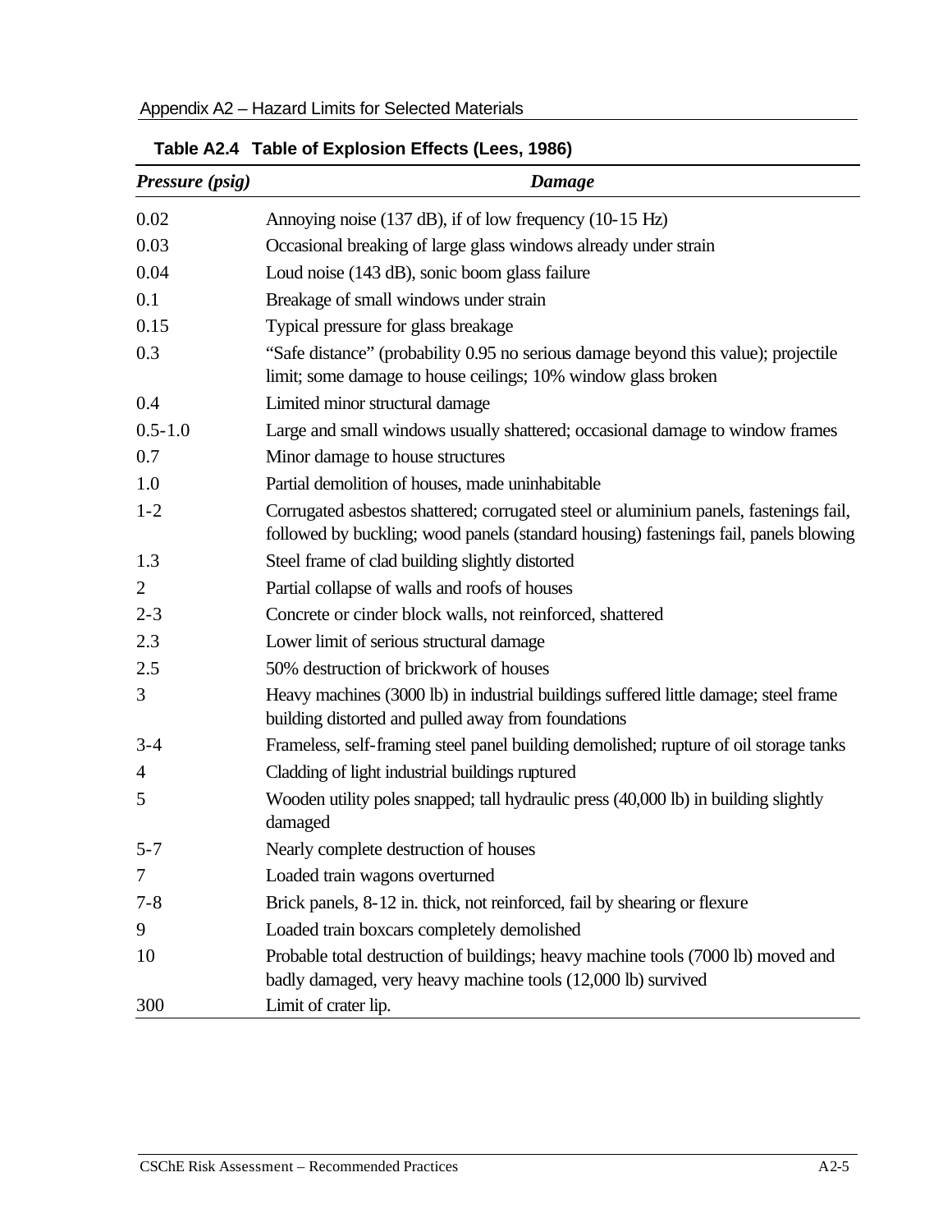**Table A2.4 Table of Explosion Effects (Lees, 1986)**

| *Pressure (psig)* | *Damage* |
|---|---|
| 0.02 | Annoying noise (137 dB), if of low frequency (10-15 Hz) |
| 0.03 | Occasional breaking of large glass windows already under strain |
| 0.04 | Loud noise (143 dB), sonic boom glass failure |
| 0.1 | Breakage of small windows under strain |
| 0.15 | Typical pressure for glass breakage |
| 0.3 | "Safe distance" (probability 0.95 no serious damage beyond this value); projectile limit; some damage to house ceilings; 10% window glass broken |
| 0.4 | Limited minor structural damage |
| 0.5-1.0 | Large and small windows usually shattered; occasional damage to window frames |
| 0.7 | Minor damage to house structures |
| 1.0 | Partial demolition of houses, made uninhabitable |
| 1-2 | Corrugated asbestos shattered; corrugated steel or aluminium panels, fastenings fail, followed by buckling; wood panels (standard housing) fastenings fail, panels blowing |
| 1.3 | Steel frame of clad building slightly distorted |
| 2 | Partial collapse of walls and roofs of houses |
| 2-3 | Concrete or cinder block walls, not reinforced, shattered |
| 2.3 | Lower limit of serious structural damage |
| 2.5 | 50% destruction of brickwork of houses |
| 3 | Heavy machines (3000 lb) in industrial buildings suffered little damage; steel frame building distorted and pulled away from foundations |
| 3-4 | Frameless, self-framing steel panel building demolished; rupture of oil storage tanks |
| 4 | Cladding of light industrial buildings ruptured |
| 5 | Wooden utility poles snapped; tall hydraulic press (40,000 lb) in building slightly damaged |
| 5-7 | Nearly complete destruction of houses |
| 7 | Loaded train wagons overturned |
| 7-8 | Brick panels, 8-12 in. thick, not reinforced, fail by shearing or flexure |
| 9 | Loaded train boxcars completely demolished |
| 10 | Probable total destruction of buildings; heavy machine tools (7000 lb) moved and badly damaged, very heavy machine tools (12,000 lb) survived |
| 300 | Limit of crater lip. |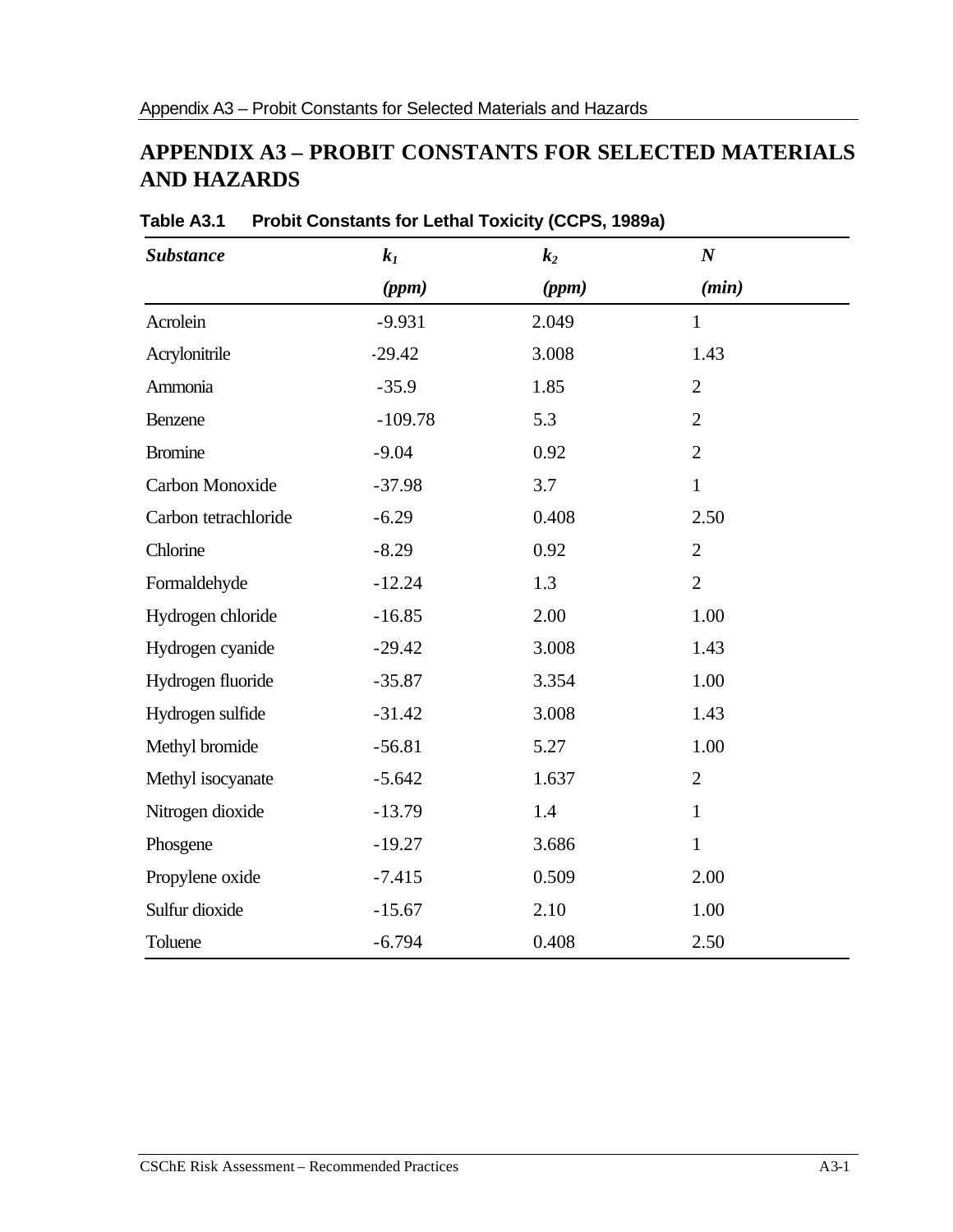# APPENDIX A3 – PROBIT CONSTANTS FOR SELECTED MATERIALS AND HAZARDS

**Table A3.1 Probit Constants for Lethal Toxicity (CCPS, 1989a)**

| *Substance* | $k_1$ *(ppm)* | $k_2$ *(ppm)* | $N$ *(min)* |
|---|---|---|---|
| Acrolein | -9.931 | 2.049 | 1 |
| Acrylonitrile | -29.42 | 3.008 | 1.43 |
| Ammonia | -35.9 | 1.85 | 2 |
| Benzene | -109.78 | 5.3 | 2 |
| Bromine | -9.04 | 0.92 | 2 |
| Carbon Monoxide | -37.98 | 3.7 | 1 |
| Carbon tetrachloride | -6.29 | 0.408 | 2.50 |
| Chlorine | -8.29 | 0.92 | 2 |
| Formaldehyde | -12.24 | 1.3 | 2 |
| Hydrogen chloride | -16.85 | 2.00 | 1.00 |
| Hydrogen cyanide | -29.42 | 3.008 | 1.43 |
| Hydrogen fluoride | -35.87 | 3.354 | 1.00 |
| Hydrogen sulfide | -31.42 | 3.008 | 1.43 |
| Methyl bromide | -56.81 | 5.27 | 1.00 |
| Methyl isocyanate | -5.642 | 1.637 | 2 |
| Nitrogen dioxide | -13.79 | 1.4 | 1 |
| Phosgene | -19.27 | 3.686 | 1 |
| Propylene oxide | -7.415 | 0.509 | 2.00 |
| Sulfur dioxide | -15.67 | 2.10 | 1.00 |
| Toluene | -6.794 | 0.408 | 2.50 |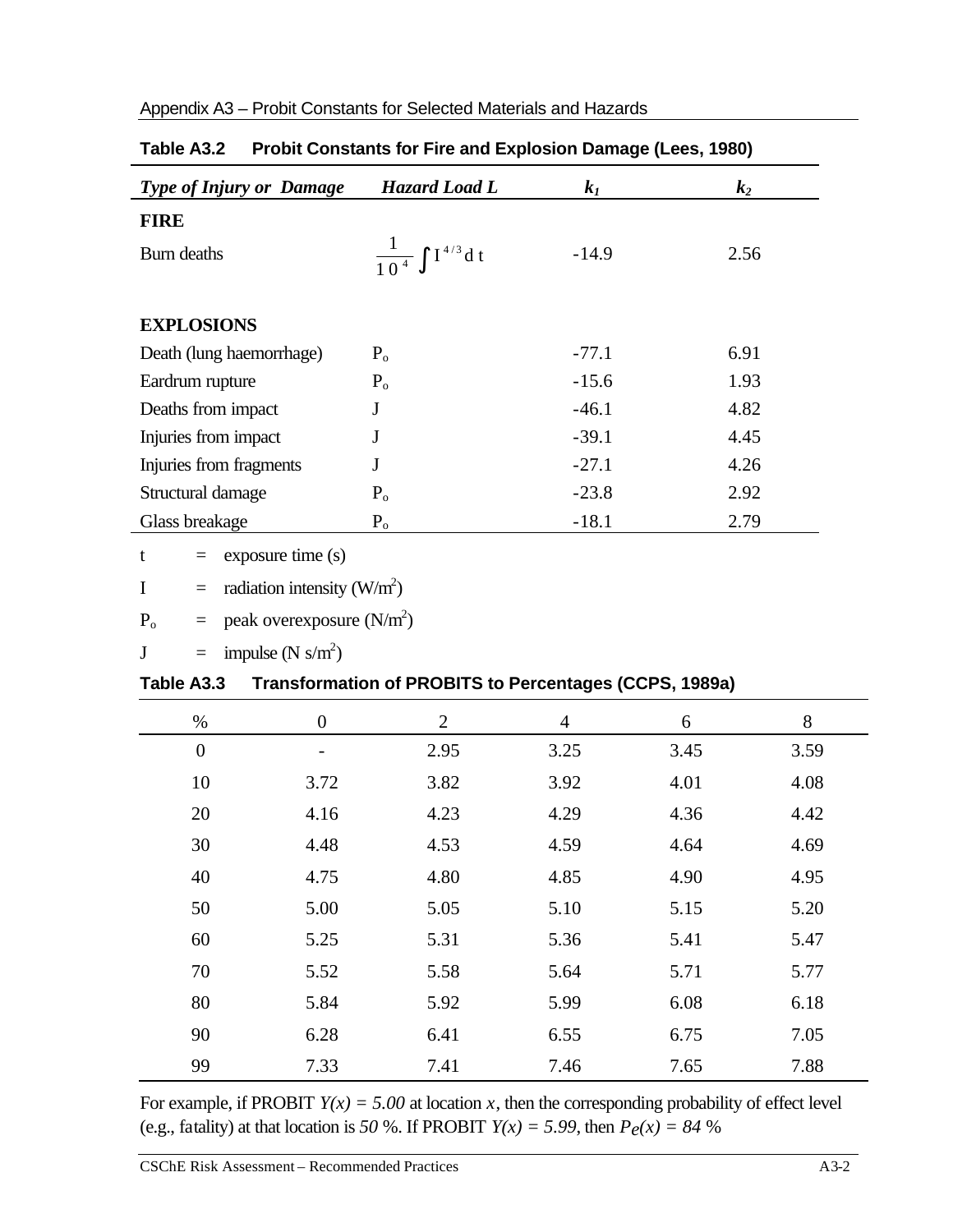**Table A3.2 Probit Constants for Fire and Explosion Damage (Lees, 1980)**

| *Type of Injury or Damage* | *Hazard Load L* | $k_1$ | $k_2$ |
|---|---|---|---|
| **FIRE** | | | |
| Burn deaths | $\frac{1}{10^4}\int I^{4/3}\,dt$ | -14.9 | 2.56 |
| **EXPLOSIONS** | | | |
| Death (lung haemorrhage) | $P_o$ | -77.1 | 6.91 |
| Eardrum rupture | $P_o$ | -15.6 | 1.93 |
| Deaths from impact | J | -46.1 | 4.82 |
| Injuries from impact | J | -39.1 | 4.45 |
| Injuries from fragments | J | -27.1 | 4.26 |
| Structural damage | $P_o$ | -23.8 | 2.92 |
| Glass breakage | $P_o$ | -18.1 | 2.79 |

t = exposure time (s)

I = radiation intensity ($W/m^2$)

$P_o$ = peak overexposure ($N/m^2$)

J = impulse ($N\ s/m^2$)

**Table A3.3 Transformation of PROBITS to Percentages (CCPS, 1989a)**

| % | 0 | 2 | 4 | 6 | 8 |
|---|---|---|---|---|---|
| 0 | - | 2.95 | 3.25 | 3.45 | 3.59 |
| 10 | 3.72 | 3.82 | 3.92 | 4.01 | 4.08 |
| 20 | 4.16 | 4.23 | 4.29 | 4.36 | 4.42 |
| 30 | 4.48 | 4.53 | 4.59 | 4.64 | 4.69 |
| 40 | 4.75 | 4.80 | 4.85 | 4.90 | 4.95 |
| 50 | 5.00 | 5.05 | 5.10 | 5.15 | 5.20 |
| 60 | 5.25 | 5.31 | 5.36 | 5.41 | 5.47 |
| 70 | 5.52 | 5.58 | 5.64 | 5.71 | 5.77 |
| 80 | 5.84 | 5.92 | 5.99 | 6.08 | 6.18 |
| 90 | 6.28 | 6.41 | 6.55 | 6.75 | 7.05 |
| 99 | 7.33 | 7.41 | 7.46 | 7.65 | 7.88 |

For example, if PROBIT $Y(x) = 5.00$ at location $x$, then the corresponding probability of effect level (e.g., fatality) at that location is *50* %. If PROBIT $Y(x) = 5.99$, then $P_e(x) = 84$ %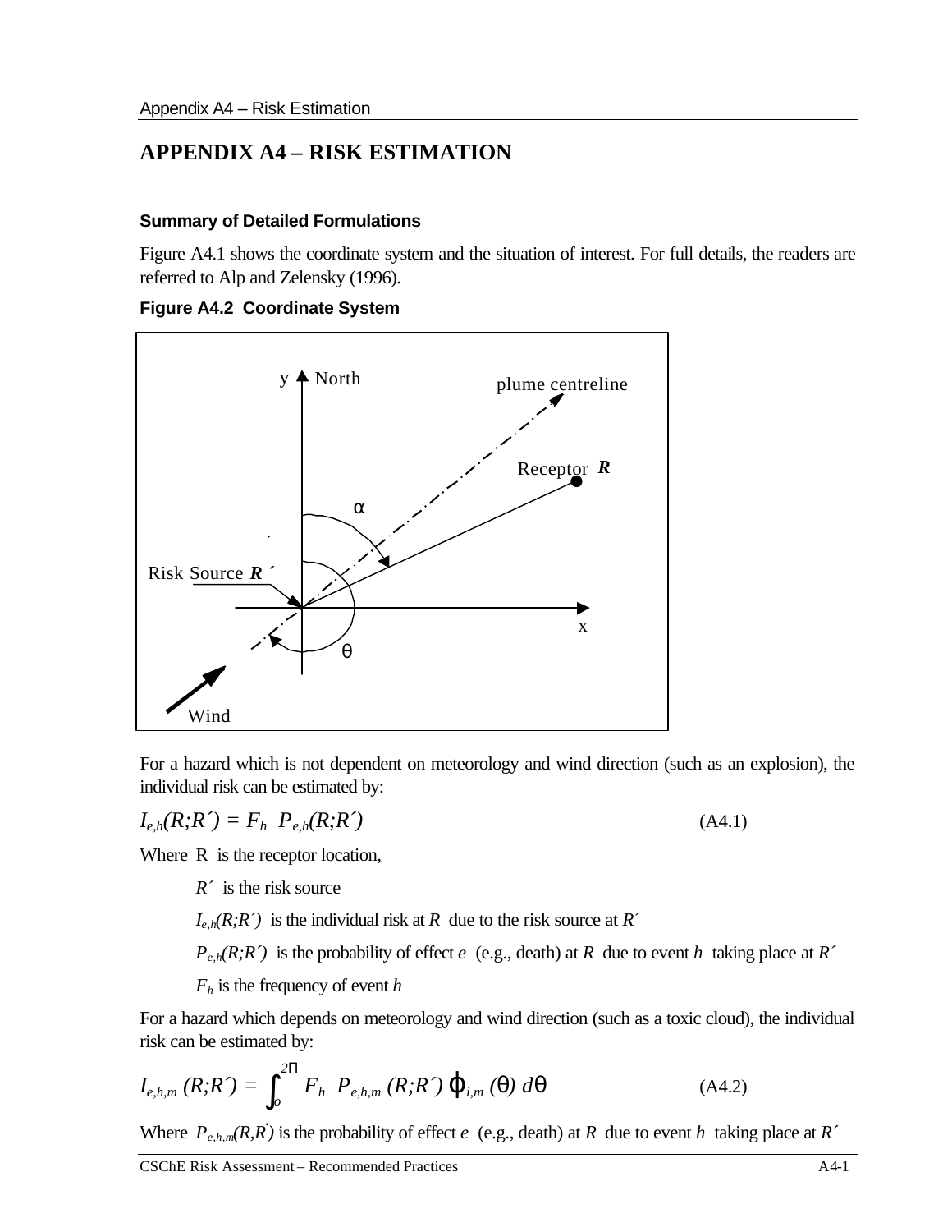# APPENDIX A4 – RISK ESTIMATION

### Summary of Detailed Formulations

Figure A4.1 shows the coordinate system and the situation of interest. For full details, the readers are referred to Alp and Zelensky (1996).

**Figure A4.2 Coordinate System**

For a hazard which is not dependent on meteorology and wind direction (such as an explosion), the individual risk can be estimated by:

$$I_{e,h}(R;R') = F_h \; P_{e,h}(R;R') \qquad \text{(A4.1)}$$

Where R is the receptor location,

$R'$ is the risk source

$I_{e,h}(R;R')$ is the individual risk at $R$ due to the risk source at $R'$

$P_{e,h}(R;R')$ is the probability of effect $e$ (e.g., death) at $R$ due to event $h$ taking place at $R'$

$F_h$ is the frequency of event $h$

For a hazard which depends on meteorology and wind direction (such as a toxic cloud), the individual risk can be estimated by:

$$I_{e,h,m}(R;R') = \int_{o}^{2\Pi} F_h \; P_{e,h,m}(R;R') \, \varphi_{i,m}(\theta) \, d\theta \qquad \text{(A4.2)}$$

Where $P_{e,h,m}(R,R')$ is the probability of effect $e$ (e.g., death) at $R$ due to event $h$ taking place at $R'$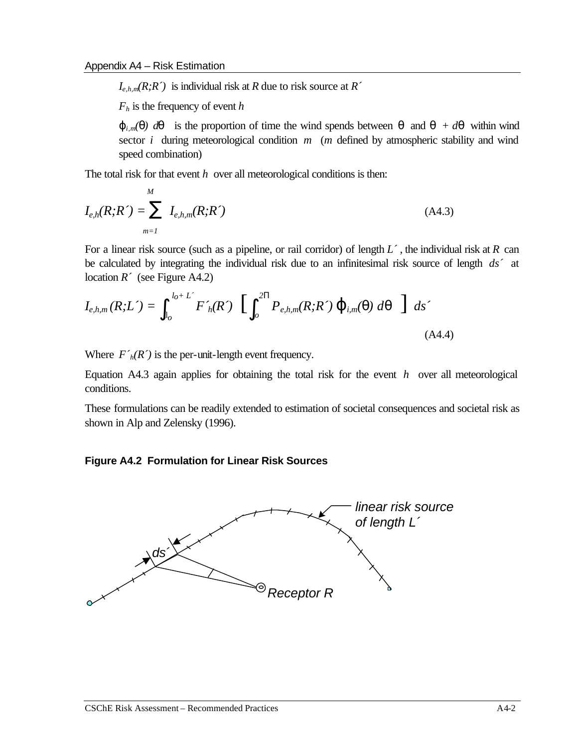$I_{e,h,m}(R;R')$ is individual risk at $R$ due to risk source at $R'$

$F_h$ is the frequency of event $h$

$\varphi_{i,m}(\theta)\ d\theta$ is the proportion of time the wind spends between $\theta$ and $\theta + d\theta$ within wind sector $i$ during meteorological condition $m$ ($m$ defined by atmospheric stability and wind speed combination)

The total risk for that event $h$ over all meteorological conditions is then:

$$I_{e,h}(R;R') = \sum_{m=1}^{M} I_{e,h,m}(R;R') \tag{A4.3}$$

For a linear risk source (such as a pipeline, or rail corridor) of length $L'$, the individual risk at $R$ can be calculated by integrating the individual risk due to an infinitesimal risk source of length $ds'$ at location $R'$ (see Figure A4.2)

$$I_{e,h,m}(R;L') = \int_{l_o}^{l_o+L'} F'_h(R') \left[ \int_o^{2\Pi} P_{e,h,m}(R;R')\ \varphi_{i,m}(\theta)\ d\theta \right] ds' \tag{A4.4}$$

Where $F'_h(R')$ is the per-unit-length event frequency.

Equation A4.3 again applies for obtaining the total risk for the event $h$ over all meteorological conditions.

These formulations can be readily extended to estimation of societal consequences and societal risk as shown in Alp and Zelensky (1996).

**Figure A4.2 Formulation for Linear Risk Sources**

linear risk source of length $L'$

$ds'$

Receptor R